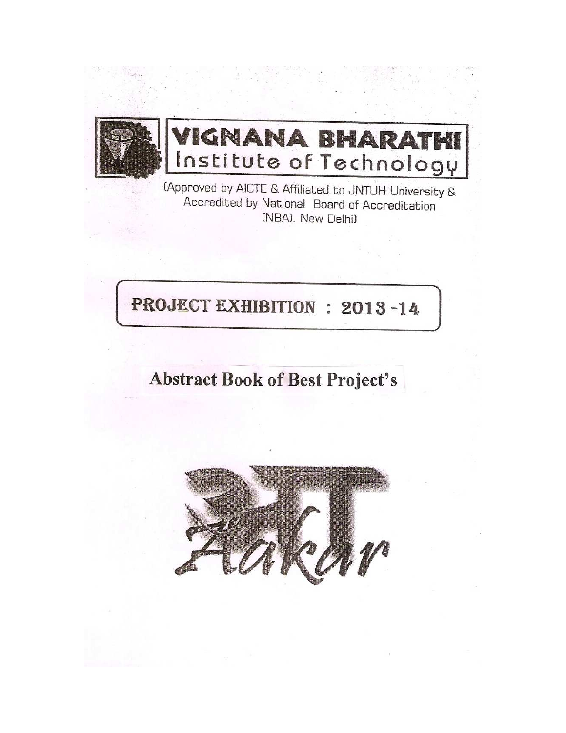# VIGNANA BHARATHI Institute of Technology

(Approved by AICTE & Affiliated to JNTUH University & Accredited by National Board of Accreditation (NBA). New Delhi)

## PROJECT EXHIBITION : 2013 -14

## Abstract Book of Best Project's

Aakar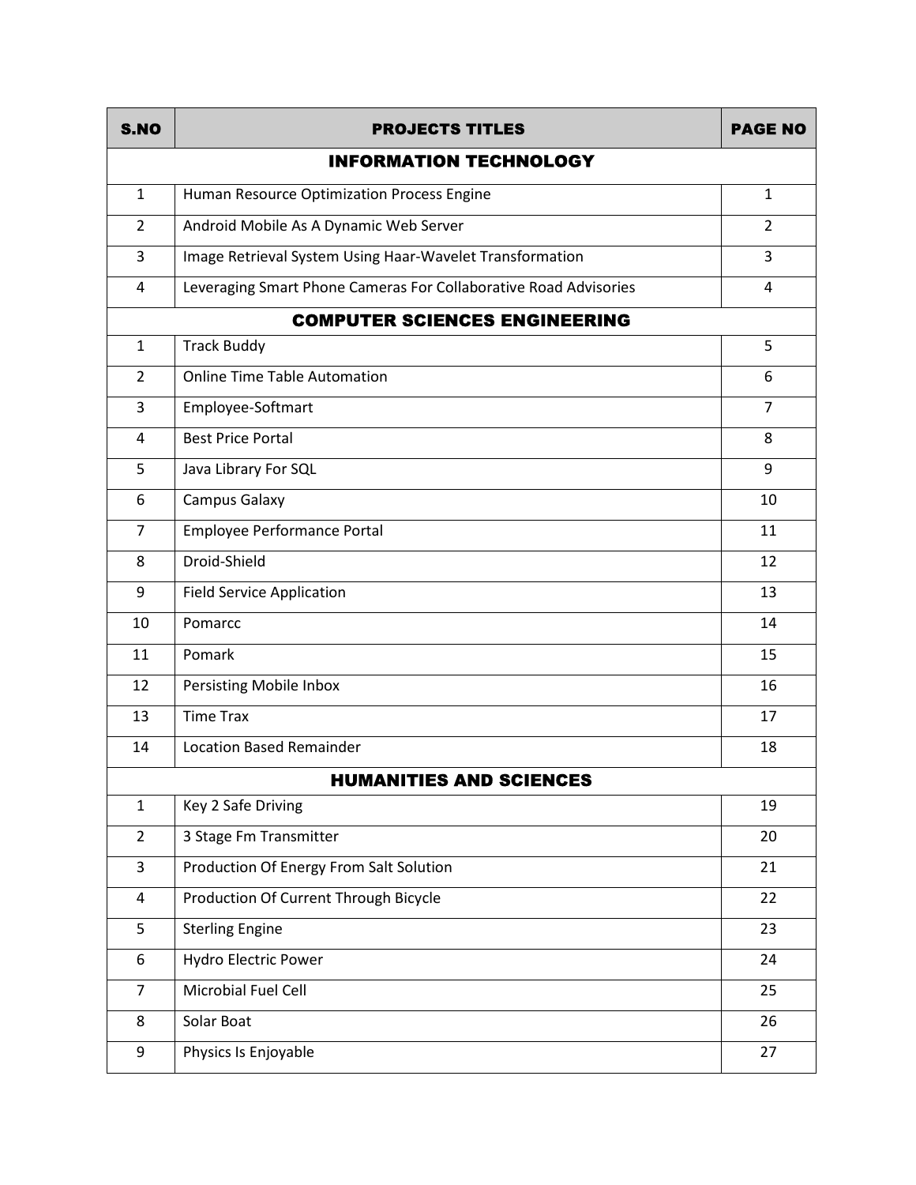| S.NO | PROJECTS TITLES | PAGE NO |
|---|---|---|
| **INFORMATION TECHNOLOGY** | | |
| 1 | Human Resource Optimization Process Engine | 1 |
| 2 | Android Mobile As A Dynamic Web Server | 2 |
| 3 | Image Retrieval System Using Haar-Wavelet Transformation | 3 |
| 4 | Leveraging Smart Phone Cameras For Collaborative Road Advisories | 4 |
| **COMPUTER SCIENCES ENGINEERING** | | |
| 1 | Track Buddy | 5 |
| 2 | Online Time Table Automation | 6 |
| 3 | Employee-Softmart | 7 |
| 4 | Best Price Portal | 8 |
| 5 | Java Library For SQL | 9 |
| 6 | Campus Galaxy | 10 |
| 7 | Employee Performance Portal | 11 |
| 8 | Droid-Shield | 12 |
| 9 | Field Service Application | 13 |
| 10 | Pomarcc | 14 |
| 11 | Pomark | 15 |
| 12 | Persisting Mobile Inbox | 16 |
| 13 | Time Trax | 17 |
| 14 | Location Based Remainder | 18 |
| **HUMANITIES AND SCIENCES** | | |
| 1 | Key 2 Safe Driving | 19 |
| 2 | 3 Stage Fm Transmitter | 20 |
| 3 | Production Of Energy From Salt Solution | 21 |
| 4 | Production Of Current Through Bicycle | 22 |
| 5 | Sterling Engine | 23 |
| 6 | Hydro Electric Power | 24 |
| 7 | Microbial Fuel Cell | 25 |
| 8 | Solar Boat | 26 |
| 9 | Physics Is Enjoyable | 27 |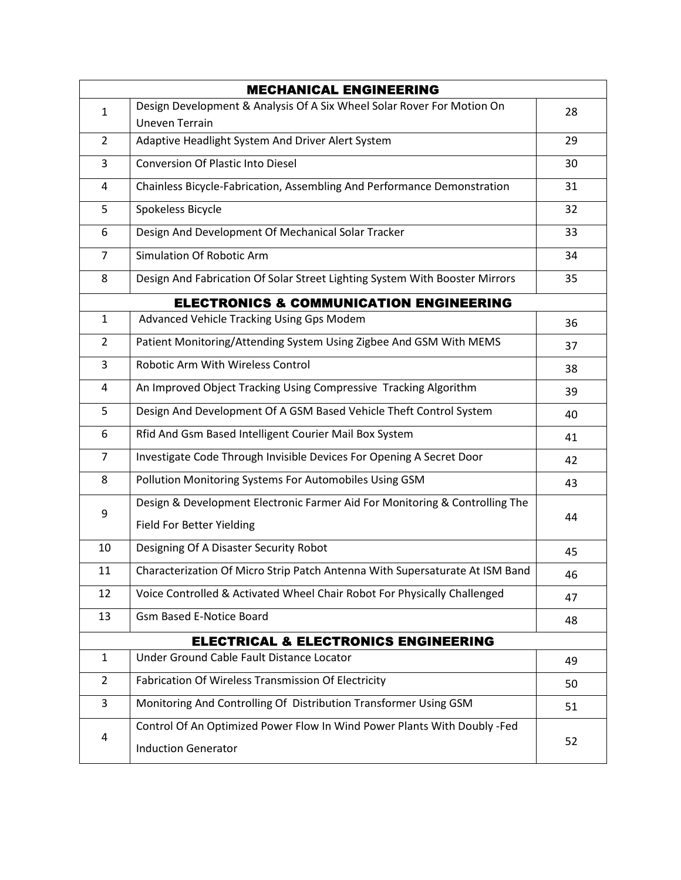| | | |
|---|---|---|
| **MECHANICAL ENGINEERING** | | |
| 1 | Design Development & Analysis Of A Six Wheel Solar Rover For Motion On Uneven Terrain | 28 |
| 2 | Adaptive Headlight System And Driver Alert System | 29 |
| 3 | Conversion Of Plastic Into Diesel | 30 |
| 4 | Chainless Bicycle-Fabrication, Assembling And Performance Demonstration | 31 |
| 5 | Spokeless Bicycle | 32 |
| 6 | Design And Development Of Mechanical Solar Tracker | 33 |
| 7 | Simulation Of Robotic Arm | 34 |
| 8 | Design And Fabrication Of Solar Street Lighting System With Booster Mirrors | 35 |
| **ELECTRONICS & COMMUNICATION ENGINEERING** | | |
| 1 | Advanced Vehicle Tracking Using Gps Modem | 36 |
| 2 | Patient Monitoring/Attending System Using Zigbee And GSM With MEMS | 37 |
| 3 | Robotic Arm With Wireless Control | 38 |
| 4 | An Improved Object Tracking Using Compressive Tracking Algorithm | 39 |
| 5 | Design And Development Of A GSM Based Vehicle Theft Control System | 40 |
| 6 | Rfid And Gsm Based Intelligent Courier Mail Box System | 41 |
| 7 | Investigate Code Through Invisible Devices For Opening A Secret Door | 42 |
| 8 | Pollution Monitoring Systems For Automobiles Using GSM | 43 |
| 9 | Design & Development Electronic Farmer Aid For Monitoring & Controlling The Field For Better Yielding | 44 |
| 10 | Designing Of A Disaster Security Robot | 45 |
| 11 | Characterization Of Micro Strip Patch Antenna With Supersaturate At ISM Band | 46 |
| 12 | Voice Controlled & Activated Wheel Chair Robot For Physically Challenged | 47 |
| 13 | Gsm Based E-Notice Board | 48 |
| **ELECTRICAL & ELECTRONICS ENGINEERING** | | |
| 1 | Under Ground Cable Fault Distance Locator | 49 |
| 2 | Fabrication Of Wireless Transmission Of Electricity | 50 |
| 3 | Monitoring And Controlling Of Distribution Transformer Using GSM | 51 |
| 4 | Control Of An Optimized Power Flow In Wind Power Plants With Doubly -Fed Induction Generator | 52 |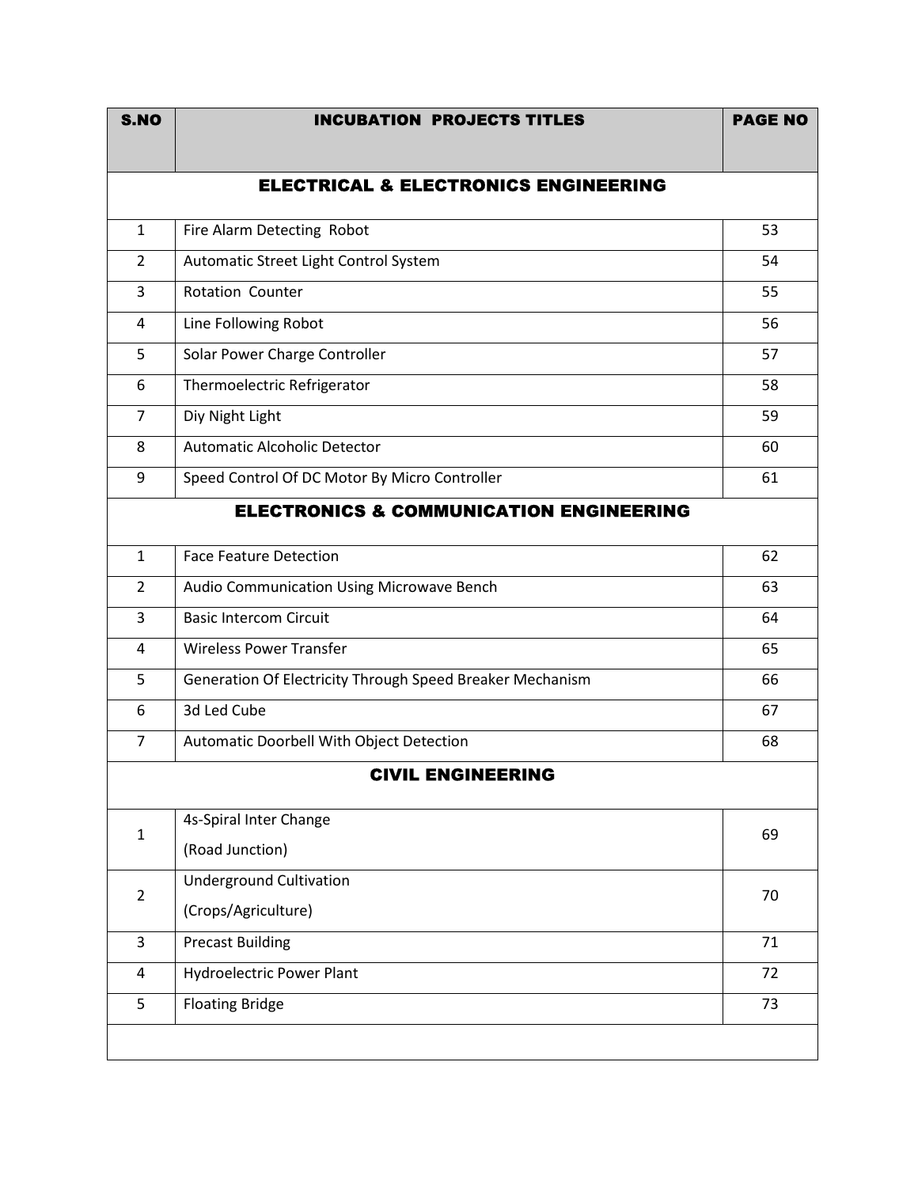| S.NO | INCUBATION PROJECTS TITLES | PAGE NO |
|---|---|---|
| | **ELECTRICAL & ELECTRONICS ENGINEERING** | |
| 1 | Fire Alarm Detecting Robot | 53 |
| 2 | Automatic Street Light Control System | 54 |
| 3 | Rotation Counter | 55 |
| 4 | Line Following Robot | 56 |
| 5 | Solar Power Charge Controller | 57 |
| 6 | Thermoelectric Refrigerator | 58 |
| 7 | Diy Night Light | 59 |
| 8 | Automatic Alcoholic Detector | 60 |
| 9 | Speed Control Of DC Motor By Micro Controller | 61 |
| | **ELECTRONICS & COMMUNICATION ENGINEERING** | |
| 1 | Face Feature Detection | 62 |
| 2 | Audio Communication Using Microwave Bench | 63 |
| 3 | Basic Intercom Circuit | 64 |
| 4 | Wireless Power Transfer | 65 |
| 5 | Generation Of Electricity Through Speed Breaker Mechanism | 66 |
| 6 | 3d Led Cube | 67 |
| 7 | Automatic Doorbell With Object Detection | 68 |
| | **CIVIL ENGINEERING** | |
| 1 | 4s-Spiral Inter Change (Road Junction) | 69 |
| 2 | Underground Cultivation (Crops/Agriculture) | 70 |
| 3 | Precast Building | 71 |
| 4 | Hydroelectric Power Plant | 72 |
| 5 | Floating Bridge | 73 |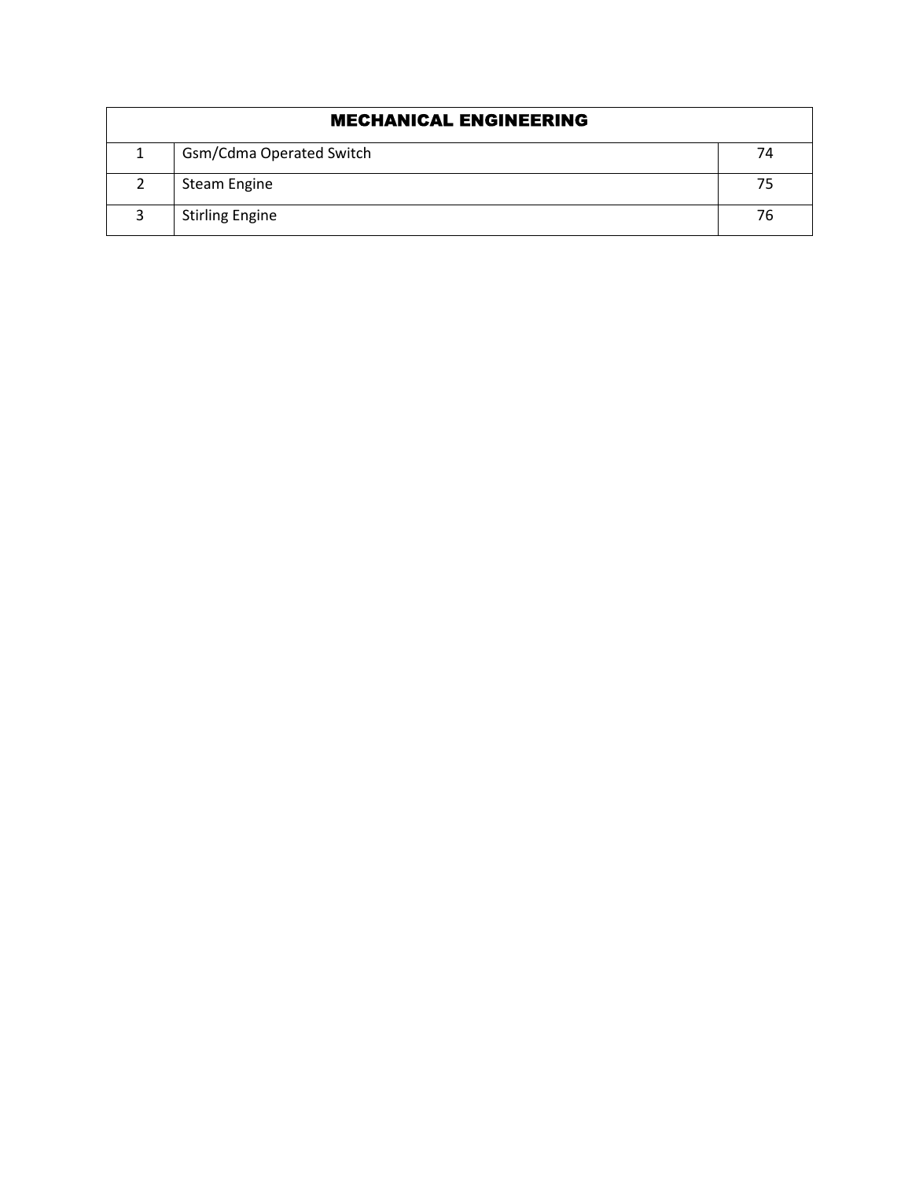| MECHANICAL ENGINEERING | | |
| --- | --- | --- |
| 1 | Gsm/Cdma Operated Switch | 74 |
| 2 | Steam Engine | 75 |
| 3 | Stirling Engine | 76 |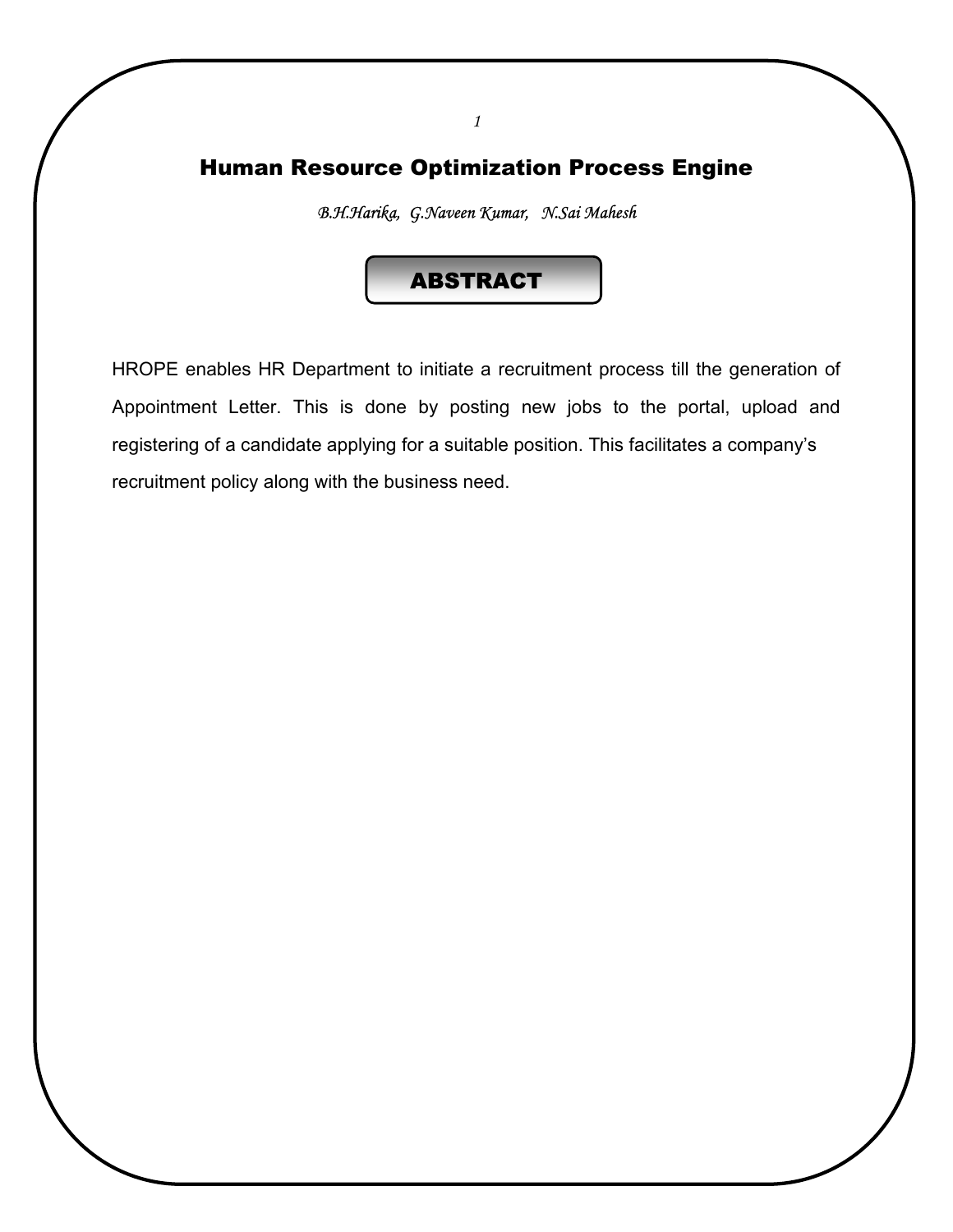# Human Resource Optimization Process Engine

*B.H.Harika, G.Naveen Kumar, N.Sai Mahesh*

## ABSTRACT

HROPE enables HR Department to initiate a recruitment process till the generation of Appointment Letter. This is done by posting new jobs to the portal, upload and registering of a candidate applying for a suitable position. This facilitates a company's recruitment policy along with the business need.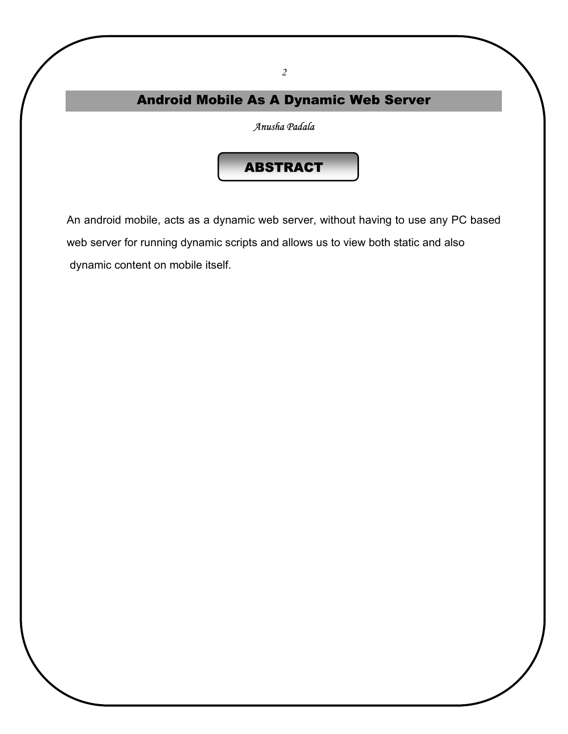# Android Mobile As A Dynamic Web Server

*Anusha Padala*

## ABSTRACT

An android mobile, acts as a dynamic web server, without having to use any PC based web server for running dynamic scripts and allows us to view both static and also dynamic content on mobile itself.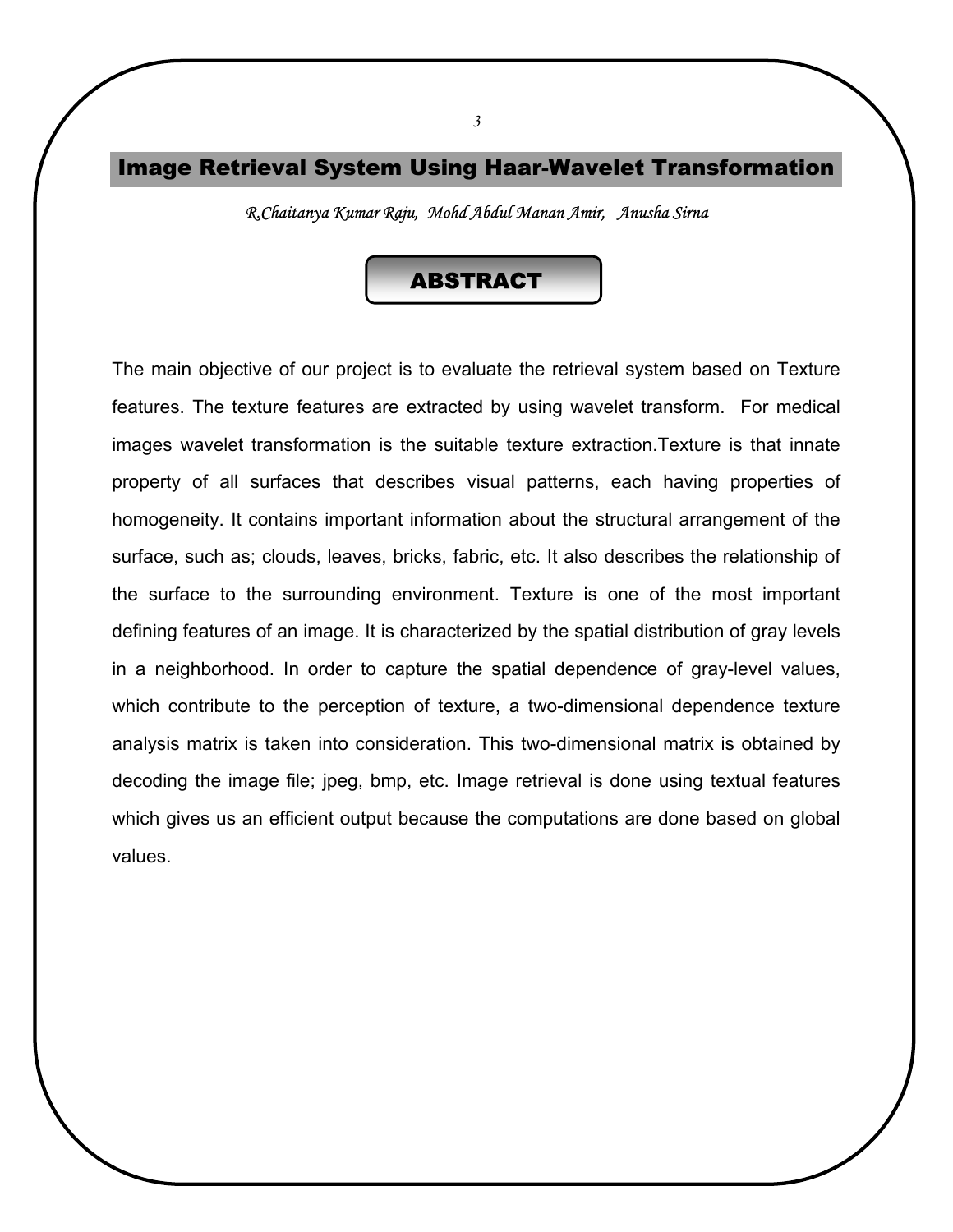# Image Retrieval System Using Haar-Wavelet Transformation

*R.Chaitanya Kumar Raju, Mohd Abdul Manan Amir, Anusha Sirna*

## ABSTRACT

The main objective of our project is to evaluate the retrieval system based on Texture features. The texture features are extracted by using wavelet transform. For medical images wavelet transformation is the suitable texture extraction.Texture is that innate property of all surfaces that describes visual patterns, each having properties of homogeneity. It contains important information about the structural arrangement of the surface, such as; clouds, leaves, bricks, fabric, etc. It also describes the relationship of the surface to the surrounding environment. Texture is one of the most important defining features of an image. It is characterized by the spatial distribution of gray levels in a neighborhood. In order to capture the spatial dependence of gray-level values, which contribute to the perception of texture, a two-dimensional dependence texture analysis matrix is taken into consideration. This two-dimensional matrix is obtained by decoding the image file; jpeg, bmp, etc. Image retrieval is done using textual features which gives us an efficient output because the computations are done based on global values.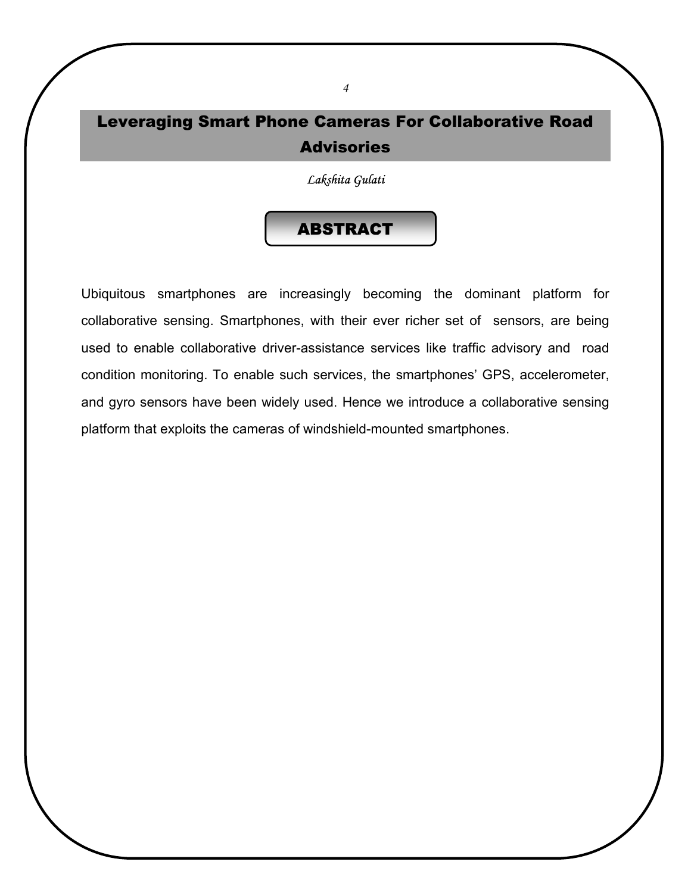# Leveraging Smart Phone Cameras For Collaborative Road Advisories

*Lakshita Gulati*

## ABSTRACT

Ubiquitous smartphones are increasingly becoming the dominant platform for collaborative sensing. Smartphones, with their ever richer set of sensors, are being used to enable collaborative driver-assistance services like traffic advisory and road condition monitoring. To enable such services, the smartphones' GPS, accelerometer, and gyro sensors have been widely used. Hence we introduce a collaborative sensing platform that exploits the cameras of windshield-mounted smartphones.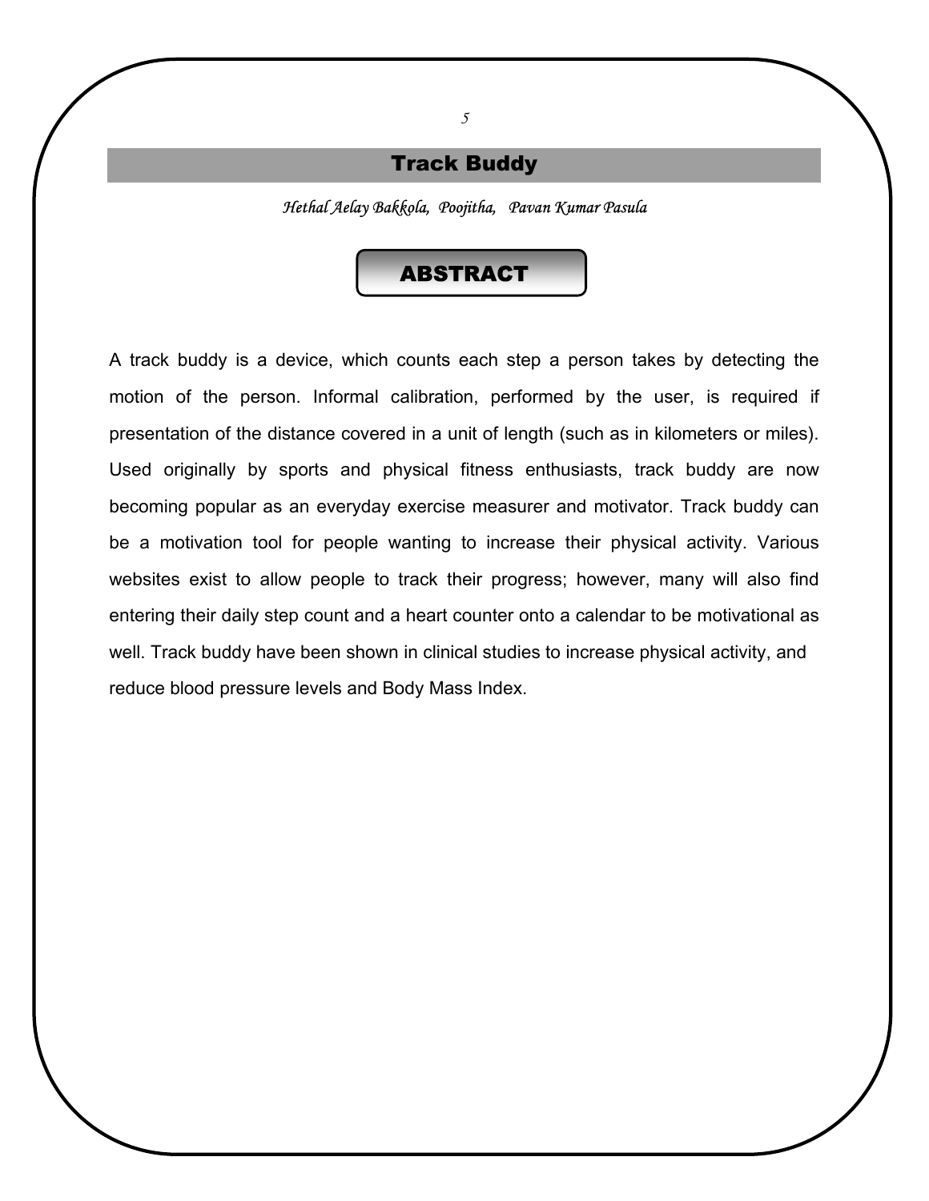# Track Buddy

*Hethal Aelay Bakkola, Poojitha, Pavan Kumar Pasula*

## ABSTRACT

A track buddy is a device, which counts each step a person takes by detecting the motion of the person. Informal calibration, performed by the user, is required if presentation of the distance covered in a unit of length (such as in kilometers or miles). Used originally by sports and physical fitness enthusiasts, track buddy are now becoming popular as an everyday exercise measurer and motivator. Track buddy can be a motivation tool for people wanting to increase their physical activity. Various websites exist to allow people to track their progress; however, many will also find entering their daily step count and a heart counter onto a calendar to be motivational as well. Track buddy have been shown in clinical studies to increase physical activity, and reduce blood pressure levels and Body Mass Index.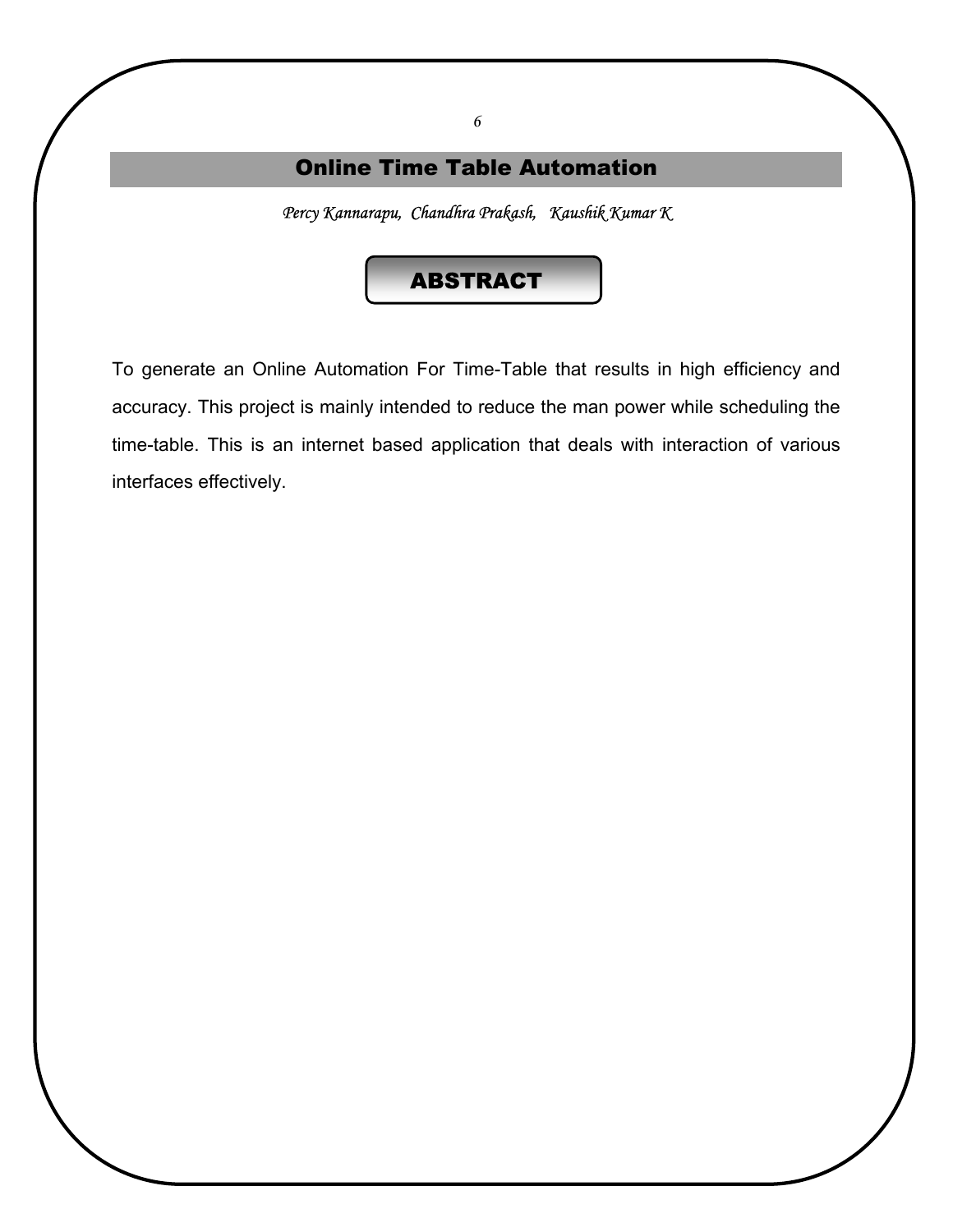# Online Time Table Automation

*Percy Kannarapu, Chandhra Prakash, Kaushik Kumar K*

## ABSTRACT

To generate an Online Automation For Time-Table that results in high efficiency and accuracy. This project is mainly intended to reduce the man power while scheduling the time-table. This is an internet based application that deals with interaction of various interfaces effectively.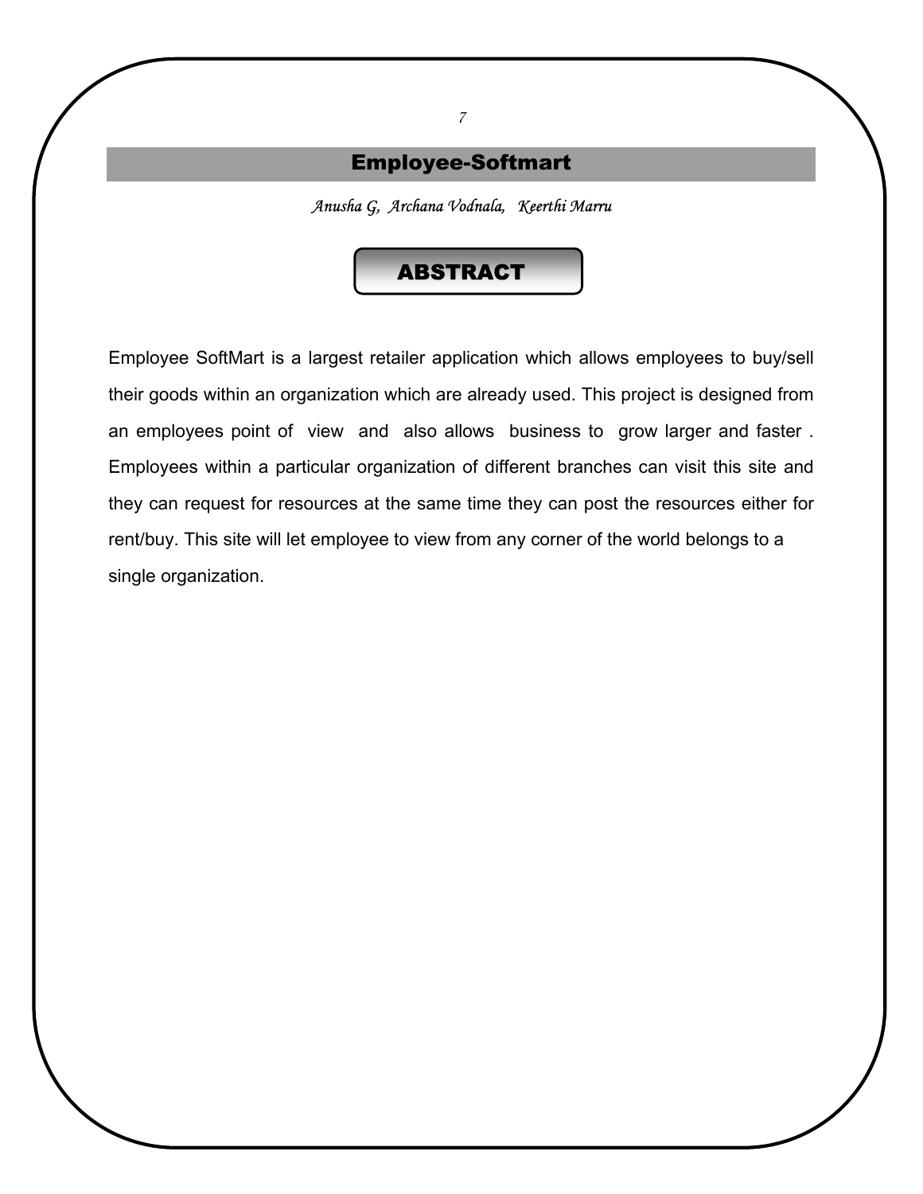# Employee-Softmart

*Anusha G, Archana Vodnala, Keerthi Marru*

## ABSTRACT

Employee SoftMart is a largest retailer application which allows employees to buy/sell their goods within an organization which are already used. This project is designed from an employees point of view and also allows business to grow larger and faster . Employees within a particular organization of different branches can visit this site and they can request for resources at the same time they can post the resources either for rent/buy. This site will let employee to view from any corner of the world belongs to a single organization.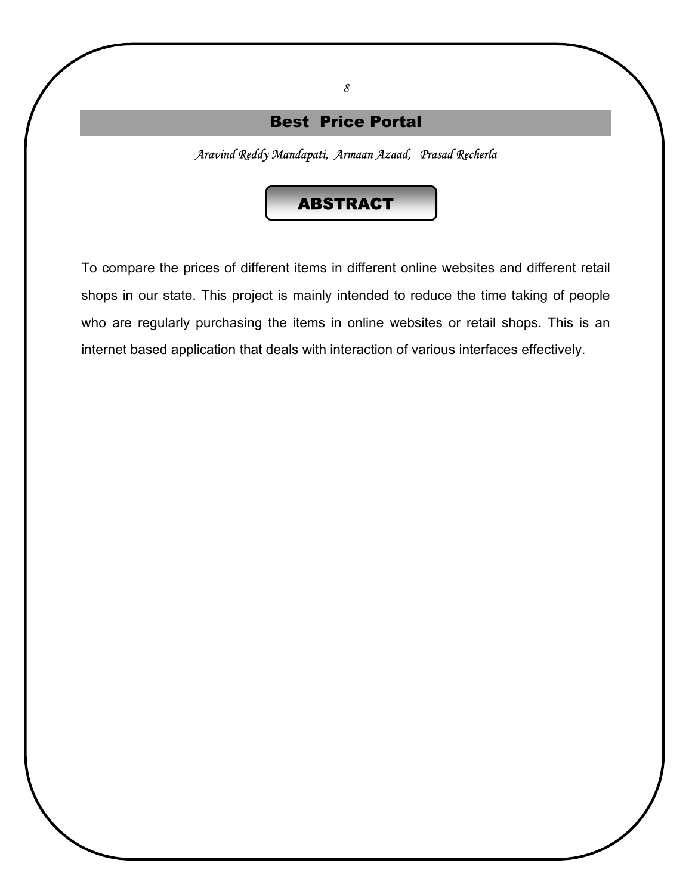## Best Price Portal

*Aravind Reddy Mandapati, Armaan Azaad, Prasad Recherla*

### ABSTRACT

To compare the prices of different items in different online websites and different retail shops in our state. This project is mainly intended to reduce the time taking of people who are regularly purchasing the items in online websites or retail shops. This is an internet based application that deals with interaction of various interfaces effectively.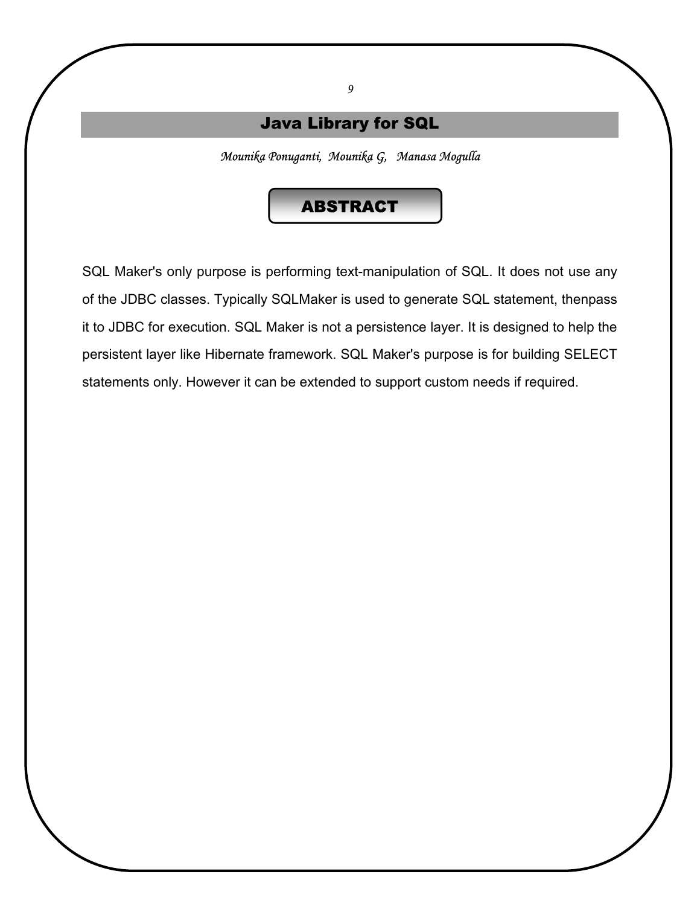# Java Library for SQL

*Mounika Ponuganti, Mounika G, Manasa Mogulla*

## ABSTRACT

SQL Maker's only purpose is performing text-manipulation of SQL. It does not use any of the JDBC classes. Typically SQLMaker is used to generate SQL statement, thenpass it to JDBC for execution. SQL Maker is not a persistence layer. It is designed to help the persistent layer like Hibernate framework. SQL Maker's purpose is for building SELECT statements only. However it can be extended to support custom needs if required.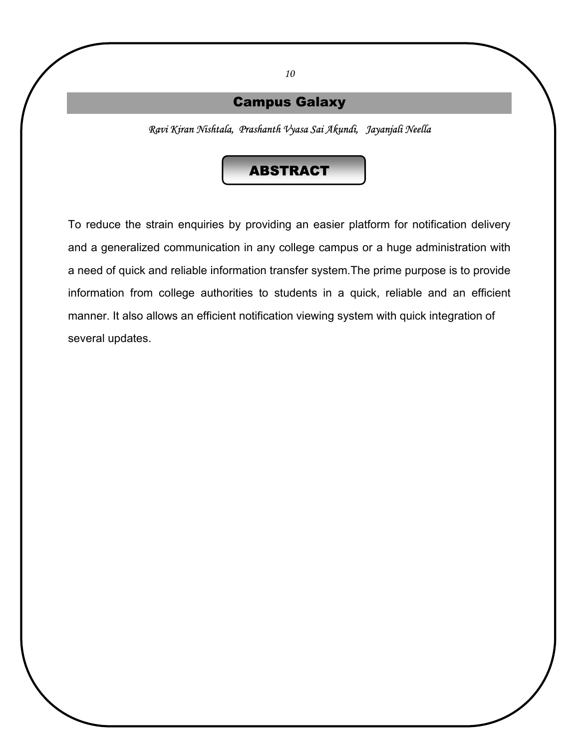## Campus Galaxy

*Ravi Kiran Nishtala, Prashanth Vyasa Sai Akundi, Jayanjali Neella*

### ABSTRACT

To reduce the strain enquiries by providing an easier platform for notification delivery and a generalized communication in any college campus or a huge administration with a need of quick and reliable information transfer system.The prime purpose is to provide information from college authorities to students in a quick, reliable and an efficient manner. It also allows an efficient notification viewing system with quick integration of several updates.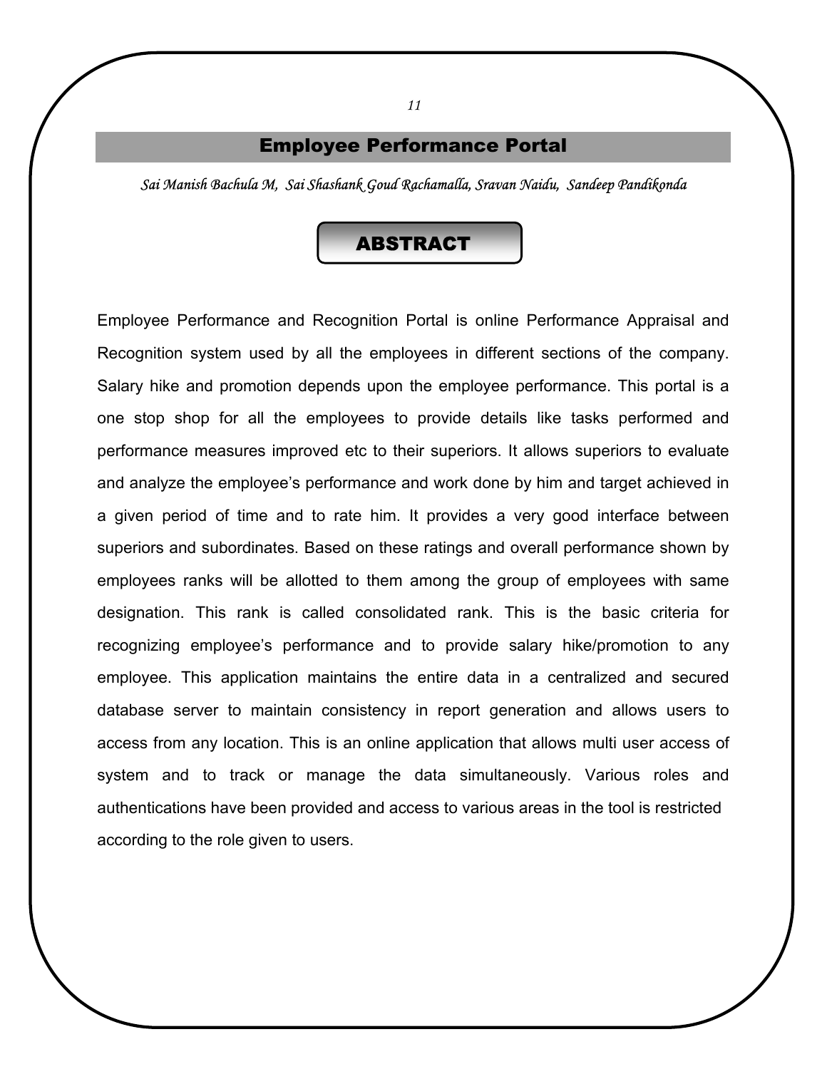## Employee Performance Portal

*Sai Manish Bachula M, Sai Shashank Goud Rachamalla, Sravan Naidu, Sandeep Pandikonda*

### ABSTRACT

Employee Performance and Recognition Portal is online Performance Appraisal and Recognition system used by all the employees in different sections of the company. Salary hike and promotion depends upon the employee performance. This portal is a one stop shop for all the employees to provide details like tasks performed and performance measures improved etc to their superiors. It allows superiors to evaluate and analyze the employee's performance and work done by him and target achieved in a given period of time and to rate him. It provides a very good interface between superiors and subordinates. Based on these ratings and overall performance shown by employees ranks will be allotted to them among the group of employees with same designation. This rank is called consolidated rank. This is the basic criteria for recognizing employee's performance and to provide salary hike/promotion to any employee. This application maintains the entire data in a centralized and secured database server to maintain consistency in report generation and allows users to access from any location. This is an online application that allows multi user access of system and to track or manage the data simultaneously. Various roles and authentications have been provided and access to various areas in the tool is restricted according to the role given to users.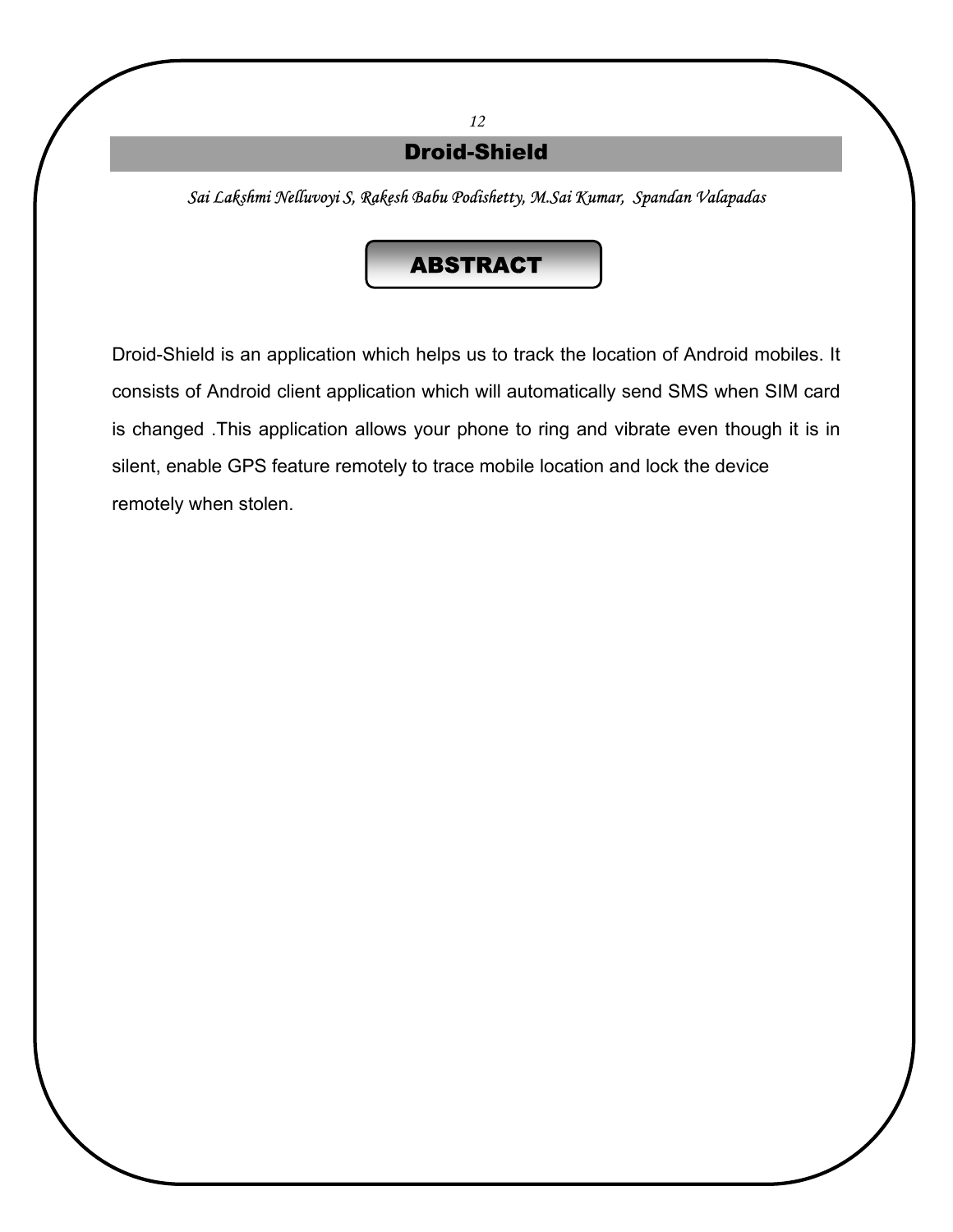# Droid-Shield

*Sai Lakshmi Nelluvoyi S, Rakesh Babu Podishetty, M.Sai Kumar, Spandan Valapadas*

## ABSTRACT

Droid-Shield is an application which helps us to track the location of Android mobiles. It consists of Android client application which will automatically send SMS when SIM card is changed .This application allows your phone to ring and vibrate even though it is in silent, enable GPS feature remotely to trace mobile location and lock the device remotely when stolen.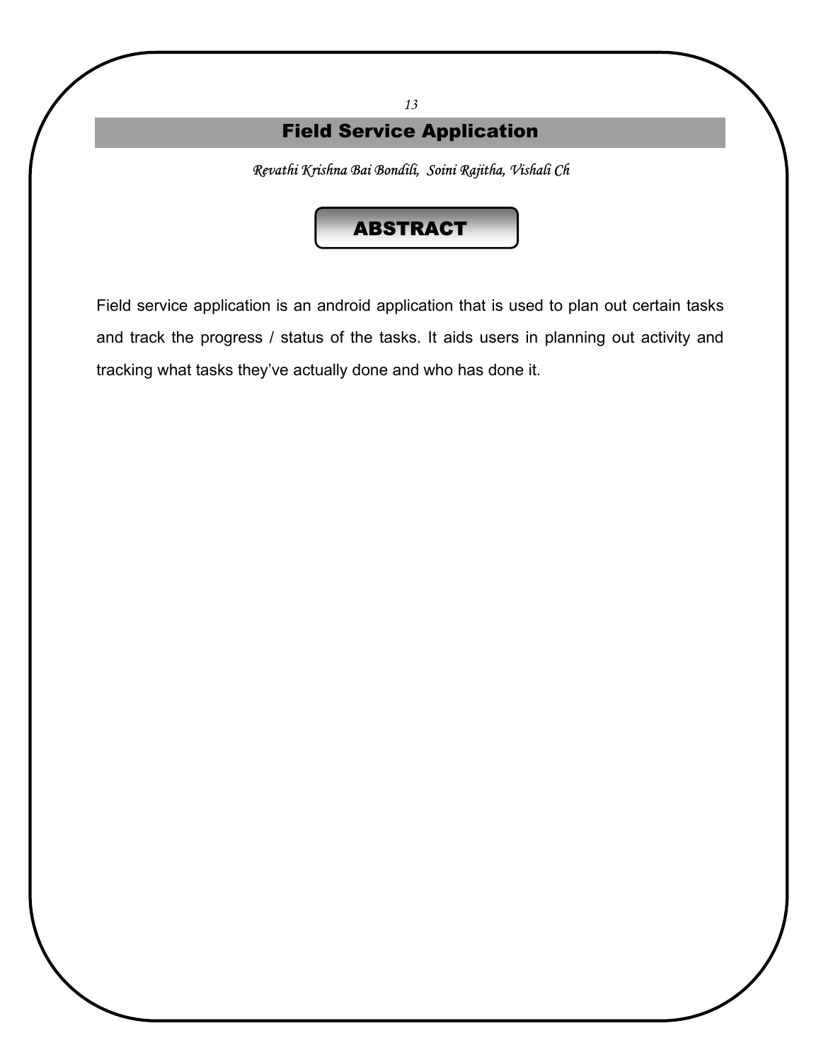# Field Service Application

*Revathi Krishna Bai Bondili, Soini Rajitha, Vishali Ch*

## ABSTRACT

Field service application is an android application that is used to plan out certain tasks and track the progress / status of the tasks. It aids users in planning out activity and tracking what tasks they've actually done and who has done it.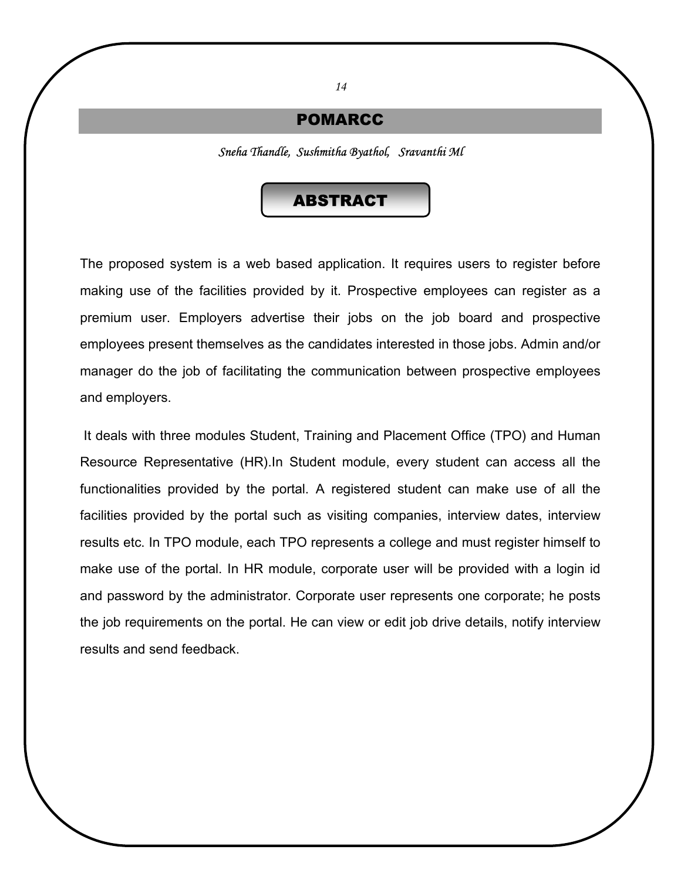# POMARCC

*Sneha Thandle, Sushmitha Byathol, Sravanthi Ml*

## ABSTRACT

The proposed system is a web based application. It requires users to register before making use of the facilities provided by it. Prospective employees can register as a premium user. Employers advertise their jobs on the job board and prospective employees present themselves as the candidates interested in those jobs. Admin and/or manager do the job of facilitating the communication between prospective employees and employers.

It deals with three modules Student, Training and Placement Office (TPO) and Human Resource Representative (HR).In Student module, every student can access all the functionalities provided by the portal. A registered student can make use of all the facilities provided by the portal such as visiting companies, interview dates, interview results etc. In TPO module, each TPO represents a college and must register himself to make use of the portal. In HR module, corporate user will be provided with a login id and password by the administrator. Corporate user represents one corporate; he posts the job requirements on the portal. He can view or edit job drive details, notify interview results and send feedback.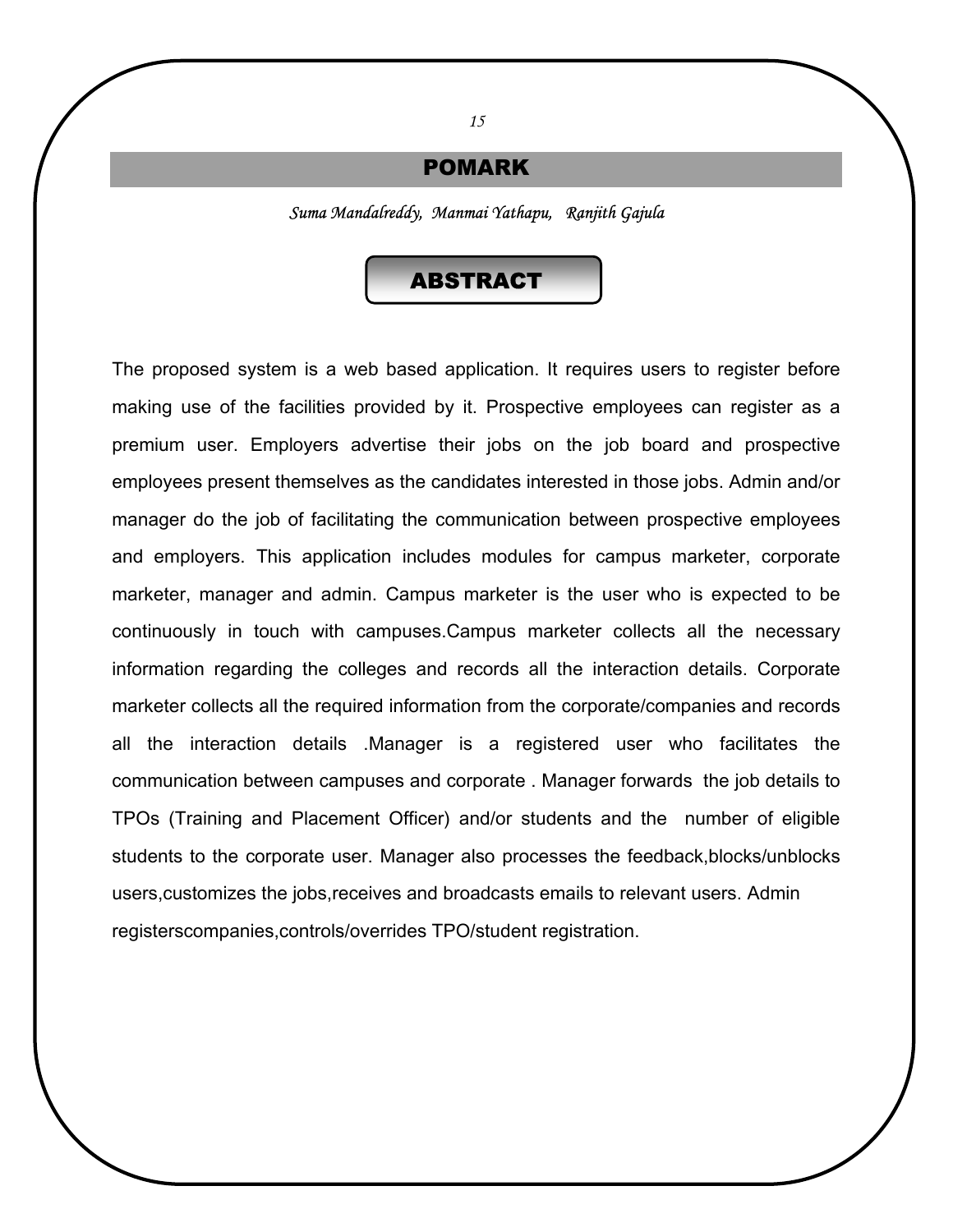# POMARK

*Suma Mandalreddy, Manmai Yathapu, Ranjith Gajula*

## ABSTRACT

The proposed system is a web based application. It requires users to register before making use of the facilities provided by it. Prospective employees can register as a premium user. Employers advertise their jobs on the job board and prospective employees present themselves as the candidates interested in those jobs. Admin and/or manager do the job of facilitating the communication between prospective employees and employers. This application includes modules for campus marketer, corporate marketer, manager and admin. Campus marketer is the user who is expected to be continuously in touch with campuses.Campus marketer collects all the necessary information regarding the colleges and records all the interaction details. Corporate marketer collects all the required information from the corporate/companies and records all the interaction details .Manager is a registered user who facilitates the communication between campuses and corporate . Manager forwards the job details to TPOs (Training and Placement Officer) and/or students and the number of eligible students to the corporate user. Manager also processes the feedback,blocks/unblocks users,customizes the jobs,receives and broadcasts emails to relevant users. Admin registerscompanies,controls/overrides TPO/student registration.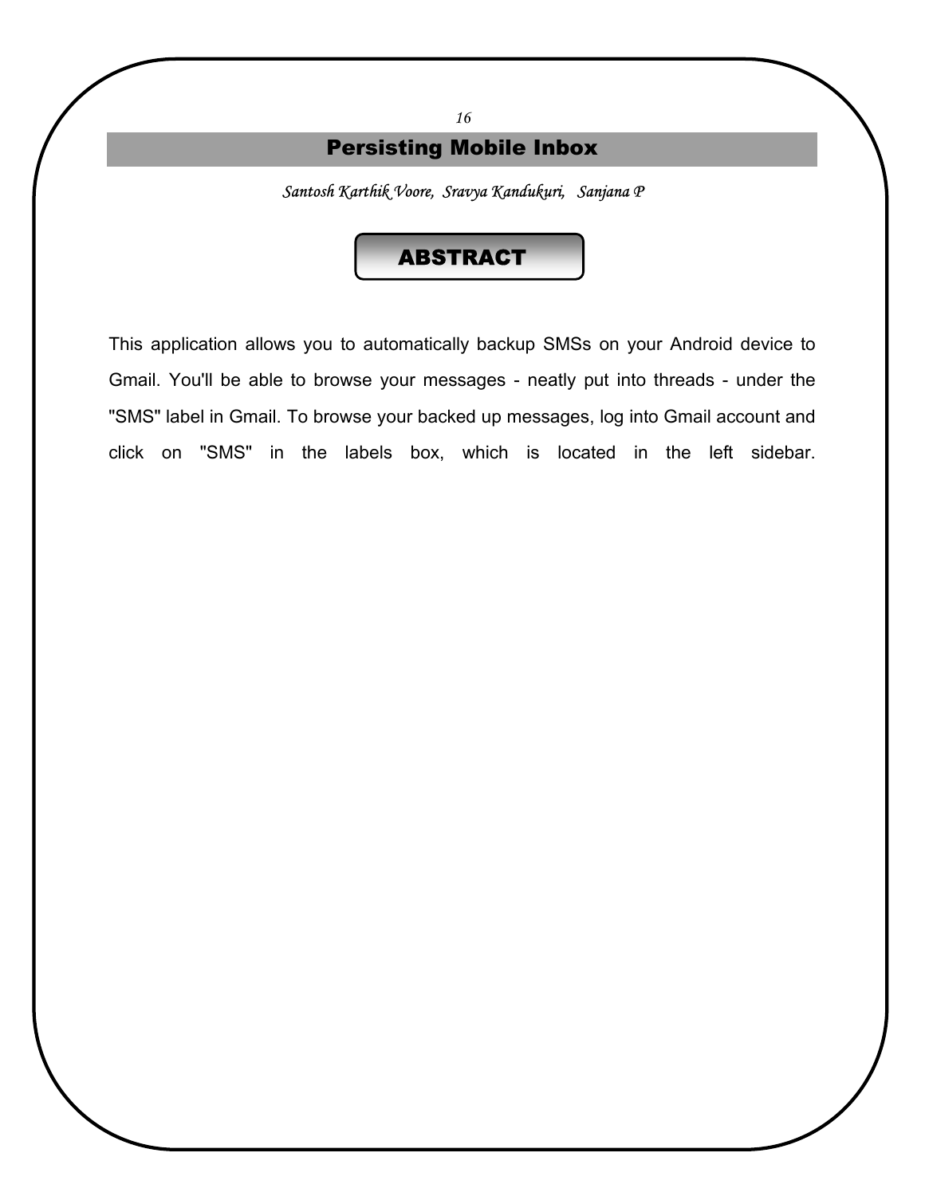# Persisting Mobile Inbox

*Santosh Karthik Voore, Sravya Kandukuri, Sanjana P*

## ABSTRACT

This application allows you to automatically backup SMSs on your Android device to Gmail. You'll be able to browse your messages - neatly put into threads - under the "SMS" label in Gmail. To browse your backed up messages, log into Gmail account and click on "SMS" in the labels box, which is located in the left sidebar.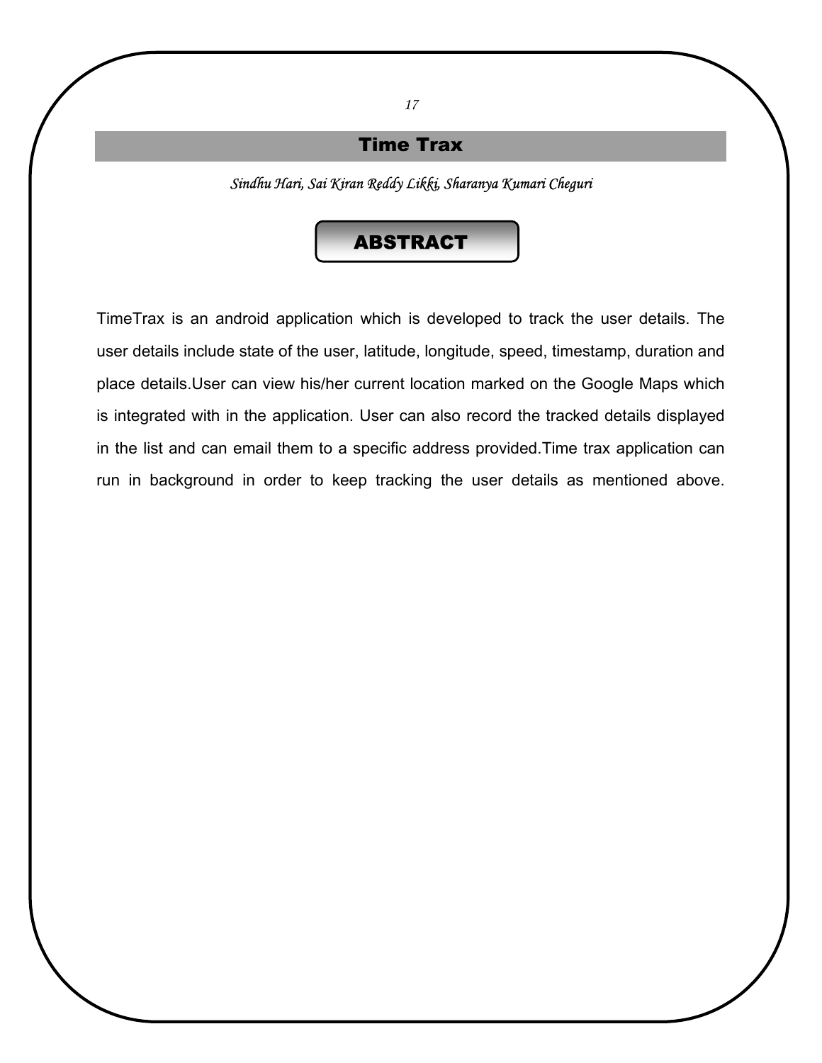# Time Trax

*Sindhu Hari, Sai Kiran Reddy Likki, Sharanya Kumari Cheguri*

## ABSTRACT

TimeTrax is an android application which is developed to track the user details. The user details include state of the user, latitude, longitude, speed, timestamp, duration and place details.User can view his/her current location marked on the Google Maps which is integrated with in the application. User can also record the tracked details displayed in the list and can email them to a specific address provided.Time trax application can run in background in order to keep tracking the user details as mentioned above.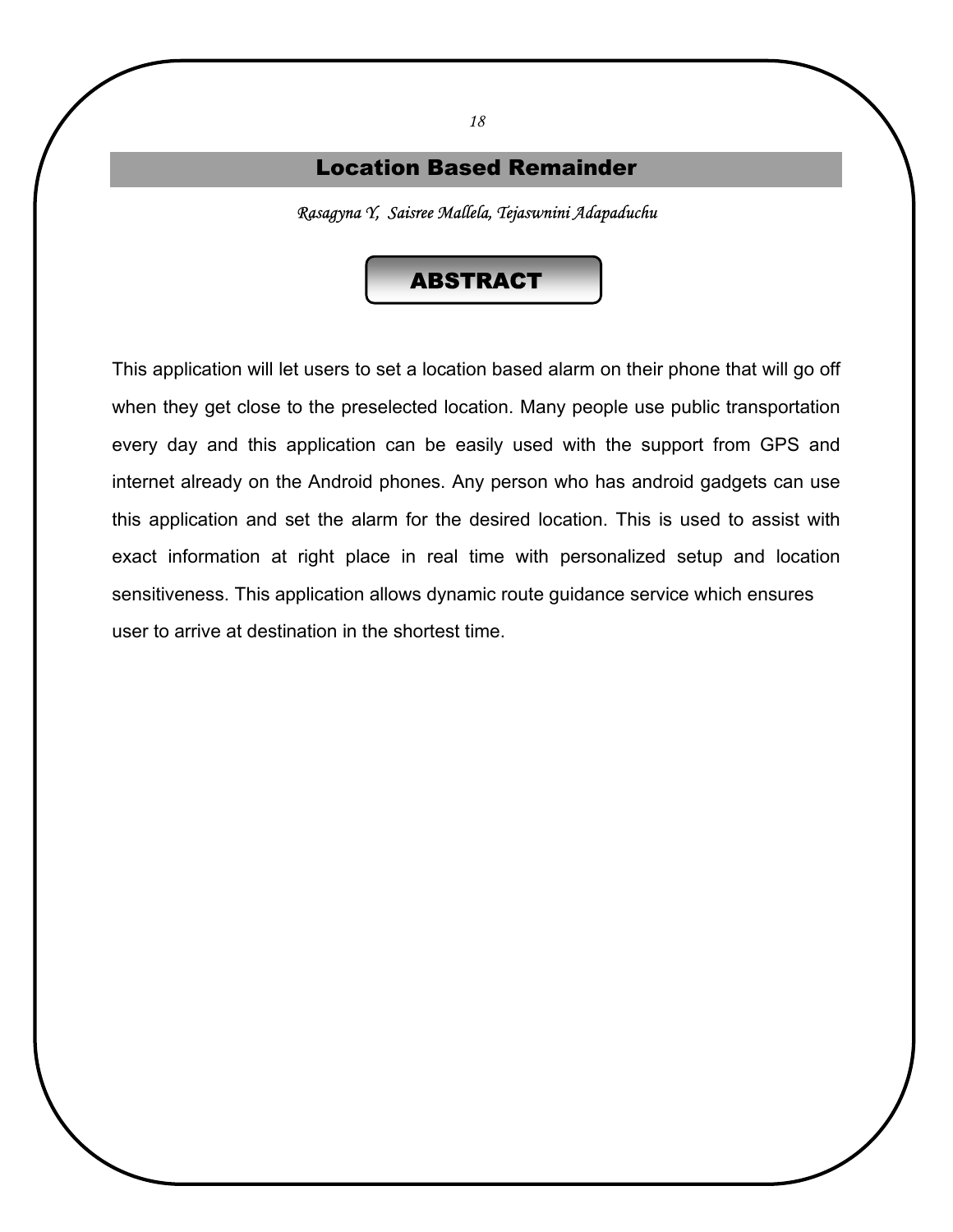# Location Based Remainder

*Rasagyna Y, Saisree Mallela, Tejaswnini Adapaduchu*

## ABSTRACT

This application will let users to set a location based alarm on their phone that will go off when they get close to the preselected location. Many people use public transportation every day and this application can be easily used with the support from GPS and internet already on the Android phones. Any person who has android gadgets can use this application and set the alarm for the desired location. This is used to assist with exact information at right place in real time with personalized setup and location sensitiveness. This application allows dynamic route guidance service which ensures user to arrive at destination in the shortest time.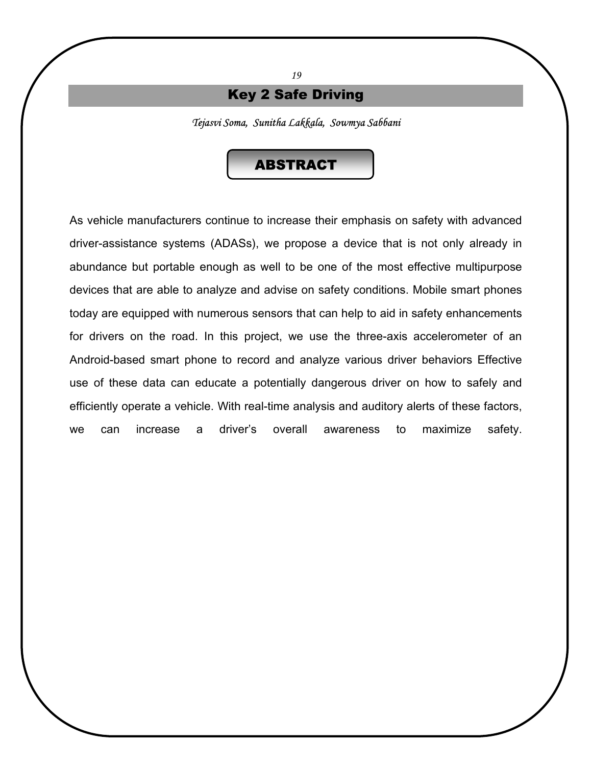# Key 2 Safe Driving

*Tejasvi Soma, Sunitha Lakkala, Sowmya Sabbani*

## ABSTRACT

As vehicle manufacturers continue to increase their emphasis on safety with advanced driver-assistance systems (ADASs), we propose a device that is not only already in abundance but portable enough as well to be one of the most effective multipurpose devices that are able to analyze and advise on safety conditions. Mobile smart phones today are equipped with numerous sensors that can help to aid in safety enhancements for drivers on the road. In this project, we use the three-axis accelerometer of an Android-based smart phone to record and analyze various driver behaviors Effective use of these data can educate a potentially dangerous driver on how to safely and efficiently operate a vehicle. With real-time analysis and auditory alerts of these factors, we can increase a driver's overall awareness to maximize safety.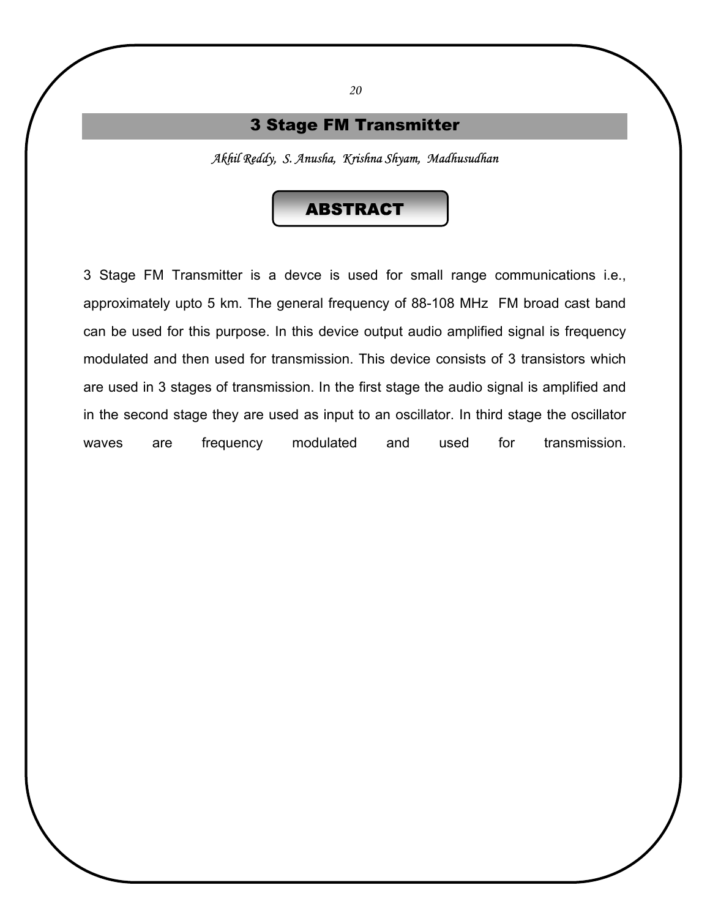# 3 Stage FM Transmitter

*Akhil Reddy, S. Anusha, Krishna Shyam, Madhusudhan*

## ABSTRACT

3 Stage FM Transmitter is a devce is used for small range communications i.e., approximately upto 5 km. The general frequency of 88-108 MHz FM broad cast band can be used for this purpose. In this device output audio amplified signal is frequency modulated and then used for transmission. This device consists of 3 transistors which are used in 3 stages of transmission. In the first stage the audio signal is amplified and in the second stage they are used as input to an oscillator. In third stage the oscillator waves are frequency modulated and used for transmission.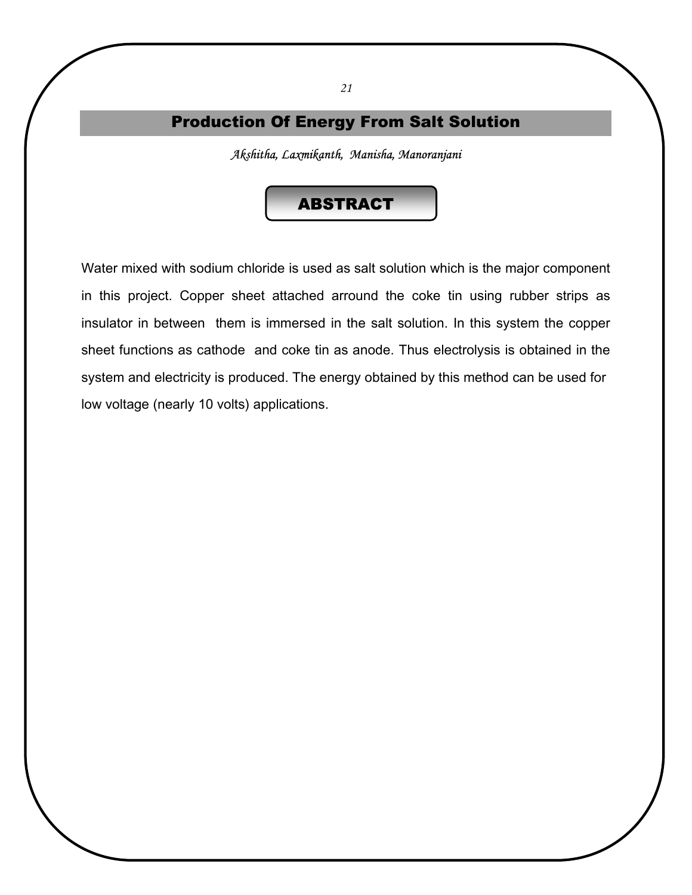## Production Of Energy From Salt Solution

*Akshitha, Laxmikanth, Manisha, Manoranjani*

### ABSTRACT

Water mixed with sodium chloride is used as salt solution which is the major component in this project. Copper sheet attached arround the coke tin using rubber strips as insulator in between them is immersed in the salt solution. In this system the copper sheet functions as cathode and coke tin as anode. Thus electrolysis is obtained in the system and electricity is produced. The energy obtained by this method can be used for low voltage (nearly 10 volts) applications.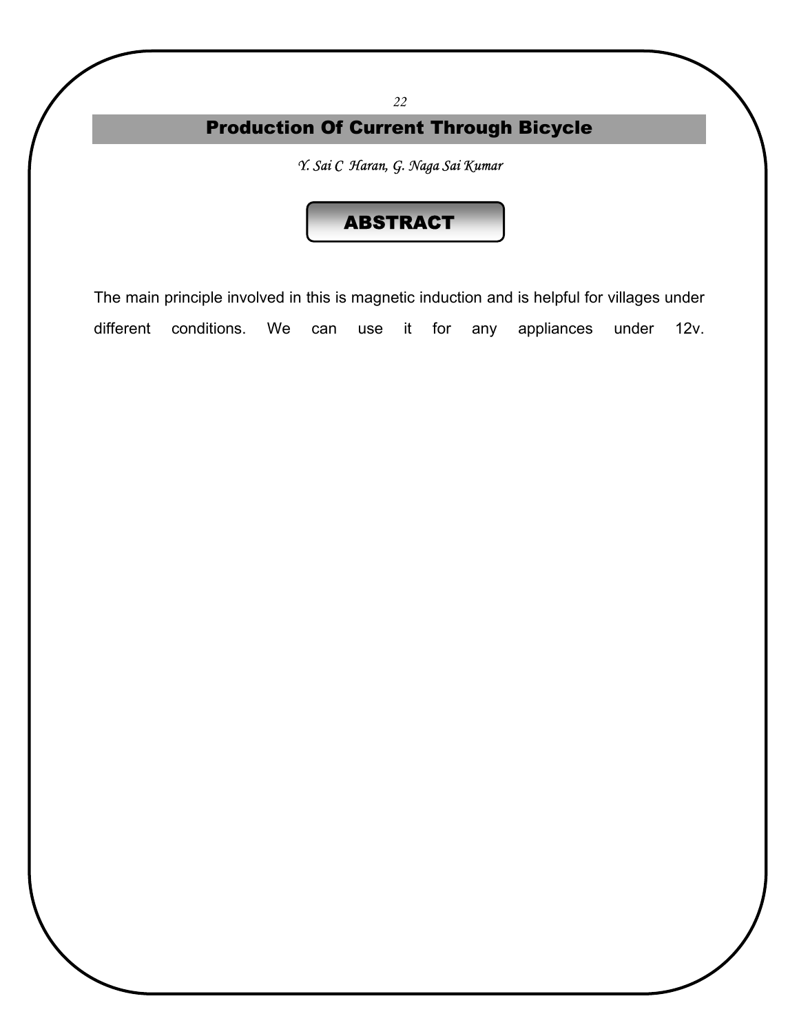# Production Of Current Through Bicycle

*Y. Sai C Haran, G. Naga Sai Kumar*

## ABSTRACT

The main principle involved in this is magnetic induction and is helpful for villages under different conditions. We can use it for any appliances under 12v.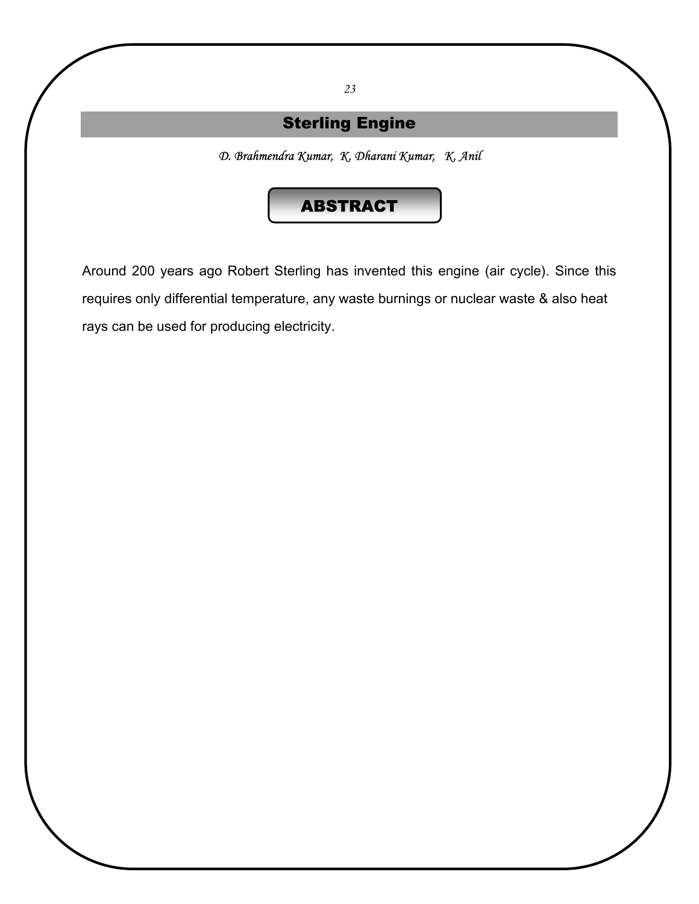# Sterling Engine

*D. Brahmendra Kumar, K. Dharani Kumar, K. Anil*

## ABSTRACT

Around 200 years ago Robert Sterling has invented this engine (air cycle). Since this requires only differential temperature, any waste burnings or nuclear waste & also heat rays can be used for producing electricity.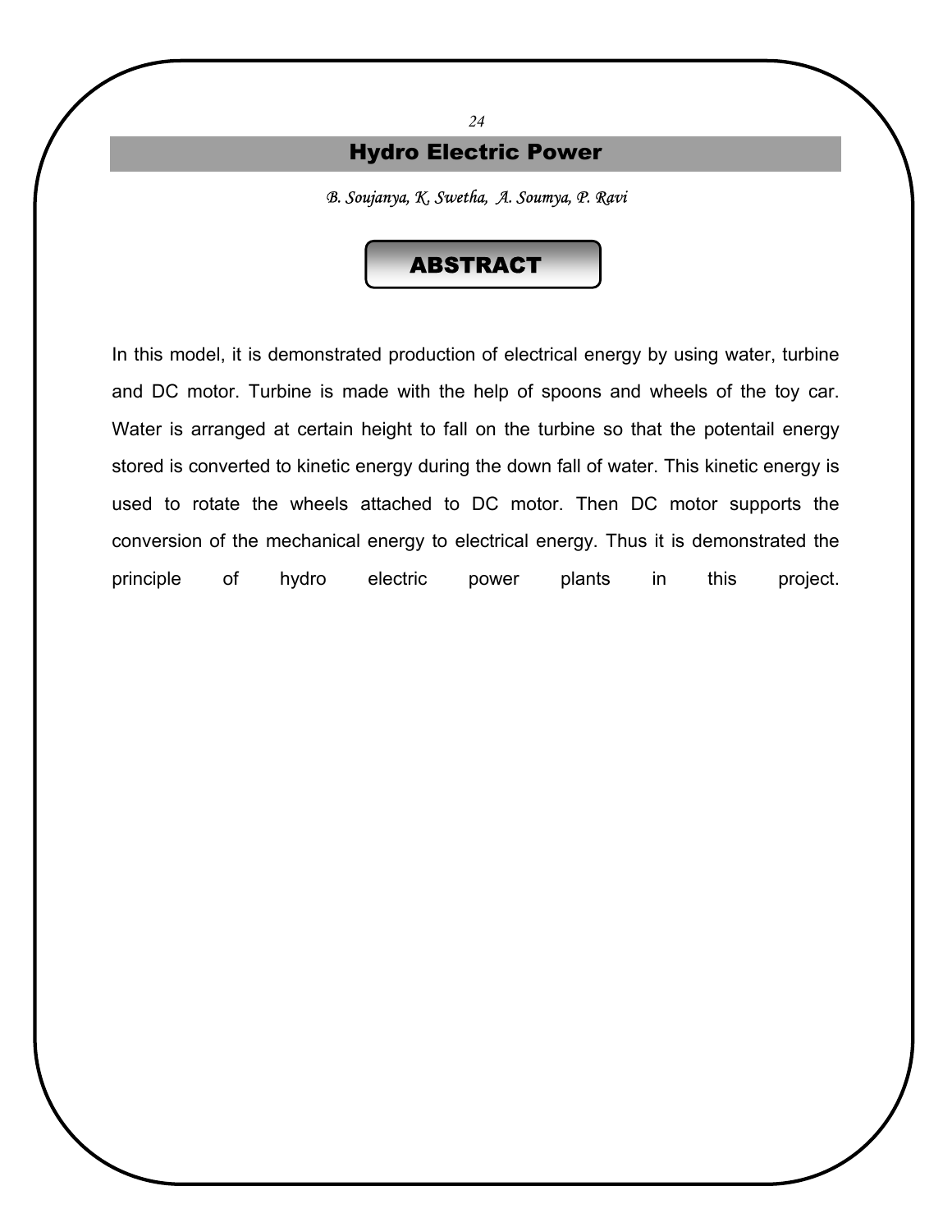# Hydro Electric Power

*B. Soujanya, K. Swetha, A. Soumya, P. Ravi*

## ABSTRACT

In this model, it is demonstrated production of electrical energy by using water, turbine and DC motor. Turbine is made with the help of spoons and wheels of the toy car. Water is arranged at certain height to fall on the turbine so that the potentail energy stored is converted to kinetic energy during the down fall of water. This kinetic energy is used to rotate the wheels attached to DC motor. Then DC motor supports the conversion of the mechanical energy to electrical energy. Thus it is demonstrated the principle of hydro electric power plants in this project.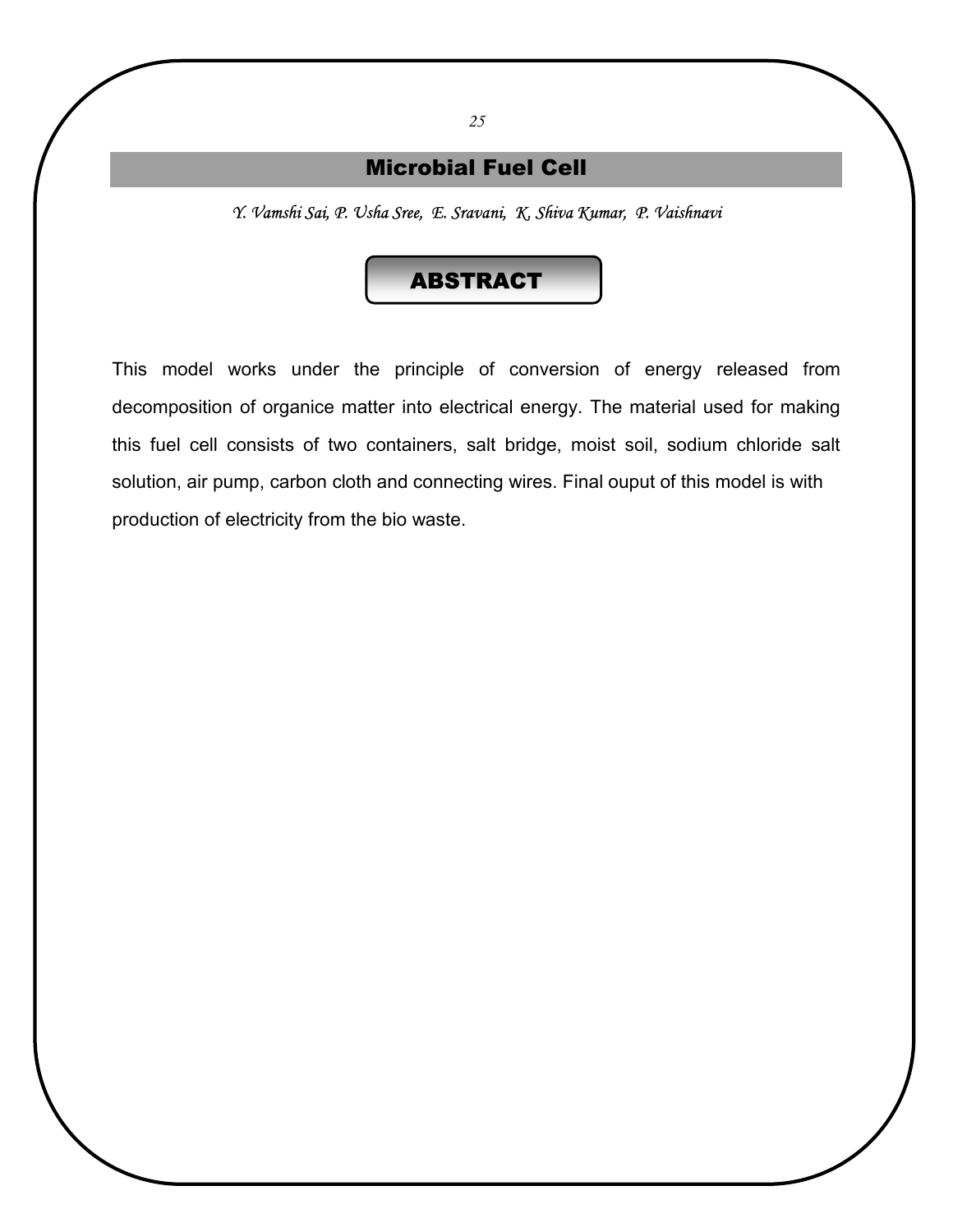## Microbial Fuel Cell

*Y. Vamshi Sai, P. Usha Sree, E. Sravani, K. Shiva Kumar, P. Vaishnavi*

### ABSTRACT

This model works under the principle of conversion of energy released from decomposition of organice matter into electrical energy. The material used for making this fuel cell consists of two containers, salt bridge, moist soil, sodium chloride salt solution, air pump, carbon cloth and connecting wires. Final ouput of this model is with production of electricity from the bio waste.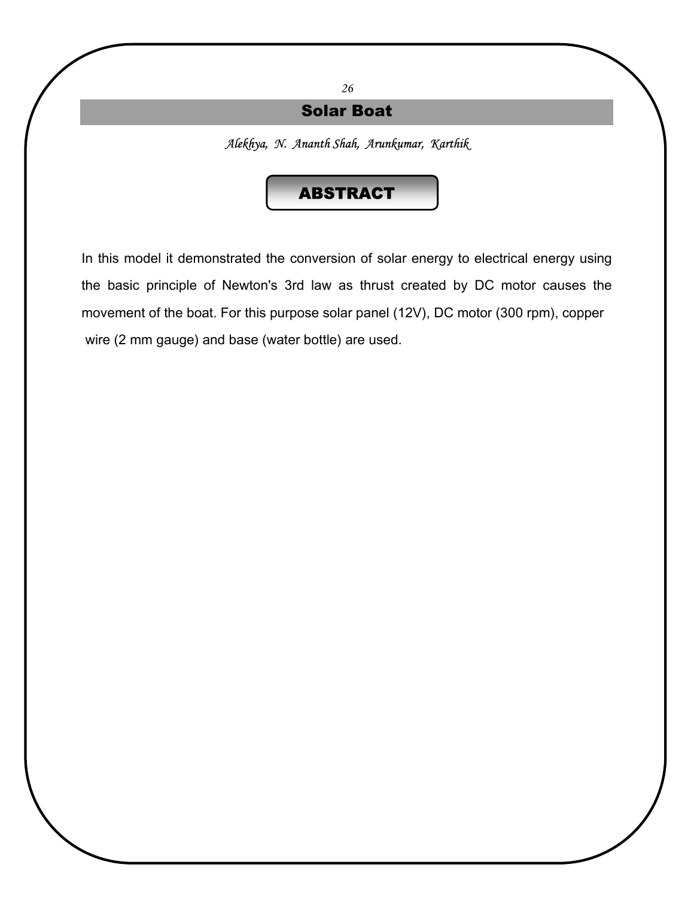# Solar Boat

*Alekhya, N. Ananth Shah, Arunkumar, Karthik*

## ABSTRACT

In this model it demonstrated the conversion of solar energy to electrical energy using the basic principle of Newton's 3rd law as thrust created by DC motor causes the movement of the boat. For this purpose solar panel (12V), DC motor (300 rpm), copper wire (2 mm gauge) and base (water bottle) are used.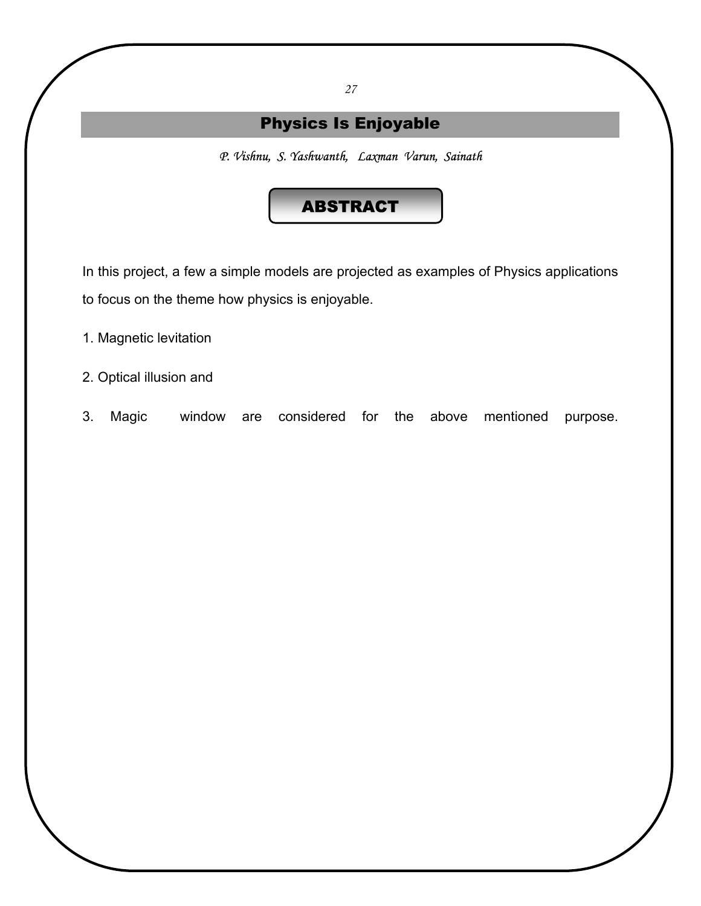# Physics Is Enjoyable

*P. Vishnu, S. Yashwanth, Laxman Varun, Sainath*

## ABSTRACT

In this project, a few a simple models are projected as examples of Physics applications to focus on the theme how physics is enjoyable.

1. Magnetic levitation
2. Optical illusion and
3. Magic window are considered for the above mentioned purpose.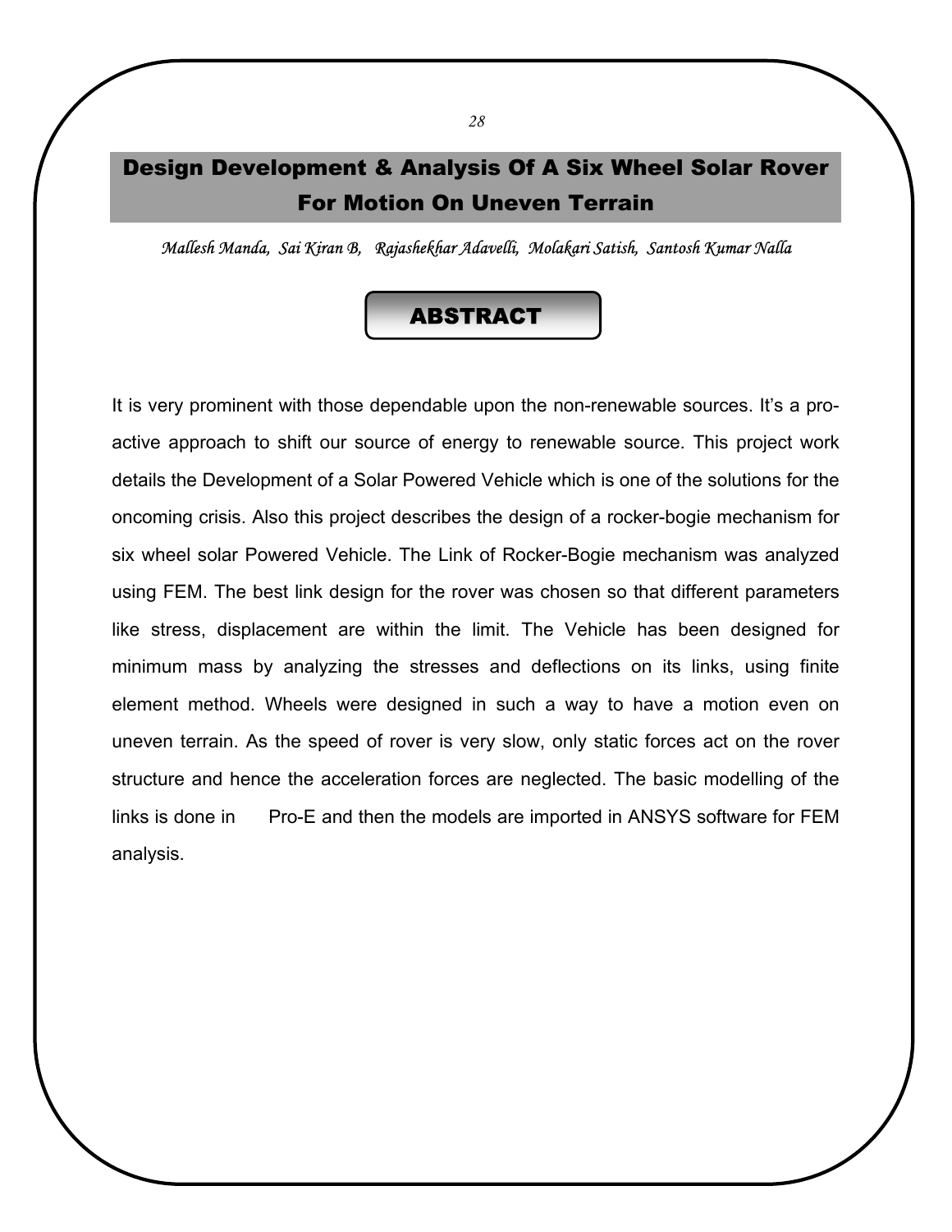# Design Development & Analysis Of A Six Wheel Solar Rover For Motion On Uneven Terrain

*Mallesh Manda, Sai Kiran B, Rajashekhar Adavelli, Molakari Satish, Santosh Kumar Nalla*

## ABSTRACT

It is very prominent with those dependable upon the non-renewable sources. It's a pro-active approach to shift our source of energy to renewable source. This project work details the Development of a Solar Powered Vehicle which is one of the solutions for the oncoming crisis. Also this project describes the design of a rocker-bogie mechanism for six wheel solar Powered Vehicle. The Link of Rocker-Bogie mechanism was analyzed using FEM. The best link design for the rover was chosen so that different parameters like stress, displacement are within the limit. The Vehicle has been designed for minimum mass by analyzing the stresses and deflections on its links, using finite element method. Wheels were designed in such a way to have a motion even on uneven terrain. As the speed of rover is very slow, only static forces act on the rover structure and hence the acceleration forces are neglected. The basic modelling of the links is done in Pro-E and then the models are imported in ANSYS software for FEM analysis.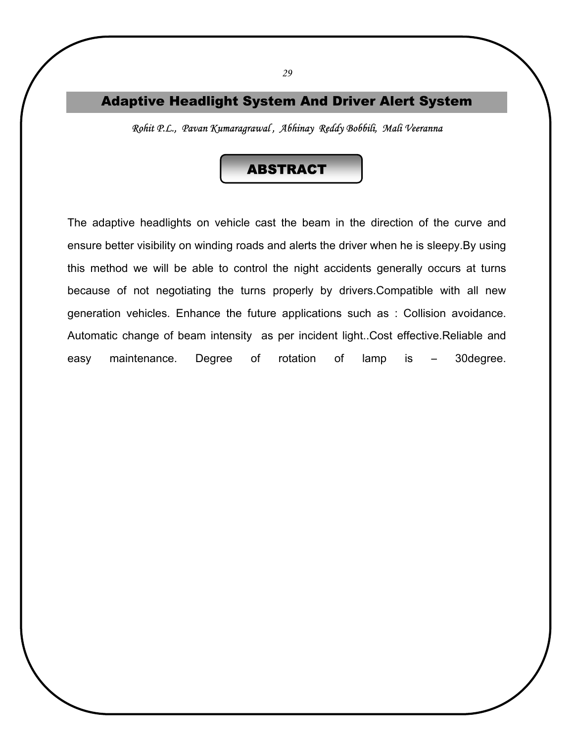# Adaptive Headlight System And Driver Alert System

*Rohit P.L., Pavan Kumaragrawal , Abhinay Reddy Bobbili, Mali Veeranna*

## ABSTRACT

The adaptive headlights on vehicle cast the beam in the direction of the curve and ensure better visibility on winding roads and alerts the driver when he is sleepy.By using this method we will be able to control the night accidents generally occurs at turns because of not negotiating the turns properly by drivers.Compatible with all new generation vehicles. Enhance the future applications such as : Collision avoidance. Automatic change of beam intensity as per incident light..Cost effective.Reliable and easy maintenance. Degree of rotation of lamp is – 30degree.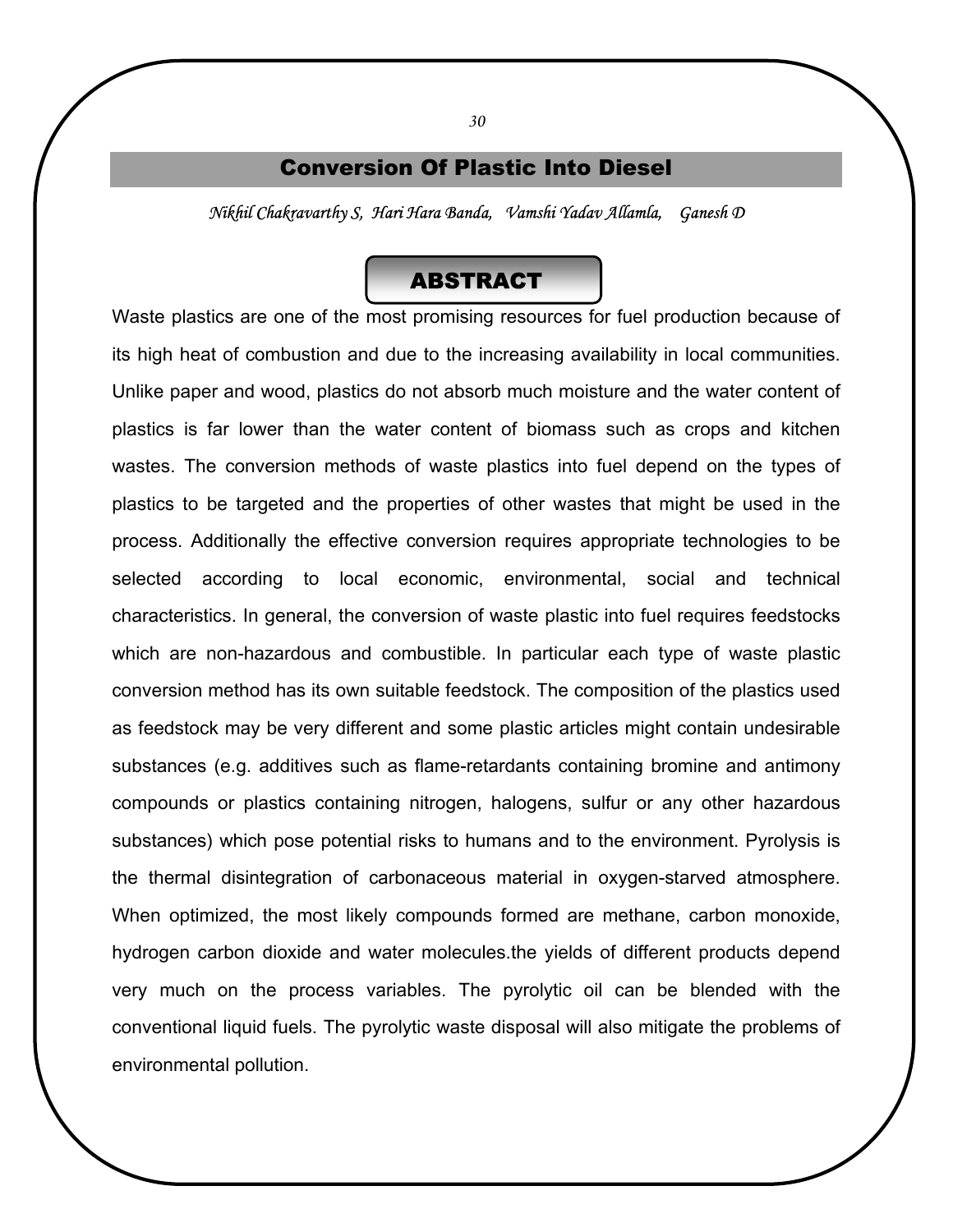# Conversion Of Plastic Into Diesel

*Nikhil Chakravarthy S, Hari Hara Banda, Vamshi Yadav Allamla, Ganesh D*

## ABSTRACT

Waste plastics are one of the most promising resources for fuel production because of its high heat of combustion and due to the increasing availability in local communities. Unlike paper and wood, plastics do not absorb much moisture and the water content of plastics is far lower than the water content of biomass such as crops and kitchen wastes. The conversion methods of waste plastics into fuel depend on the types of plastics to be targeted and the properties of other wastes that might be used in the process. Additionally the effective conversion requires appropriate technologies to be selected according to local economic, environmental, social and technical characteristics. In general, the conversion of waste plastic into fuel requires feedstocks which are non-hazardous and combustible. In particular each type of waste plastic conversion method has its own suitable feedstock. The composition of the plastics used as feedstock may be very different and some plastic articles might contain undesirable substances (e.g. additives such as flame-retardants containing bromine and antimony compounds or plastics containing nitrogen, halogens, sulfur or any other hazardous substances) which pose potential risks to humans and to the environment. Pyrolysis is the thermal disintegration of carbonaceous material in oxygen-starved atmosphere. When optimized, the most likely compounds formed are methane, carbon monoxide, hydrogen carbon dioxide and water molecules.the yields of different products depend very much on the process variables. The pyrolytic oil can be blended with the conventional liquid fuels. The pyrolytic waste disposal will also mitigate the problems of environmental pollution.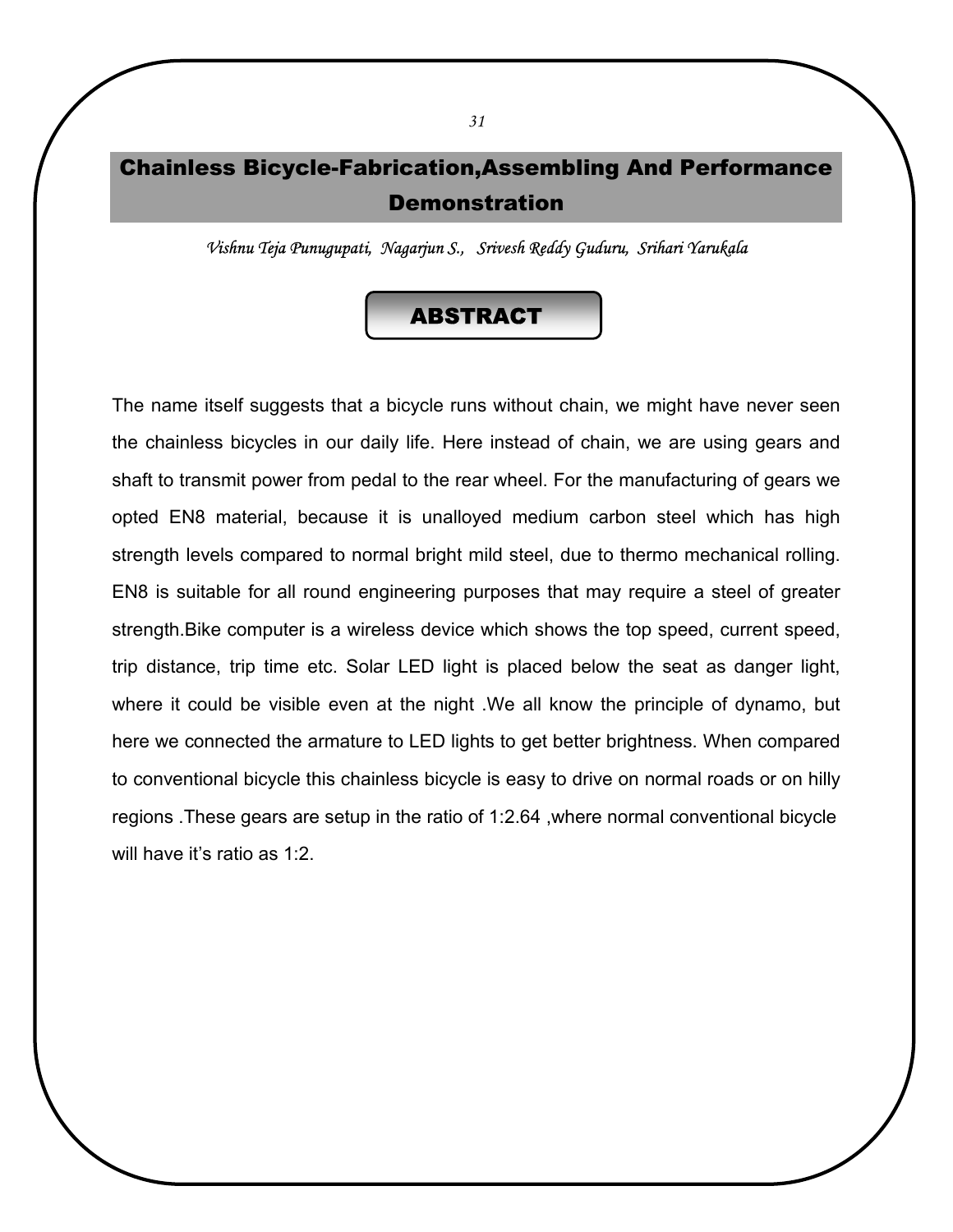# Chainless Bicycle-Fabrication,Assembling And Performance Demonstration

*Vishnu Teja Punugupati, Nagarjun S., Srivesh Reddy Guduru, Srihari Yarukala*

## ABSTRACT

The name itself suggests that a bicycle runs without chain, we might have never seen the chainless bicycles in our daily life. Here instead of chain, we are using gears and shaft to transmit power from pedal to the rear wheel. For the manufacturing of gears we opted EN8 material, because it is unalloyed medium carbon steel which has high strength levels compared to normal bright mild steel, due to thermo mechanical rolling. EN8 is suitable for all round engineering purposes that may require a steel of greater strength.Bike computer is a wireless device which shows the top speed, current speed, trip distance, trip time etc. Solar LED light is placed below the seat as danger light, where it could be visible even at the night .We all know the principle of dynamo, but here we connected the armature to LED lights to get better brightness. When compared to conventional bicycle this chainless bicycle is easy to drive on normal roads or on hilly regions .These gears are setup in the ratio of 1:2.64 ,where normal conventional bicycle will have it's ratio as 1:2.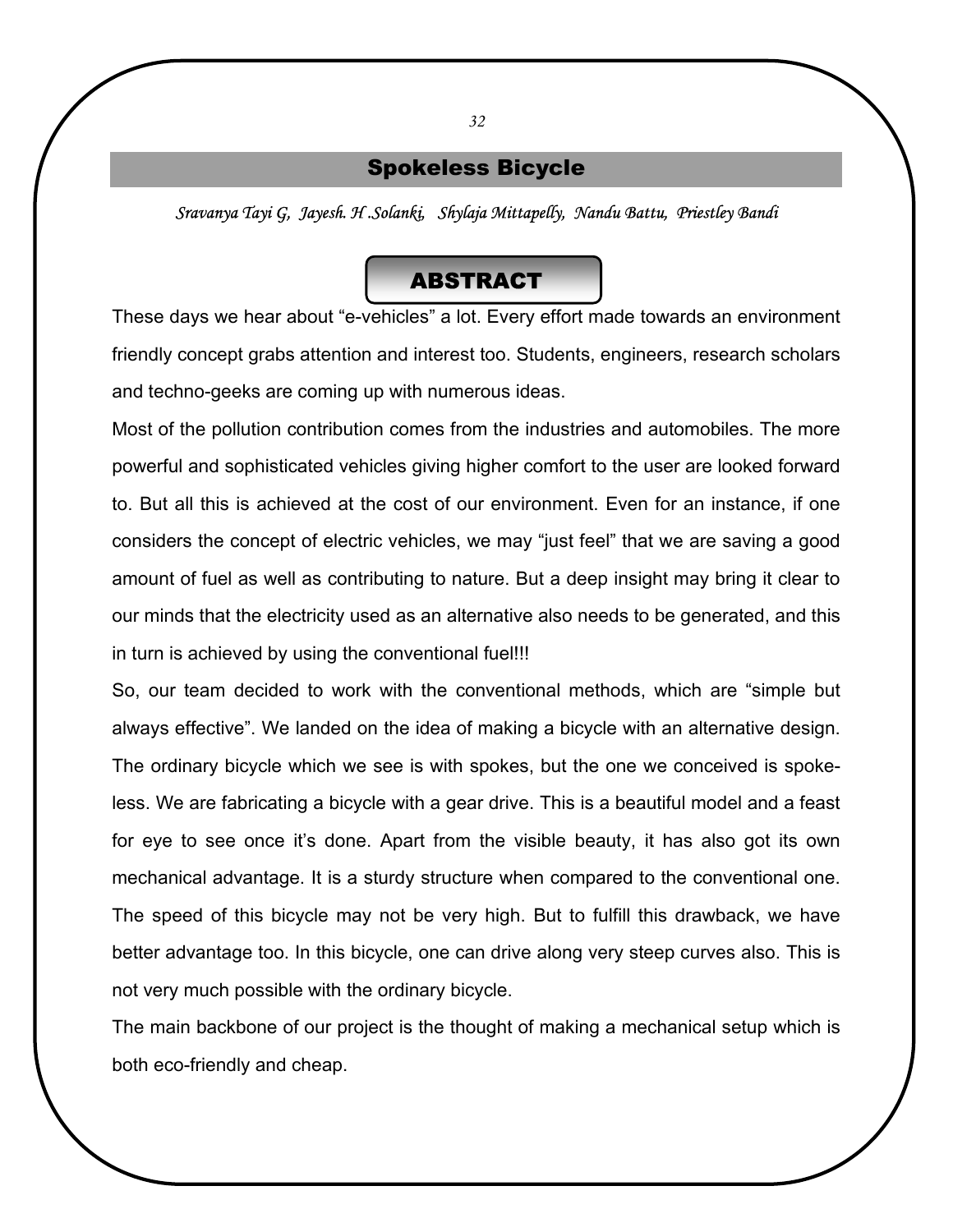# Spokeless Bicycle

*Sravanya Tayi G, Jayesh. H .Solanki, Shylaja Mittapelly, Nandu Battu, Priestley Bandi*

## ABSTRACT

These days we hear about "e-vehicles" a lot. Every effort made towards an environment friendly concept grabs attention and interest too. Students, engineers, research scholars and techno-geeks are coming up with numerous ideas.

Most of the pollution contribution comes from the industries and automobiles. The more powerful and sophisticated vehicles giving higher comfort to the user are looked forward to. But all this is achieved at the cost of our environment. Even for an instance, if one considers the concept of electric vehicles, we may "just feel" that we are saving a good amount of fuel as well as contributing to nature. But a deep insight may bring it clear to our minds that the electricity used as an alternative also needs to be generated, and this in turn is achieved by using the conventional fuel!!!

So, our team decided to work with the conventional methods, which are "simple but always effective". We landed on the idea of making a bicycle with an alternative design. The ordinary bicycle which we see is with spokes, but the one we conceived is spoke-less. We are fabricating a bicycle with a gear drive. This is a beautiful model and a feast for eye to see once it's done. Apart from the visible beauty, it has also got its own mechanical advantage. It is a sturdy structure when compared to the conventional one. The speed of this bicycle may not be very high. But to fulfill this drawback, we have better advantage too. In this bicycle, one can drive along very steep curves also. This is not very much possible with the ordinary bicycle.

The main backbone of our project is the thought of making a mechanical setup which is both eco-friendly and cheap.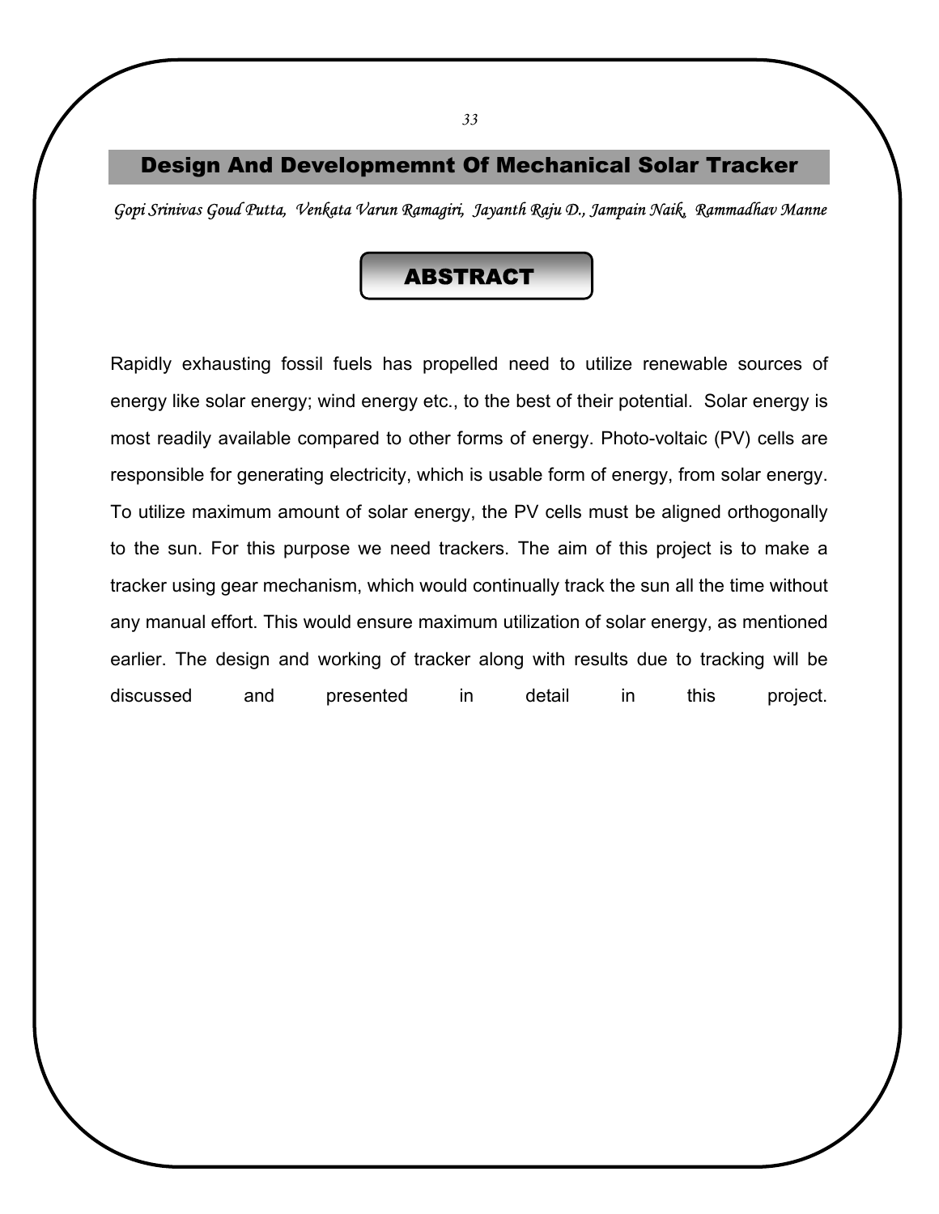## Design And Developmemnt Of Mechanical Solar Tracker

*Gopi Srinivas Goud Putta, Venkata Varun Ramagiri, Jayanth Raju D., Jampain Naik, Rammadhav Manne*

### ABSTRACT

Rapidly exhausting fossil fuels has propelled need to utilize renewable sources of energy like solar energy; wind energy etc., to the best of their potential. Solar energy is most readily available compared to other forms of energy. Photo-voltaic (PV) cells are responsible for generating electricity, which is usable form of energy, from solar energy. To utilize maximum amount of solar energy, the PV cells must be aligned orthogonally to the sun. For this purpose we need trackers. The aim of this project is to make a tracker using gear mechanism, which would continually track the sun all the time without any manual effort. This would ensure maximum utilization of solar energy, as mentioned earlier. The design and working of tracker along with results due to tracking will be discussed and presented in detail in this project.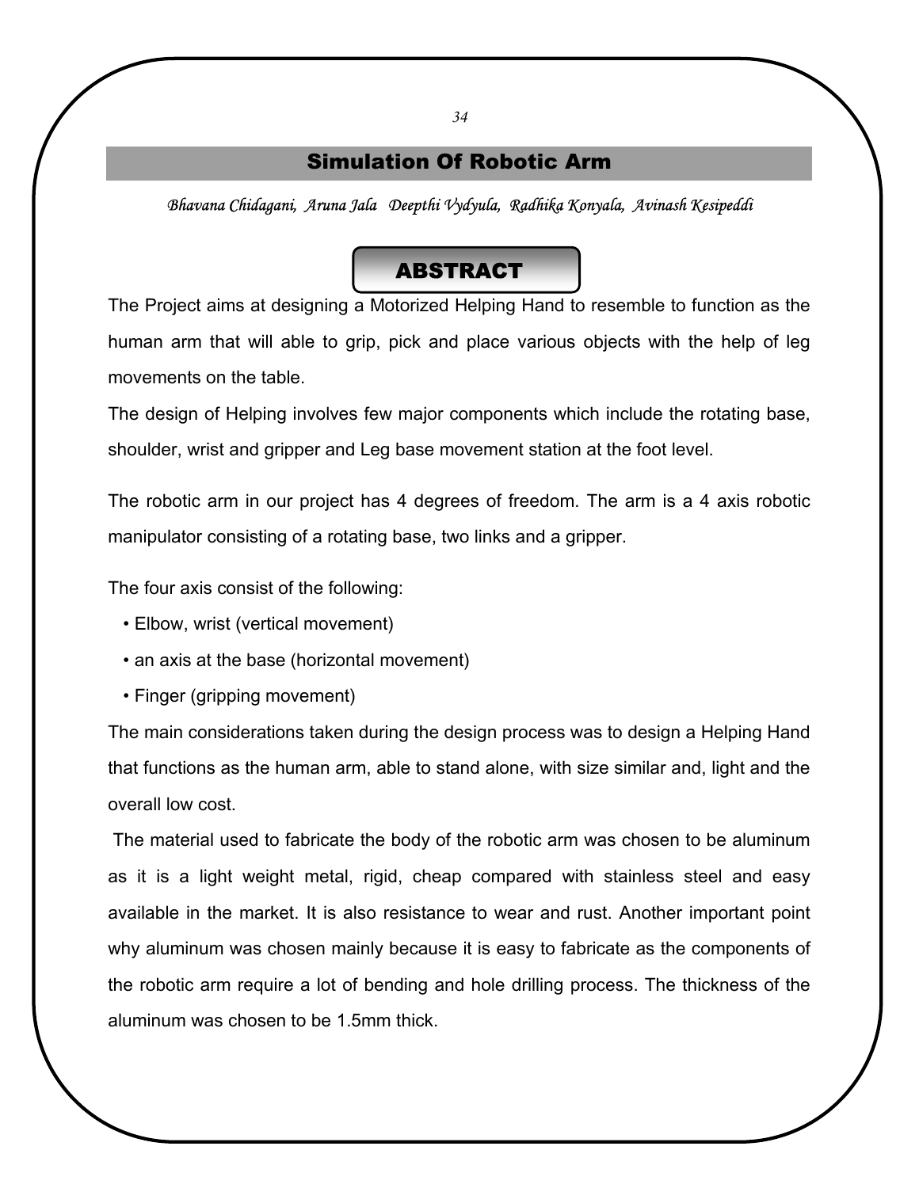# Simulation Of Robotic Arm

*Bhavana Chidagani, Aruna Jala Deepthi Vydyula, Radhika Konyala, Avinash Kesipeddi*

## ABSTRACT

The Project aims at designing a Motorized Helping Hand to resemble to function as the human arm that will able to grip, pick and place various objects with the help of leg movements on the table.

The design of Helping involves few major components which include the rotating base, shoulder, wrist and gripper and Leg base movement station at the foot level.

The robotic arm in our project has 4 degrees of freedom. The arm is a 4 axis robotic manipulator consisting of a rotating base, two links and a gripper.

The four axis consist of the following:

- Elbow, wrist (vertical movement)
- an axis at the base (horizontal movement)
- Finger (gripping movement)

The main considerations taken during the design process was to design a Helping Hand that functions as the human arm, able to stand alone, with size similar and, light and the overall low cost.

The material used to fabricate the body of the robotic arm was chosen to be aluminum as it is a light weight metal, rigid, cheap compared with stainless steel and easy available in the market. It is also resistance to wear and rust. Another important point why aluminum was chosen mainly because it is easy to fabricate as the components of the robotic arm require a lot of bending and hole drilling process. The thickness of the aluminum was chosen to be 1.5mm thick.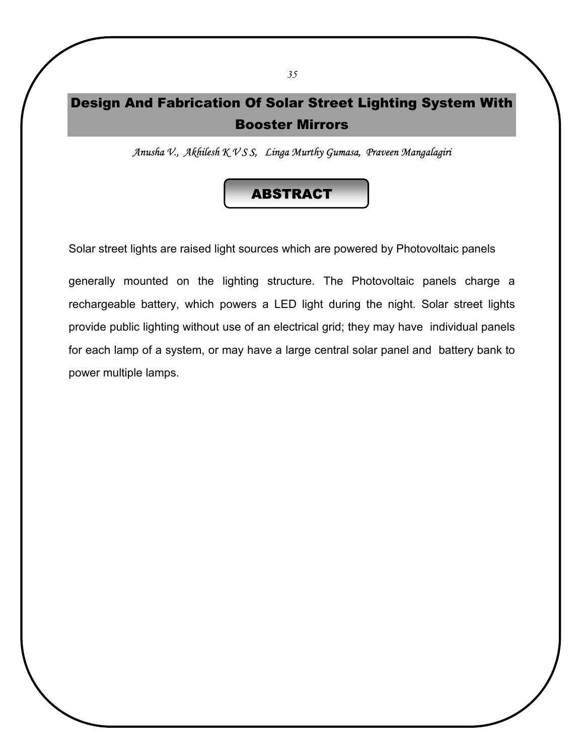# Design And Fabrication Of Solar Street Lighting System With Booster Mirrors

*Anusha V., Akhilesh K V S S, Linga Murthy Gumasa, Praveen Mangalagiri*

## ABSTRACT

Solar street lights are raised light sources which are powered by Photovoltaic panels generally mounted on the lighting structure. The Photovoltaic panels charge a rechargeable battery, which powers a LED light during the night. Solar street lights provide public lighting without use of an electrical grid; they may have individual panels for each lamp of a system, or may have a large central solar panel and battery bank to power multiple lamps.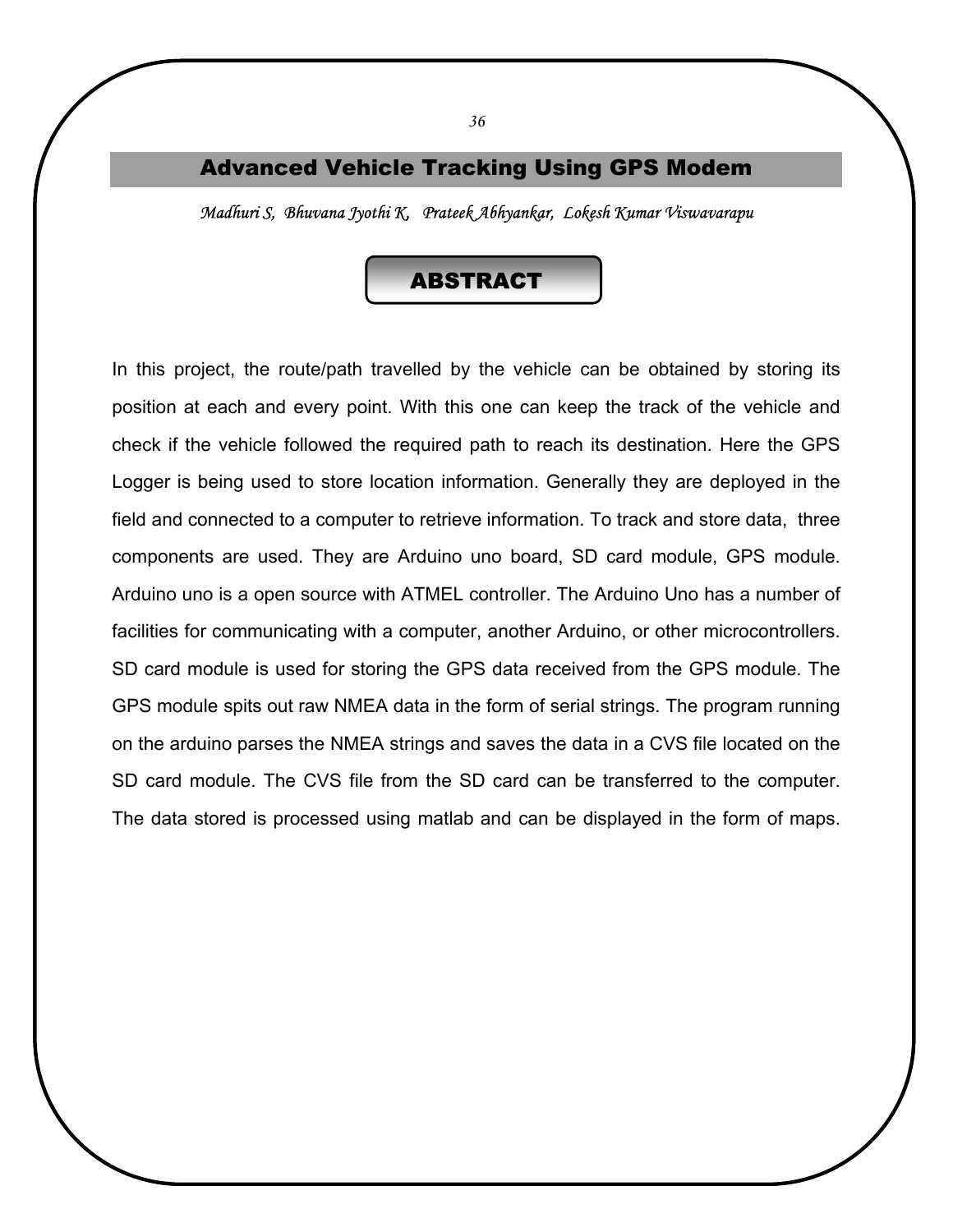# Advanced Vehicle Tracking Using GPS Modem

*Madhuri S, Bhuvana Jyothi K, Prateek Abhyankar, Lokesh Kumar Viswavarapu*

## ABSTRACT

In this project, the route/path travelled by the vehicle can be obtained by storing its position at each and every point. With this one can keep the track of the vehicle and check if the vehicle followed the required path to reach its destination. Here the GPS Logger is being used to store location information. Generally they are deployed in the field and connected to a computer to retrieve information. To track and store data, three components are used. They are Arduino uno board, SD card module, GPS module. Arduino uno is a open source with ATMEL controller. The Arduino Uno has a number of facilities for communicating with a computer, another Arduino, or other microcontrollers. SD card module is used for storing the GPS data received from the GPS module. The GPS module spits out raw NMEA data in the form of serial strings. The program running on the arduino parses the NMEA strings and saves the data in a CVS file located on the SD card module. The CVS file from the SD card can be transferred to the computer. The data stored is processed using matlab and can be displayed in the form of maps.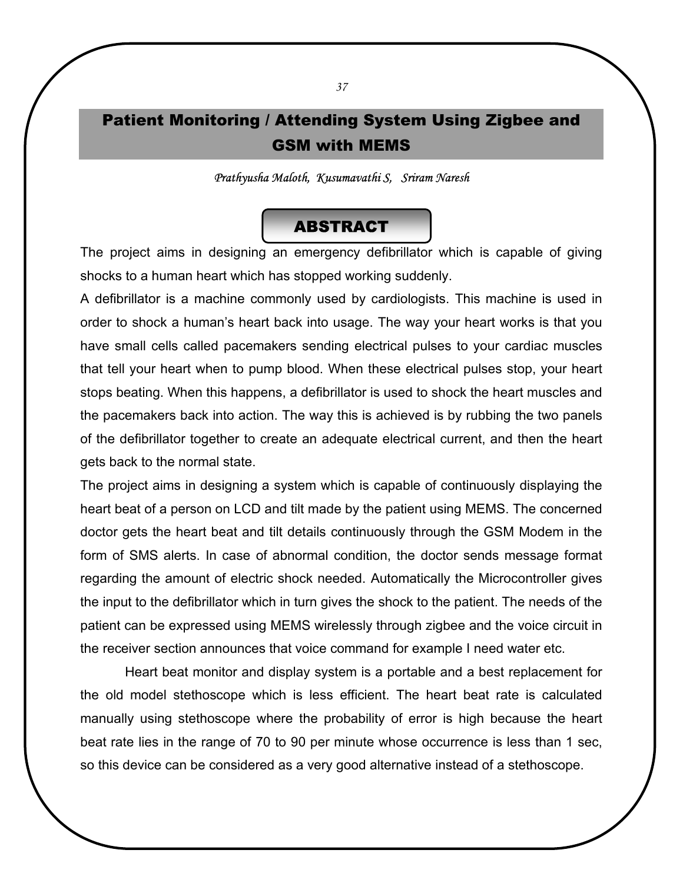# Patient Monitoring / Attending System Using Zigbee and GSM with MEMS

*Prathyusha Maloth, Kusumavathi S, Sriram Naresh*

## ABSTRACT

The project aims in designing an emergency defibrillator which is capable of giving shocks to a human heart which has stopped working suddenly.

A defibrillator is a machine commonly used by cardiologists. This machine is used in order to shock a human's heart back into usage. The way your heart works is that you have small cells called pacemakers sending electrical pulses to your cardiac muscles that tell your heart when to pump blood. When these electrical pulses stop, your heart stops beating. When this happens, a defibrillator is used to shock the heart muscles and the pacemakers back into action. The way this is achieved is by rubbing the two panels of the defibrillator together to create an adequate electrical current, and then the heart gets back to the normal state.

The project aims in designing a system which is capable of continuously displaying the heart beat of a person on LCD and tilt made by the patient using MEMS. The concerned doctor gets the heart beat and tilt details continuously through the GSM Modem in the form of SMS alerts. In case of abnormal condition, the doctor sends message format regarding the amount of electric shock needed. Automatically the Microcontroller gives the input to the defibrillator which in turn gives the shock to the patient. The needs of the patient can be expressed using MEMS wirelessly through zigbee and the voice circuit in the receiver section announces that voice command for example I need water etc.

Heart beat monitor and display system is a portable and a best replacement for the old model stethoscope which is less efficient. The heart beat rate is calculated manually using stethoscope where the probability of error is high because the heart beat rate lies in the range of 70 to 90 per minute whose occurrence is less than 1 sec, so this device can be considered as a very good alternative instead of a stethoscope.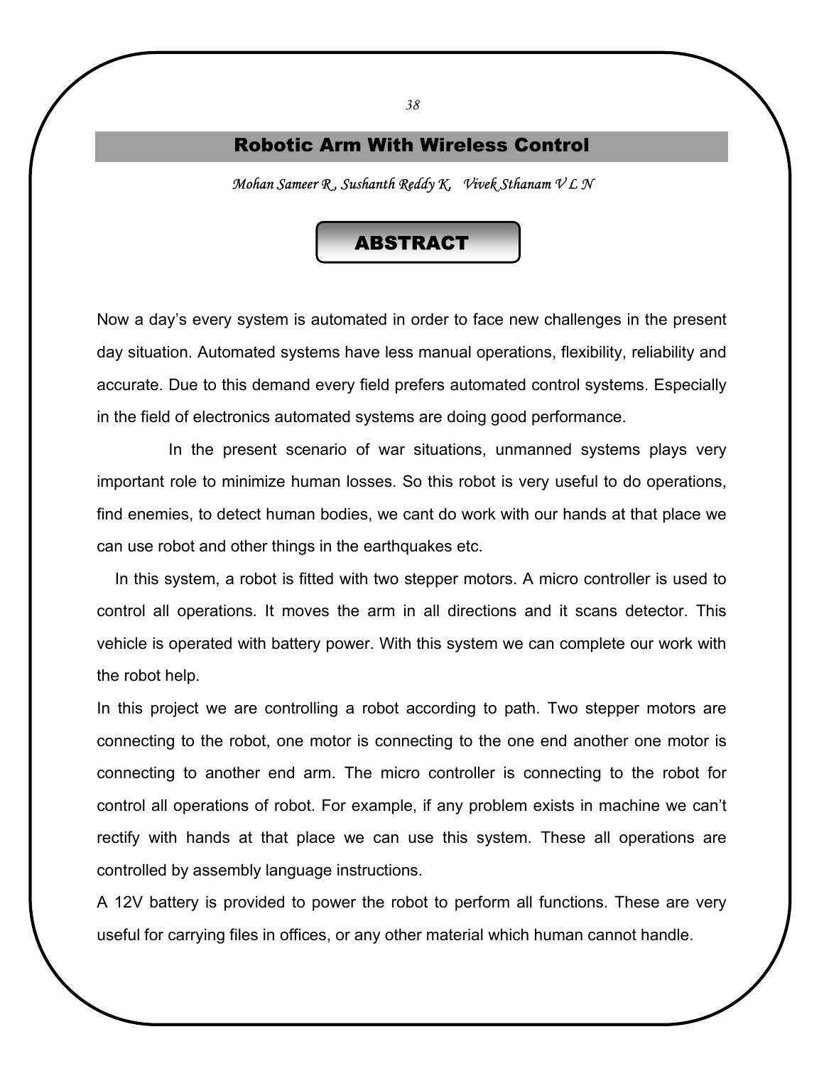## Robotic Arm With Wireless Control

*Mohan Sameer R , Sushanth Reddy K, Vivek Sthanam V L N*

### ABSTRACT

Now a day's every system is automated in order to face new challenges in the present day situation. Automated systems have less manual operations, flexibility, reliability and accurate. Due to this demand every field prefers automated control systems. Especially in the field of electronics automated systems are doing good performance.

In the present scenario of war situations, unmanned systems plays very important role to minimize human losses. So this robot is very useful to do operations, find enemies, to detect human bodies, we cant do work with our hands at that place we can use robot and other things in the earthquakes etc.

In this system, a robot is fitted with two stepper motors. A micro controller is used to control all operations. It moves the arm in all directions and it scans detector. This vehicle is operated with battery power. With this system we can complete our work with the robot help.

In this project we are controlling a robot according to path. Two stepper motors are connecting to the robot, one motor is connecting to the one end another one motor is connecting to another end arm. The micro controller is connecting to the robot for control all operations of robot. For example, if any problem exists in machine we can't rectify with hands at that place we can use this system. These all operations are controlled by assembly language instructions.

A 12V battery is provided to power the robot to perform all functions. These are very useful for carrying files in offices, or any other material which human cannot handle.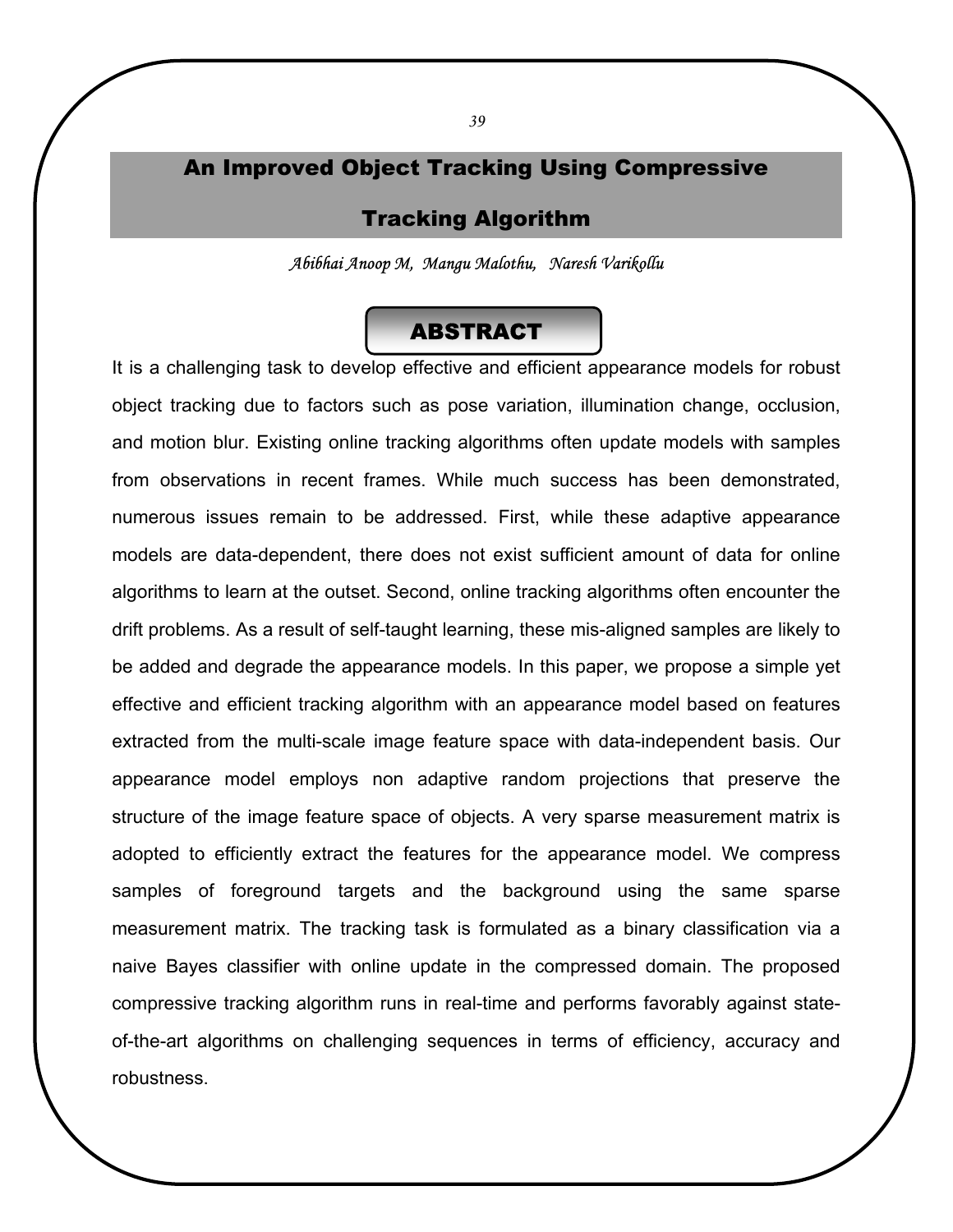# An Improved Object Tracking Using Compressive Tracking Algorithm

*Abibhai Anoop M, Mangu Malothu, Naresh Varikollu*

## ABSTRACT

It is a challenging task to develop effective and efficient appearance models for robust object tracking due to factors such as pose variation, illumination change, occlusion, and motion blur. Existing online tracking algorithms often update models with samples from observations in recent frames. While much success has been demonstrated, numerous issues remain to be addressed. First, while these adaptive appearance models are data-dependent, there does not exist sufficient amount of data for online algorithms to learn at the outset. Second, online tracking algorithms often encounter the drift problems. As a result of self-taught learning, these mis-aligned samples are likely to be added and degrade the appearance models. In this paper, we propose a simple yet effective and efficient tracking algorithm with an appearance model based on features extracted from the multi-scale image feature space with data-independent basis. Our appearance model employs non adaptive random projections that preserve the structure of the image feature space of objects. A very sparse measurement matrix is adopted to efficiently extract the features for the appearance model. We compress samples of foreground targets and the background using the same sparse measurement matrix. The tracking task is formulated as a binary classification via a naive Bayes classifier with online update in the compressed domain. The proposed compressive tracking algorithm runs in real-time and performs favorably against state-of-the-art algorithms on challenging sequences in terms of efficiency, accuracy and robustness.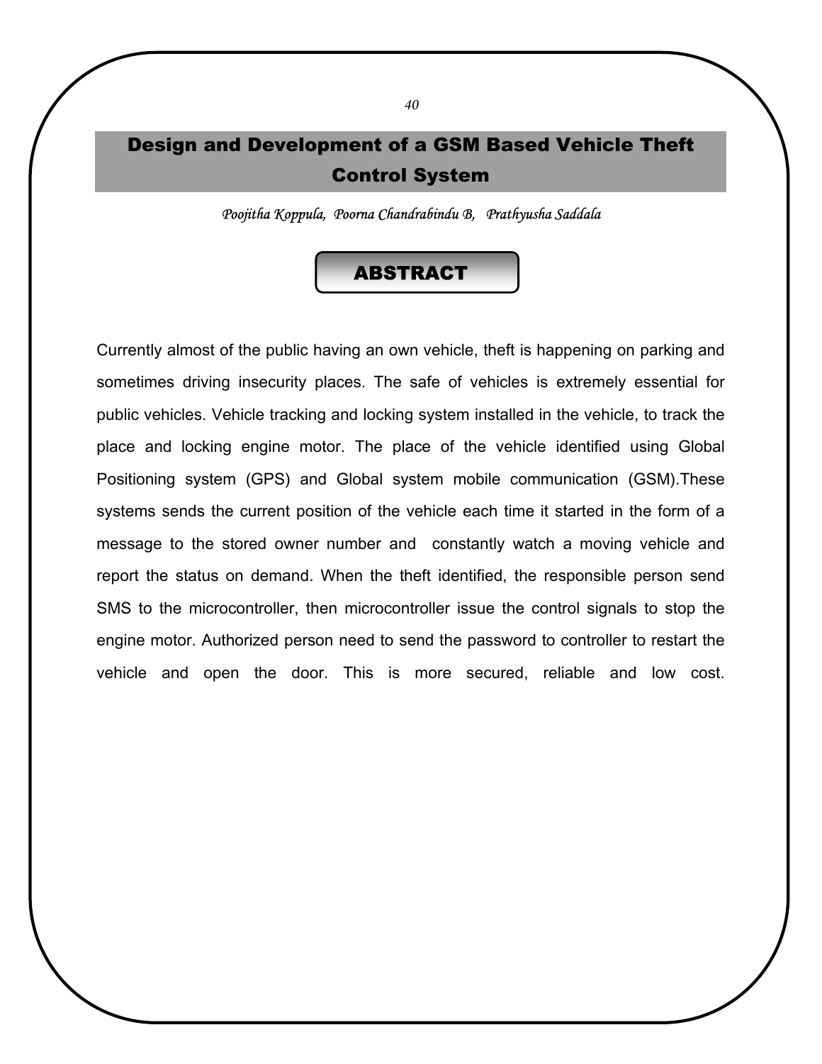# Design and Development of a GSM Based Vehicle Theft Control System

*Poojitha Koppula, Poorna Chandrabindu B, Prathyusha Saddala*

## ABSTRACT

Currently almost of the public having an own vehicle, theft is happening on parking and sometimes driving insecurity places. The safe of vehicles is extremely essential for public vehicles. Vehicle tracking and locking system installed in the vehicle, to track the place and locking engine motor. The place of the vehicle identified using Global Positioning system (GPS) and Global system mobile communication (GSM).These systems sends the current position of the vehicle each time it started in the form of a message to the stored owner number and constantly watch a moving vehicle and report the status on demand. When the theft identified, the responsible person send SMS to the microcontroller, then microcontroller issue the control signals to stop the engine motor. Authorized person need to send the password to controller to restart the vehicle and open the door. This is more secured, reliable and low cost.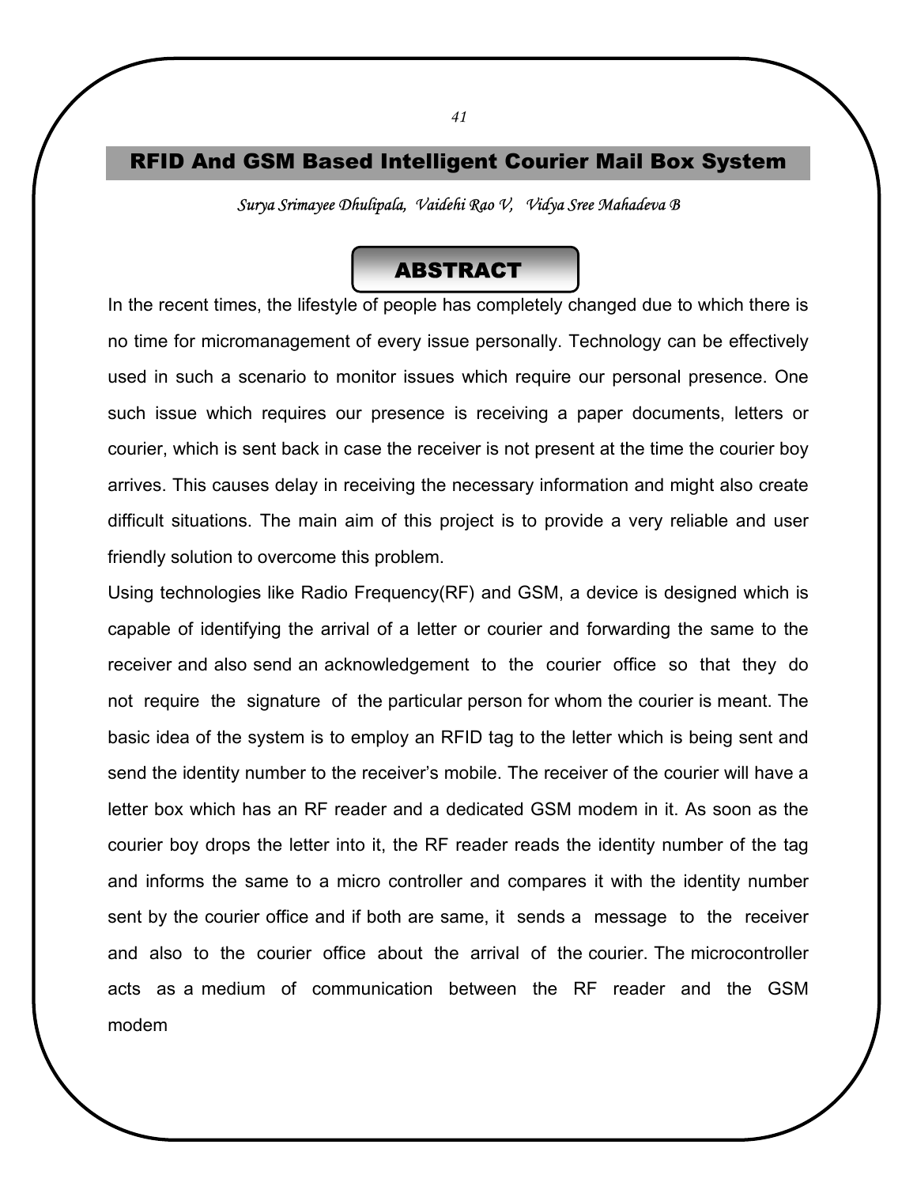# RFID And GSM Based Intelligent Courier Mail Box System

*Surya Srimayee Dhulipala, Vaidehi Rao V, Vidya Sree Mahadeva B*

## ABSTRACT

In the recent times, the lifestyle of people has completely changed due to which there is no time for micromanagement of every issue personally. Technology can be effectively used in such a scenario to monitor issues which require our personal presence. One such issue which requires our presence is receiving a paper documents, letters or courier, which is sent back in case the receiver is not present at the time the courier boy arrives. This causes delay in receiving the necessary information and might also create difficult situations. The main aim of this project is to provide a very reliable and user friendly solution to overcome this problem.

Using technologies like Radio Frequency(RF) and GSM, a device is designed which is capable of identifying the arrival of a letter or courier and forwarding the same to the receiver and also send an acknowledgement to the courier office so that they do not require the signature of the particular person for whom the courier is meant. The basic idea of the system is to employ an RFID tag to the letter which is being sent and send the identity number to the receiver's mobile. The receiver of the courier will have a letter box which has an RF reader and a dedicated GSM modem in it. As soon as the courier boy drops the letter into it, the RF reader reads the identity number of the tag and informs the same to a micro controller and compares it with the identity number sent by the courier office and if both are same, it sends a message to the receiver and also to the courier office about the arrival of the courier. The microcontroller acts as a medium of communication between the RF reader and the GSM modem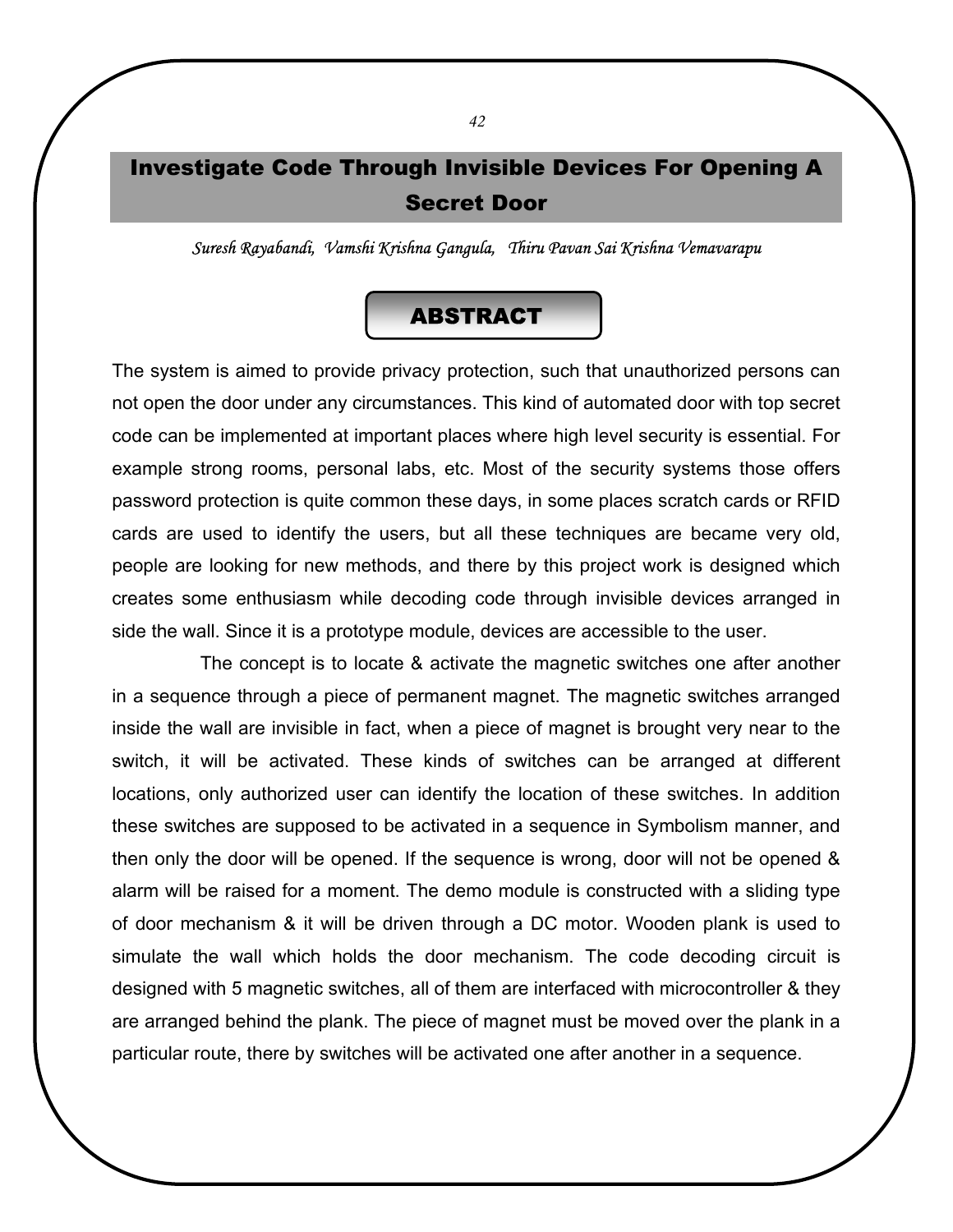# Investigate Code Through Invisible Devices For Opening A Secret Door

*Suresh Rayabandi, Vamshi Krishna Gangula, Thiru Pavan Sai Krishna Vemavarapu*

## ABSTRACT

The system is aimed to provide privacy protection, such that unauthorized persons can not open the door under any circumstances. This kind of automated door with top secret code can be implemented at important places where high level security is essential. For example strong rooms, personal labs, etc. Most of the security systems those offers password protection is quite common these days, in some places scratch cards or RFID cards are used to identify the users, but all these techniques are became very old, people are looking for new methods, and there by this project work is designed which creates some enthusiasm while decoding code through invisible devices arranged in side the wall. Since it is a prototype module, devices are accessible to the user.

The concept is to locate & activate the magnetic switches one after another in a sequence through a piece of permanent magnet. The magnetic switches arranged inside the wall are invisible in fact, when a piece of magnet is brought very near to the switch, it will be activated. These kinds of switches can be arranged at different locations, only authorized user can identify the location of these switches. In addition these switches are supposed to be activated in a sequence in Symbolism manner, and then only the door will be opened. If the sequence is wrong, door will not be opened & alarm will be raised for a moment. The demo module is constructed with a sliding type of door mechanism & it will be driven through a DC motor. Wooden plank is used to simulate the wall which holds the door mechanism. The code decoding circuit is designed with 5 magnetic switches, all of them are interfaced with microcontroller & they are arranged behind the plank. The piece of magnet must be moved over the plank in a particular route, there by switches will be activated one after another in a sequence.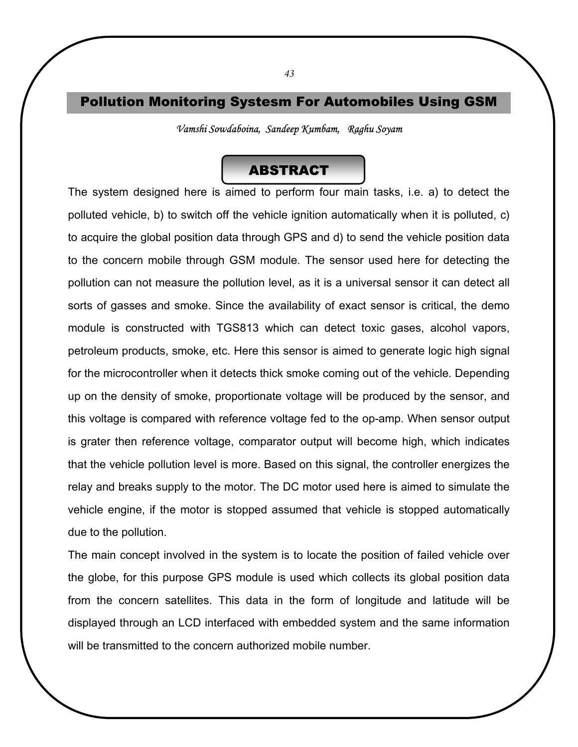# Pollution Monitoring Systesm For Automobiles Using GSM

*Vamshi Sowdaboina, Sandeep Kumbam, Raghu Soyam*

## ABSTRACT

The system designed here is aimed to perform four main tasks, i.e. a) to detect the polluted vehicle, b) to switch off the vehicle ignition automatically when it is polluted, c) to acquire the global position data through GPS and d) to send the vehicle position data to the concern mobile through GSM module. The sensor used here for detecting the pollution can not measure the pollution level, as it is a universal sensor it can detect all sorts of gasses and smoke. Since the availability of exact sensor is critical, the demo module is constructed with TGS813 which can detect toxic gases, alcohol vapors, petroleum products, smoke, etc. Here this sensor is aimed to generate logic high signal for the microcontroller when it detects thick smoke coming out of the vehicle. Depending up on the density of smoke, proportionate voltage will be produced by the sensor, and this voltage is compared with reference voltage fed to the op-amp. When sensor output is grater then reference voltage, comparator output will become high, which indicates that the vehicle pollution level is more. Based on this signal, the controller energizes the relay and breaks supply to the motor. The DC motor used here is aimed to simulate the vehicle engine, if the motor is stopped assumed that vehicle is stopped automatically due to the pollution.

The main concept involved in the system is to locate the position of failed vehicle over the globe, for this purpose GPS module is used which collects its global position data from the concern satellites. This data in the form of longitude and latitude will be displayed through an LCD interfaced with embedded system and the same information will be transmitted to the concern authorized mobile number.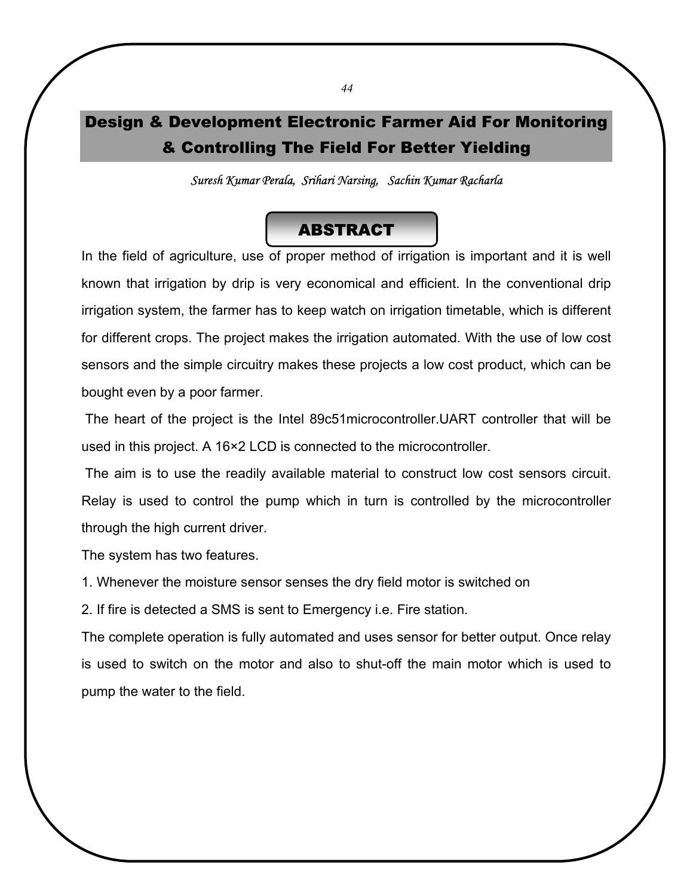# Design & Development Electronic Farmer Aid For Monitoring & Controlling The Field For Better Yielding

*Suresh Kumar Perala, Srihari Narsing, Sachin Kumar Racharla*

## ABSTRACT

In the field of agriculture, use of proper method of irrigation is important and it is well known that irrigation by drip is very economical and efficient. In the conventional drip irrigation system, the farmer has to keep watch on irrigation timetable, which is different for different crops. The project makes the irrigation automated. With the use of low cost sensors and the simple circuitry makes these projects a low cost product, which can be bought even by a poor farmer.

The heart of the project is the Intel 89c51microcontroller.UART controller that will be used in this project. A 16×2 LCD is connected to the microcontroller.

The aim is to use the readily available material to construct low cost sensors circuit. Relay is used to control the pump which in turn is controlled by the microcontroller through the high current driver.

The system has two features.

1. Whenever the moisture sensor senses the dry field motor is switched on
2. If fire is detected a SMS is sent to Emergency i.e. Fire station.

The complete operation is fully automated and uses sensor for better output. Once relay is used to switch on the motor and also to shut-off the main motor which is used to pump the water to the field.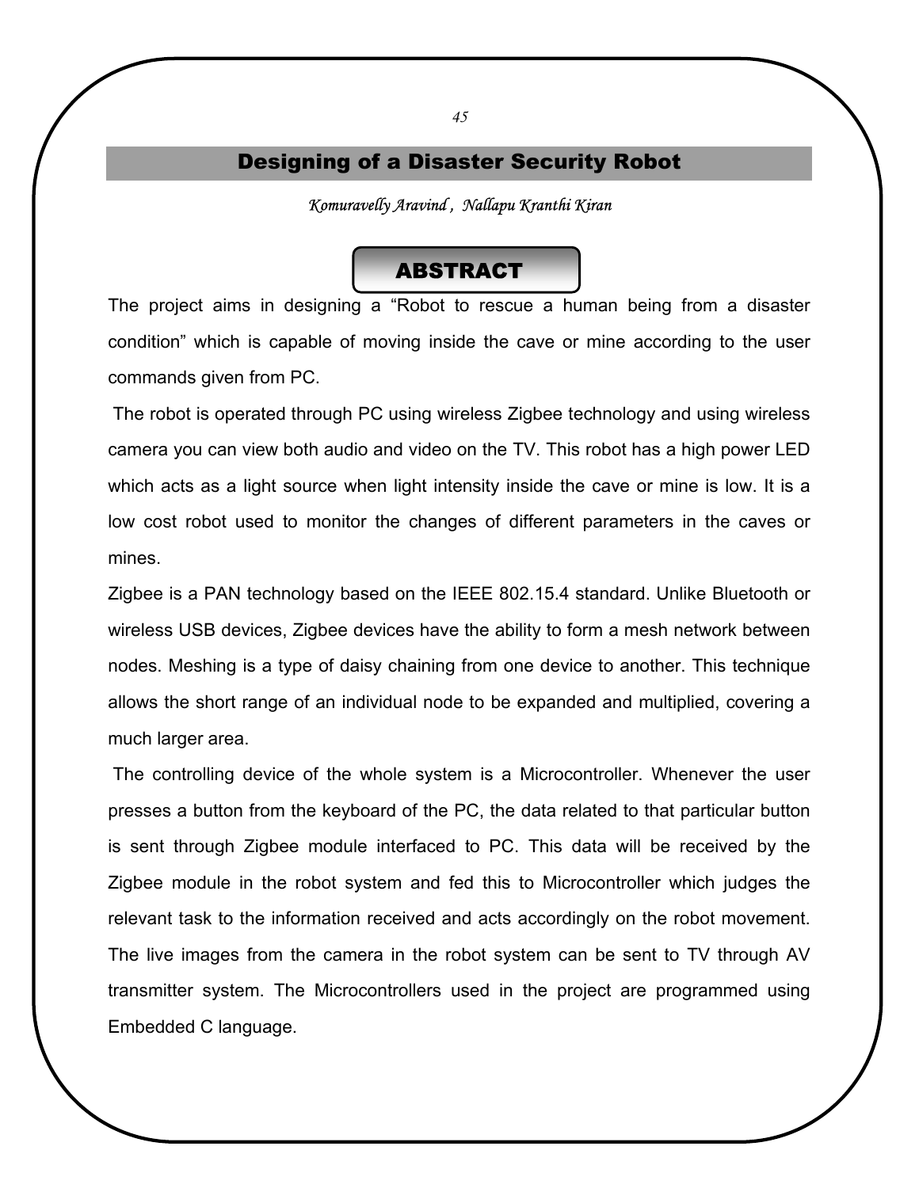## Designing of a Disaster Security Robot

*Komuravelly Aravind , Nallapu Kranthi Kiran*

### ABSTRACT

The project aims in designing a “Robot to rescue a human being from a disaster condition” which is capable of moving inside the cave or mine according to the user commands given from PC.

The robot is operated through PC using wireless Zigbee technology and using wireless camera you can view both audio and video on the TV. This robot has a high power LED which acts as a light source when light intensity inside the cave or mine is low. It is a low cost robot used to monitor the changes of different parameters in the caves or mines.

Zigbee is a PAN technology based on the IEEE 802.15.4 standard. Unlike Bluetooth or wireless USB devices, Zigbee devices have the ability to form a mesh network between nodes. Meshing is a type of daisy chaining from one device to another. This technique allows the short range of an individual node to be expanded and multiplied, covering a much larger area.

The controlling device of the whole system is a Microcontroller. Whenever the user presses a button from the keyboard of the PC, the data related to that particular button is sent through Zigbee module interfaced to PC. This data will be received by the Zigbee module in the robot system and fed this to Microcontroller which judges the relevant task to the information received and acts accordingly on the robot movement. The live images from the camera in the robot system can be sent to TV through AV transmitter system. The Microcontrollers used in the project are programmed using Embedded C language.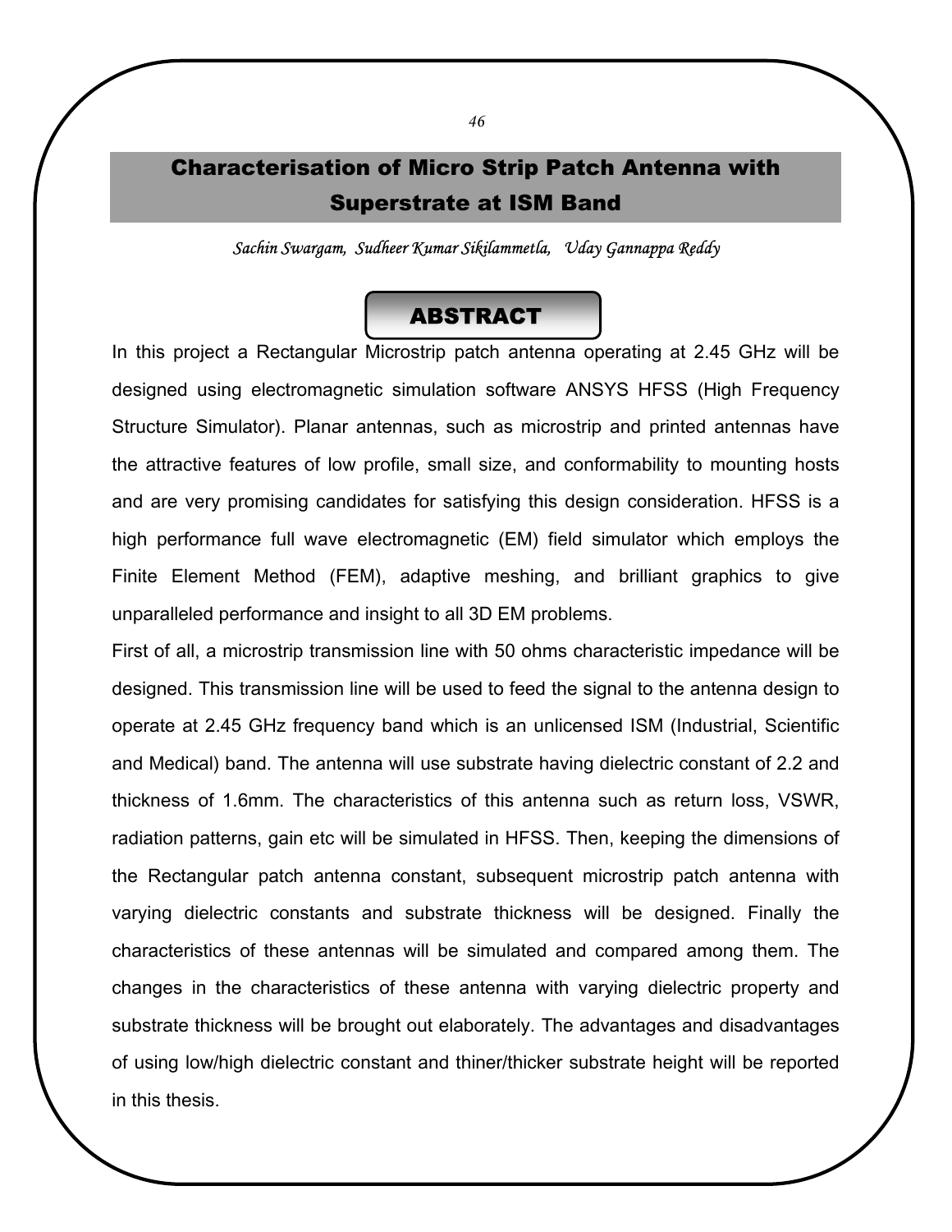# Characterisation of Micro Strip Patch Antenna with Superstrate at ISM Band

*Sachin Swargam, Sudheer Kumar Sikilammetla, Uday Gannappa Reddy*

## ABSTRACT

In this project a Rectangular Microstrip patch antenna operating at 2.45 GHz will be designed using electromagnetic simulation software ANSYS HFSS (High Frequency Structure Simulator). Planar antennas, such as microstrip and printed antennas have the attractive features of low profile, small size, and conformability to mounting hosts and are very promising candidates for satisfying this design consideration. HFSS is a high performance full wave electromagnetic (EM) field simulator which employs the Finite Element Method (FEM), adaptive meshing, and brilliant graphics to give unparalleled performance and insight to all 3D EM problems.

First of all, a microstrip transmission line with 50 ohms characteristic impedance will be designed. This transmission line will be used to feed the signal to the antenna design to operate at 2.45 GHz frequency band which is an unlicensed ISM (Industrial, Scientific and Medical) band. The antenna will use substrate having dielectric constant of 2.2 and thickness of 1.6mm. The characteristics of this antenna such as return loss, VSWR, radiation patterns, gain etc will be simulated in HFSS. Then, keeping the dimensions of the Rectangular patch antenna constant, subsequent microstrip patch antenna with varying dielectric constants and substrate thickness will be designed. Finally the characteristics of these antennas will be simulated and compared among them. The changes in the characteristics of these antenna with varying dielectric property and substrate thickness will be brought out elaborately. The advantages and disadvantages of using low/high dielectric constant and thiner/thicker substrate height will be reported in this thesis.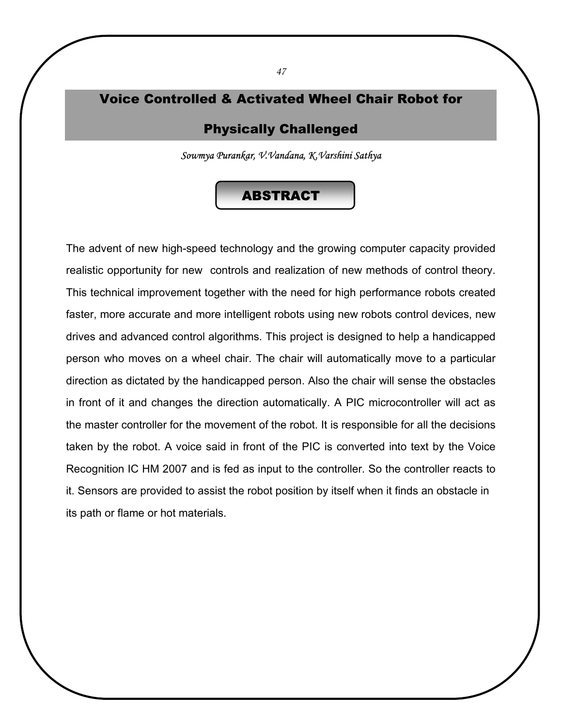# Voice Controlled & Activated Wheel Chair Robot for Physically Challenged

*Sowmya Purankar, V.Vandana, K.Varshini Sathya*

## ABSTRACT

The advent of new high-speed technology and the growing computer capacity provided realistic opportunity for new controls and realization of new methods of control theory. This technical improvement together with the need for high performance robots created faster, more accurate and more intelligent robots using new robots control devices, new drives and advanced control algorithms. This project is designed to help a handicapped person who moves on a wheel chair. The chair will automatically move to a particular direction as dictated by the handicapped person. Also the chair will sense the obstacles in front of it and changes the direction automatically. A PIC microcontroller will act as the master controller for the movement of the robot. It is responsible for all the decisions taken by the robot. A voice said in front of the PIC is converted into text by the Voice Recognition IC HM 2007 and is fed as input to the controller. So the controller reacts to it. Sensors are provided to assist the robot position by itself when it finds an obstacle in its path or flame or hot materials.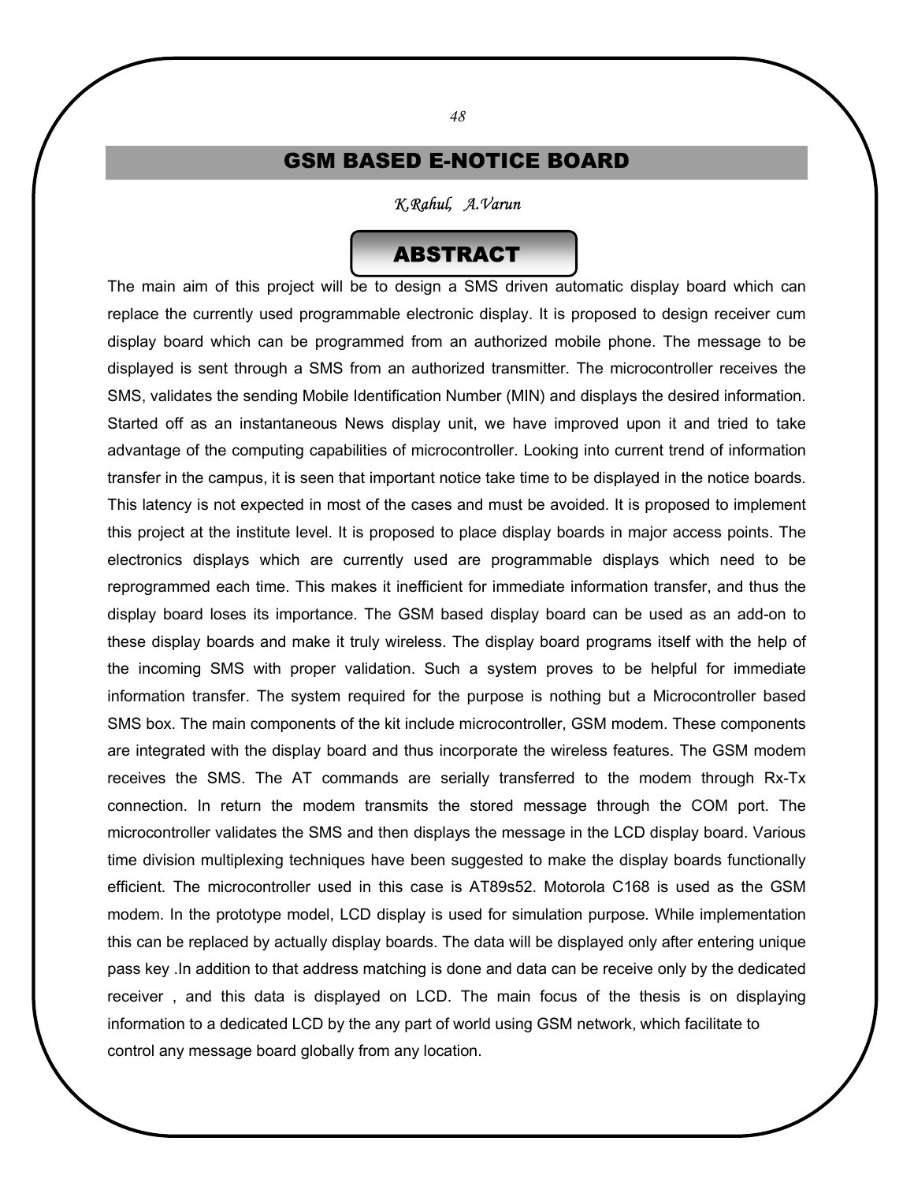# GSM BASED E-NOTICE BOARD

*K.Rahul, A.Varun*

## ABSTRACT

The main aim of this project will be to design a SMS driven automatic display board which can replace the currently used programmable electronic display. It is proposed to design receiver cum display board which can be programmed from an authorized mobile phone. The message to be displayed is sent through a SMS from an authorized transmitter. The microcontroller receives the SMS, validates the sending Mobile Identification Number (MIN) and displays the desired information. Started off as an instantaneous News display unit, we have improved upon it and tried to take advantage of the computing capabilities of microcontroller. Looking into current trend of information transfer in the campus, it is seen that important notice take time to be displayed in the notice boards. This latency is not expected in most of the cases and must be avoided. It is proposed to implement this project at the institute level. It is proposed to place display boards in major access points. The electronics displays which are currently used are programmable displays which need to be reprogrammed each time. This makes it inefficient for immediate information transfer, and thus the display board loses its importance. The GSM based display board can be used as an add-on to these display boards and make it truly wireless. The display board programs itself with the help of the incoming SMS with proper validation. Such a system proves to be helpful for immediate information transfer. The system required for the purpose is nothing but a Microcontroller based SMS box. The main components of the kit include microcontroller, GSM modem. These components are integrated with the display board and thus incorporate the wireless features. The GSM modem receives the SMS. The AT commands are serially transferred to the modem through Rx-Tx connection. In return the modem transmits the stored message through the COM port. The microcontroller validates the SMS and then displays the message in the LCD display board. Various time division multiplexing techniques have been suggested to make the display boards functionally efficient. The microcontroller used in this case is AT89s52. Motorola C168 is used as the GSM modem. In the prototype model, LCD display is used for simulation purpose. While implementation this can be replaced by actually display boards. The data will be displayed only after entering unique pass key .In addition to that address matching is done and data can be receive only by the dedicated receiver , and this data is displayed on LCD. The main focus of the thesis is on displaying information to a dedicated LCD by the any part of world using GSM network, which facilitate to control any message board globally from any location.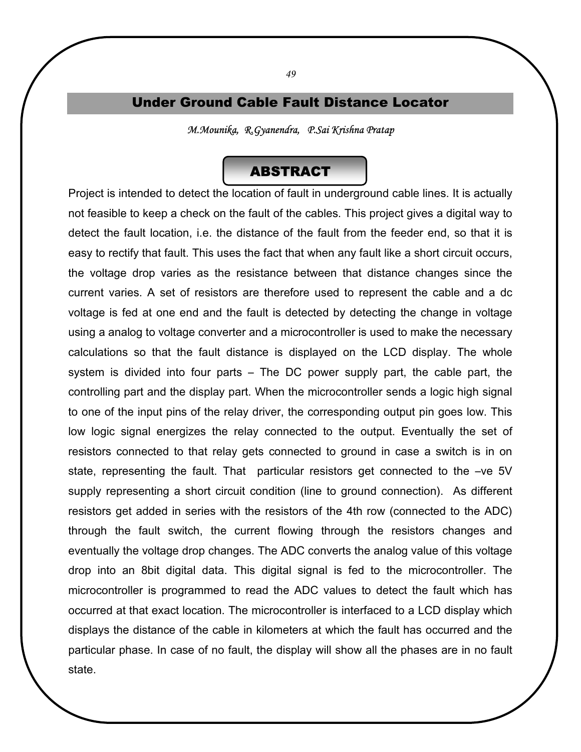# Under Ground Cable Fault Distance Locator

*M.Mounika, R.Gyanendra, P.Sai Krishna Pratap*

## ABSTRACT

Project is intended to detect the location of fault in underground cable lines. It is actually not feasible to keep a check on the fault of the cables. This project gives a digital way to detect the fault location, i.e. the distance of the fault from the feeder end, so that it is easy to rectify that fault. This uses the fact that when any fault like a short circuit occurs, the voltage drop varies as the resistance between that distance changes since the current varies. A set of resistors are therefore used to represent the cable and a dc voltage is fed at one end and the fault is detected by detecting the change in voltage using a analog to voltage converter and a microcontroller is used to make the necessary calculations so that the fault distance is displayed on the LCD display. The whole system is divided into four parts – The DC power supply part, the cable part, the controlling part and the display part. When the microcontroller sends a logic high signal to one of the input pins of the relay driver, the corresponding output pin goes low. This low logic signal energizes the relay connected to the output. Eventually the set of resistors connected to that relay gets connected to ground in case a switch is in on state, representing the fault. That particular resistors get connected to the –ve 5V supply representing a short circuit condition (line to ground connection). As different resistors get added in series with the resistors of the 4th row (connected to the ADC) through the fault switch, the current flowing through the resistors changes and eventually the voltage drop changes. The ADC converts the analog value of this voltage drop into an 8bit digital data. This digital signal is fed to the microcontroller. The microcontroller is programmed to read the ADC values to detect the fault which has occurred at that exact location. The microcontroller is interfaced to a LCD display which displays the distance of the cable in kilometers at which the fault has occurred and the particular phase. In case of no fault, the display will show all the phases are in no fault state.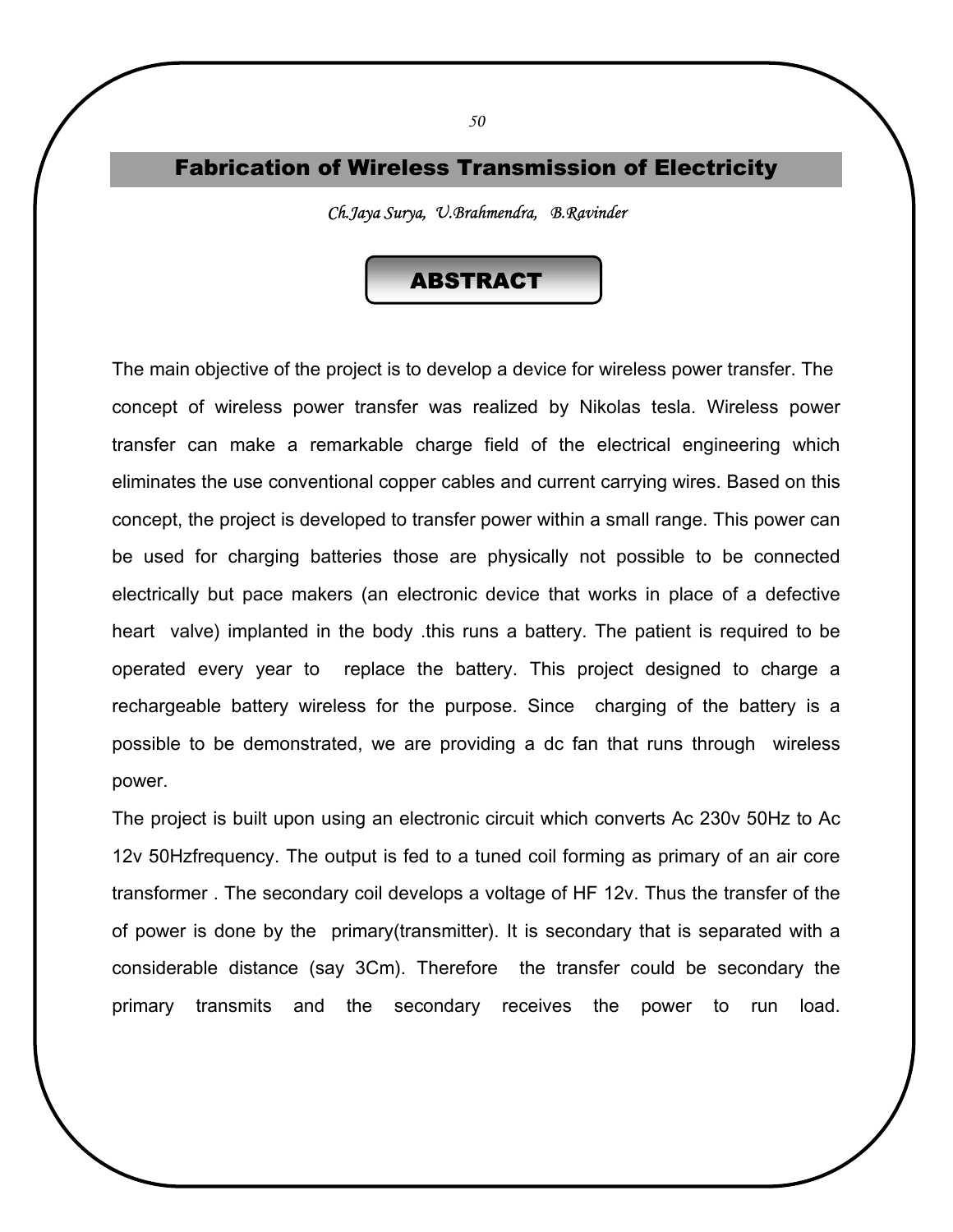## Fabrication of Wireless Transmission of Electricity

*Ch.Jaya Surya, U.Brahmendra, B.Ravinder*

### ABSTRACT

The main objective of the project is to develop a device for wireless power transfer. The concept of wireless power transfer was realized by Nikolas tesla. Wireless power transfer can make a remarkable charge field of the electrical engineering which eliminates the use conventional copper cables and current carrying wires. Based on this concept, the project is developed to transfer power within a small range. This power can be used for charging batteries those are physically not possible to be connected electrically but pace makers (an electronic device that works in place of a defective heart valve) implanted in the body .this runs a battery. The patient is required to be operated every year to replace the battery. This project designed to charge a rechargeable battery wireless for the purpose. Since charging of the battery is a possible to be demonstrated, we are providing a dc fan that runs through wireless power.

The project is built upon using an electronic circuit which converts Ac 230v 50Hz to Ac 12v 50Hzfrequency. The output is fed to a tuned coil forming as primary of an air core transformer . The secondary coil develops a voltage of HF 12v. Thus the transfer of the of power is done by the primary(transmitter). It is secondary that is separated with a considerable distance (say 3Cm). Therefore the transfer could be secondary the primary transmits and the secondary receives the power to run load.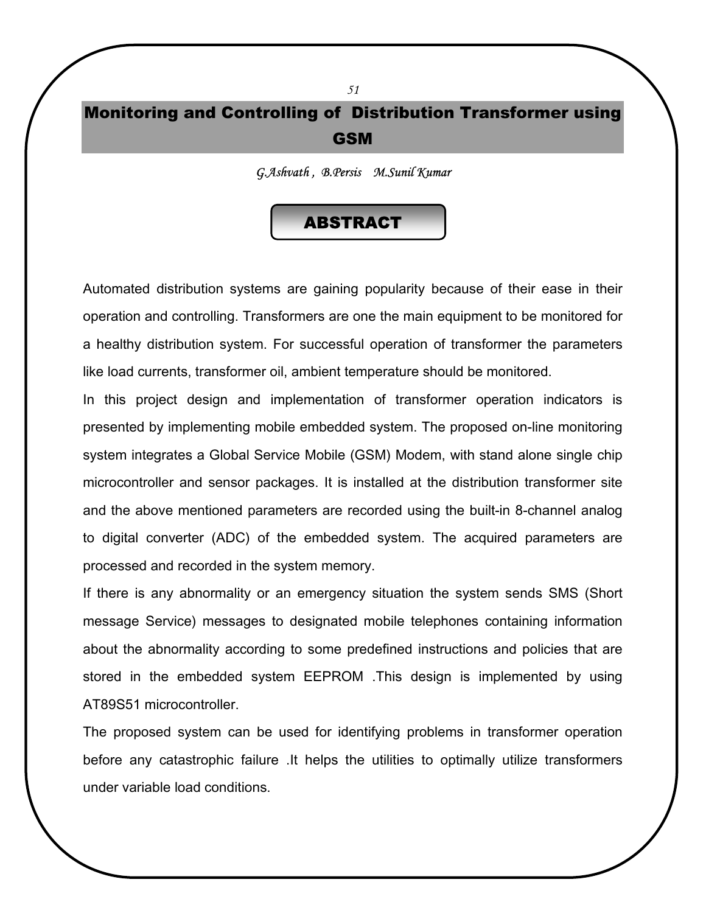# Monitoring and Controlling of Distribution Transformer using GSM

*G.Ashvath , B.Persis M.Sunil Kumar*

## ABSTRACT

Automated distribution systems are gaining popularity because of their ease in their operation and controlling. Transformers are one the main equipment to be monitored for a healthy distribution system. For successful operation of transformer the parameters like load currents, transformer oil, ambient temperature should be monitored.

In this project design and implementation of transformer operation indicators is presented by implementing mobile embedded system. The proposed on-line monitoring system integrates a Global Service Mobile (GSM) Modem, with stand alone single chip microcontroller and sensor packages. It is installed at the distribution transformer site and the above mentioned parameters are recorded using the built-in 8-channel analog to digital converter (ADC) of the embedded system. The acquired parameters are processed and recorded in the system memory.

If there is any abnormality or an emergency situation the system sends SMS (Short message Service) messages to designated mobile telephones containing information about the abnormality according to some predefined instructions and policies that are stored in the embedded system EEPROM .This design is implemented by using AT89S51 microcontroller.

The proposed system can be used for identifying problems in transformer operation before any catastrophic failure .It helps the utilities to optimally utilize transformers under variable load conditions.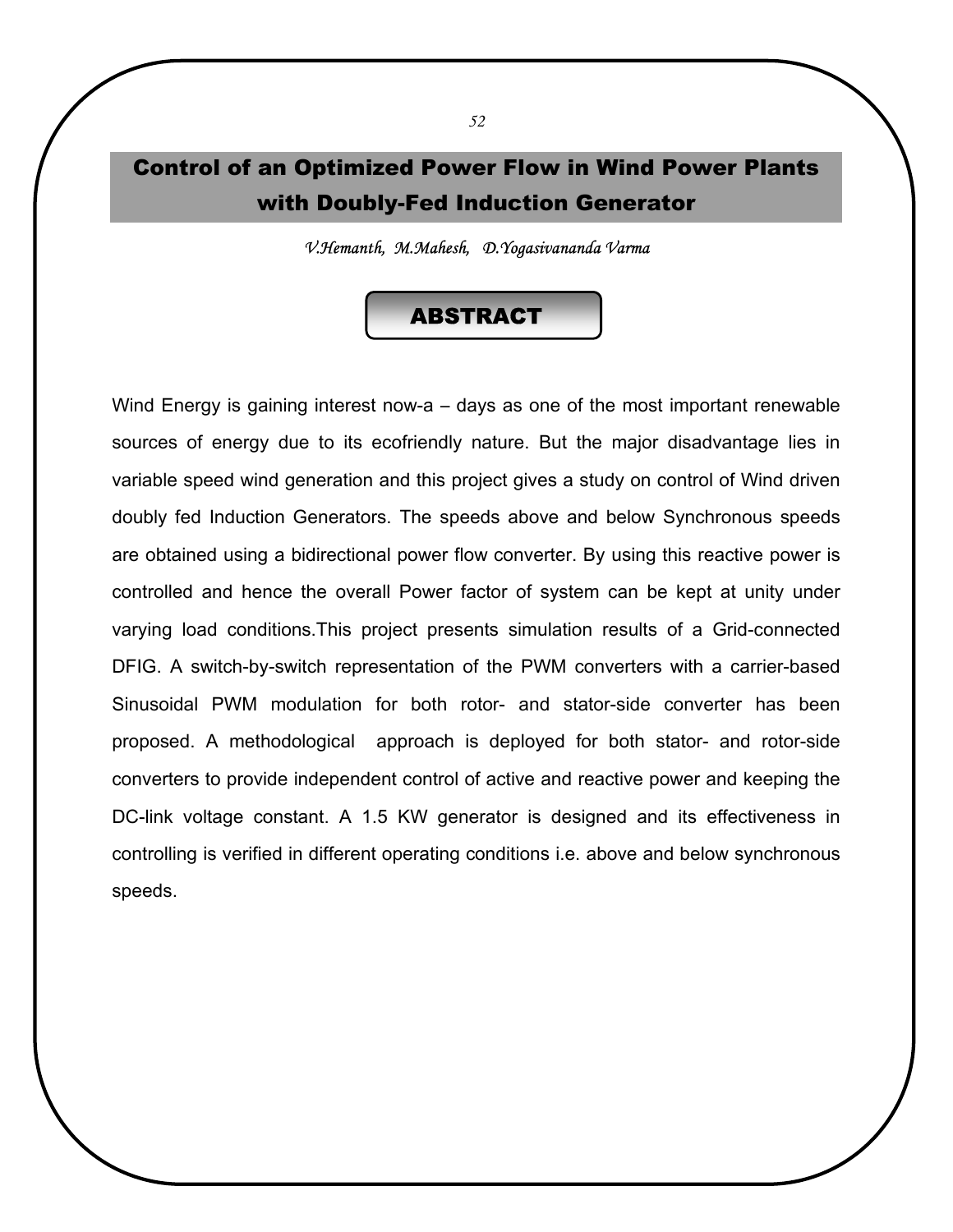# Control of an Optimized Power Flow in Wind Power Plants with Doubly-Fed Induction Generator

*V.Hemanth, M.Mahesh, D.Yogasivananda Varma*

## ABSTRACT

Wind Energy is gaining interest now-a – days as one of the most important renewable sources of energy due to its ecofriendly nature. But the major disadvantage lies in variable speed wind generation and this project gives a study on control of Wind driven doubly fed Induction Generators. The speeds above and below Synchronous speeds are obtained using a bidirectional power flow converter. By using this reactive power is controlled and hence the overall Power factor of system can be kept at unity under varying load conditions.This project presents simulation results of a Grid-connected DFIG. A switch-by-switch representation of the PWM converters with a carrier-based Sinusoidal PWM modulation for both rotor- and stator-side converter has been proposed. A methodological approach is deployed for both stator- and rotor-side converters to provide independent control of active and reactive power and keeping the DC-link voltage constant. A 1.5 KW generator is designed and its effectiveness in controlling is verified in different operating conditions i.e. above and below synchronous speeds.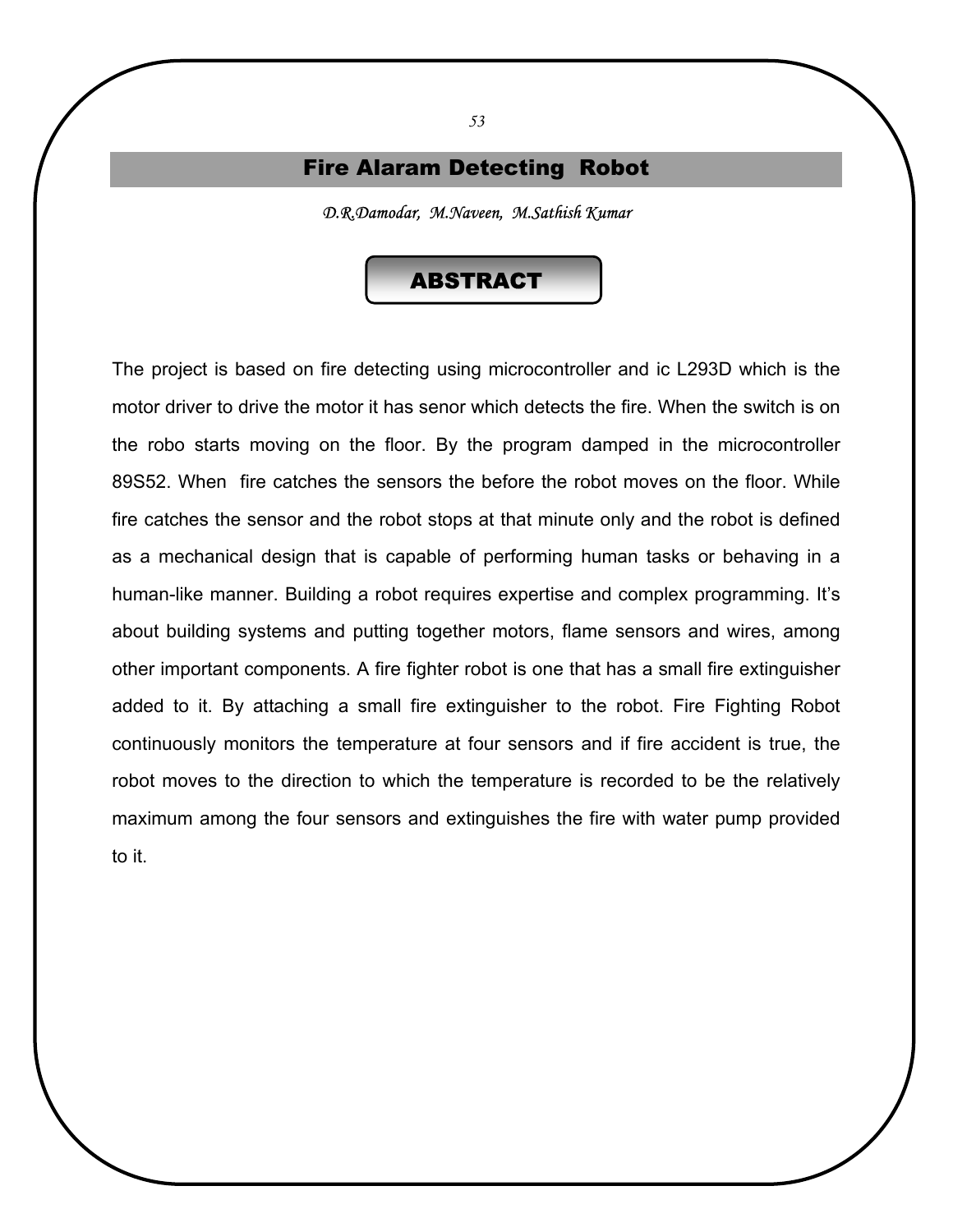# Fire Alaram Detecting Robot

*D.R.Damodar, M.Naveen, M.Sathish Kumar*

## ABSTRACT

The project is based on fire detecting using microcontroller and ic L293D which is the motor driver to drive the motor it has senor which detects the fire. When the switch is on the robo starts moving on the floor. By the program damped in the microcontroller 89S52. When fire catches the sensors the before the robot moves on the floor. While fire catches the sensor and the robot stops at that minute only and the robot is defined as a mechanical design that is capable of performing human tasks or behaving in a human-like manner. Building a robot requires expertise and complex programming. It's about building systems and putting together motors, flame sensors and wires, among other important components. A fire fighter robot is one that has a small fire extinguisher added to it. By attaching a small fire extinguisher to the robot. Fire Fighting Robot continuously monitors the temperature at four sensors and if fire accident is true, the robot moves to the direction to which the temperature is recorded to be the relatively maximum among the four sensors and extinguishes the fire with water pump provided to it.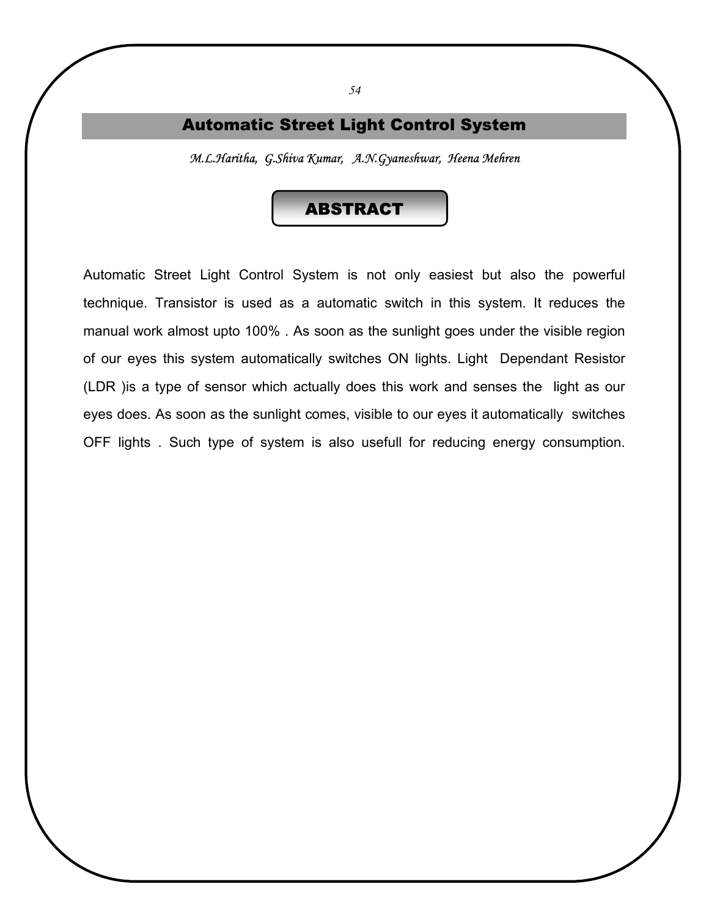# Automatic Street Light Control System

*M.L.Haritha, G.Shiva Kumar, A.N.Gyaneshwar, Heena Mehren*

## ABSTRACT

Automatic Street Light Control System is not only easiest but also the powerful technique. Transistor is used as a automatic switch in this system. It reduces the manual work almost upto 100% . As soon as the sunlight goes under the visible region of our eyes this system automatically switches ON lights. Light Dependant Resistor (LDR )is a type of sensor which actually does this work and senses the light as our eyes does. As soon as the sunlight comes, visible to our eyes it automatically switches OFF lights . Such type of system is also usefull for reducing energy consumption.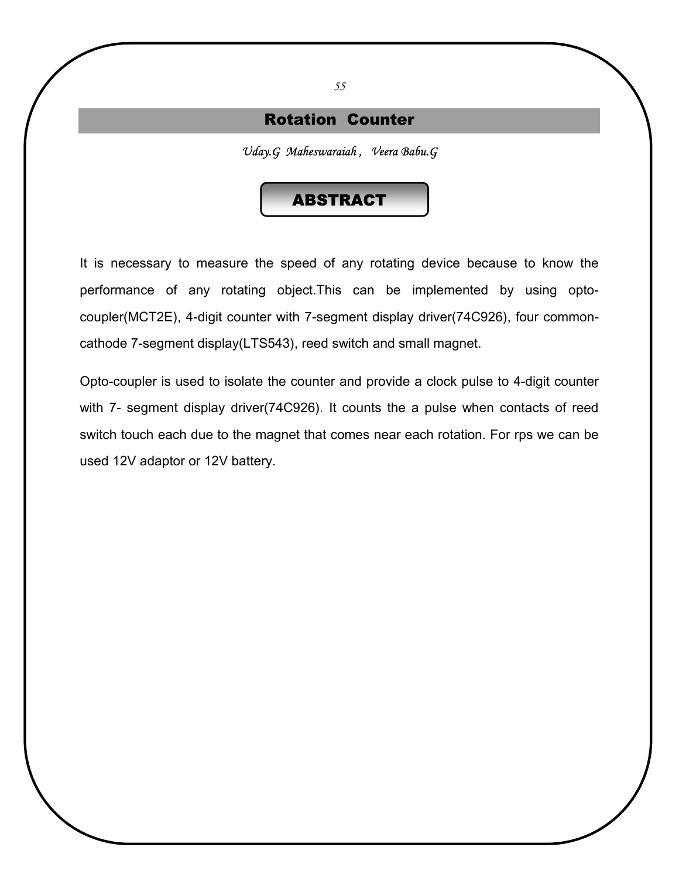# Rotation Counter

*Uday.G Maheswaraiah , Veera Babu.G*

## ABSTRACT

It is necessary to measure the speed of any rotating device because to know the performance of any rotating object.This can be implemented by using opto-coupler(MCT2E), 4-digit counter with 7-segment display driver(74C926), four common-cathode 7-segment display(LTS543), reed switch and small magnet.

Opto-coupler is used to isolate the counter and provide a clock pulse to 4-digit counter with 7- segment display driver(74C926). It counts the a pulse when contacts of reed switch touch each due to the magnet that comes near each rotation. For rps we can be used 12V adaptor or 12V battery.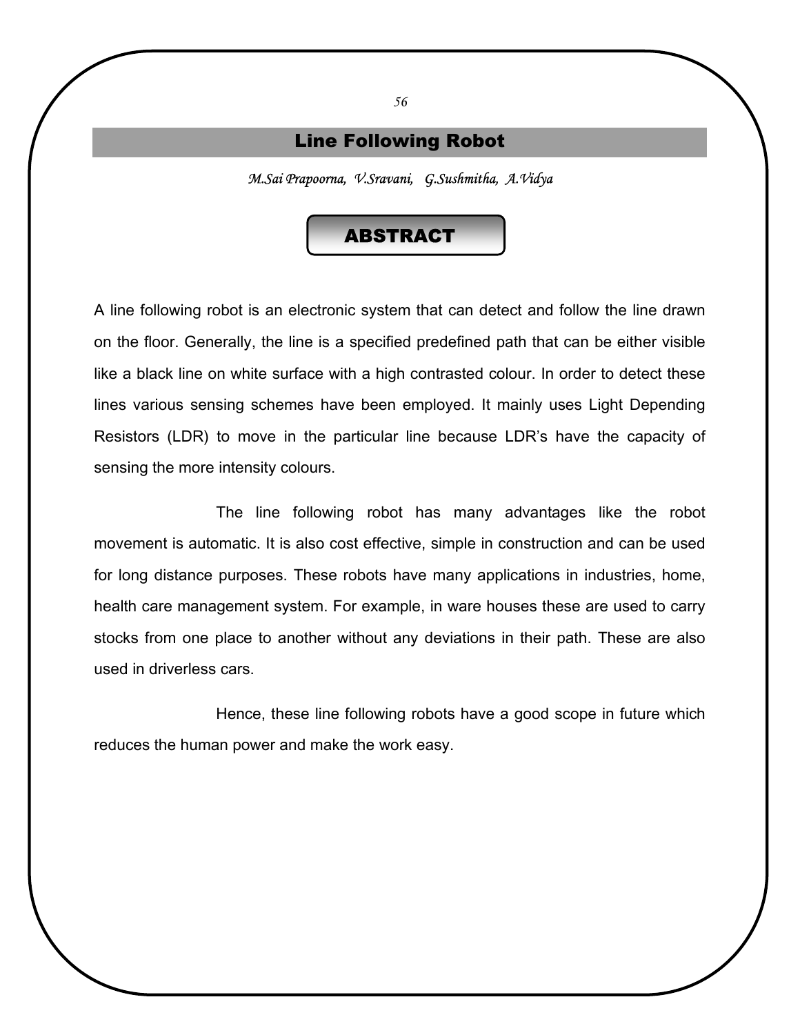## Line Following Robot

*M.Sai Prapoorna, V.Sravani, G.Sushmitha, A.Vidya*

### ABSTRACT

A line following robot is an electronic system that can detect and follow the line drawn on the floor. Generally, the line is a specified predefined path that can be either visible like a black line on white surface with a high contrasted colour. In order to detect these lines various sensing schemes have been employed. It mainly uses Light Depending Resistors (LDR) to move in the particular line because LDR's have the capacity of sensing the more intensity colours.

The line following robot has many advantages like the robot movement is automatic. It is also cost effective, simple in construction and can be used for long distance purposes. These robots have many applications in industries, home, health care management system. For example, in ware houses these are used to carry stocks from one place to another without any deviations in their path. These are also used in driverless cars.

Hence, these line following robots have a good scope in future which reduces the human power and make the work easy.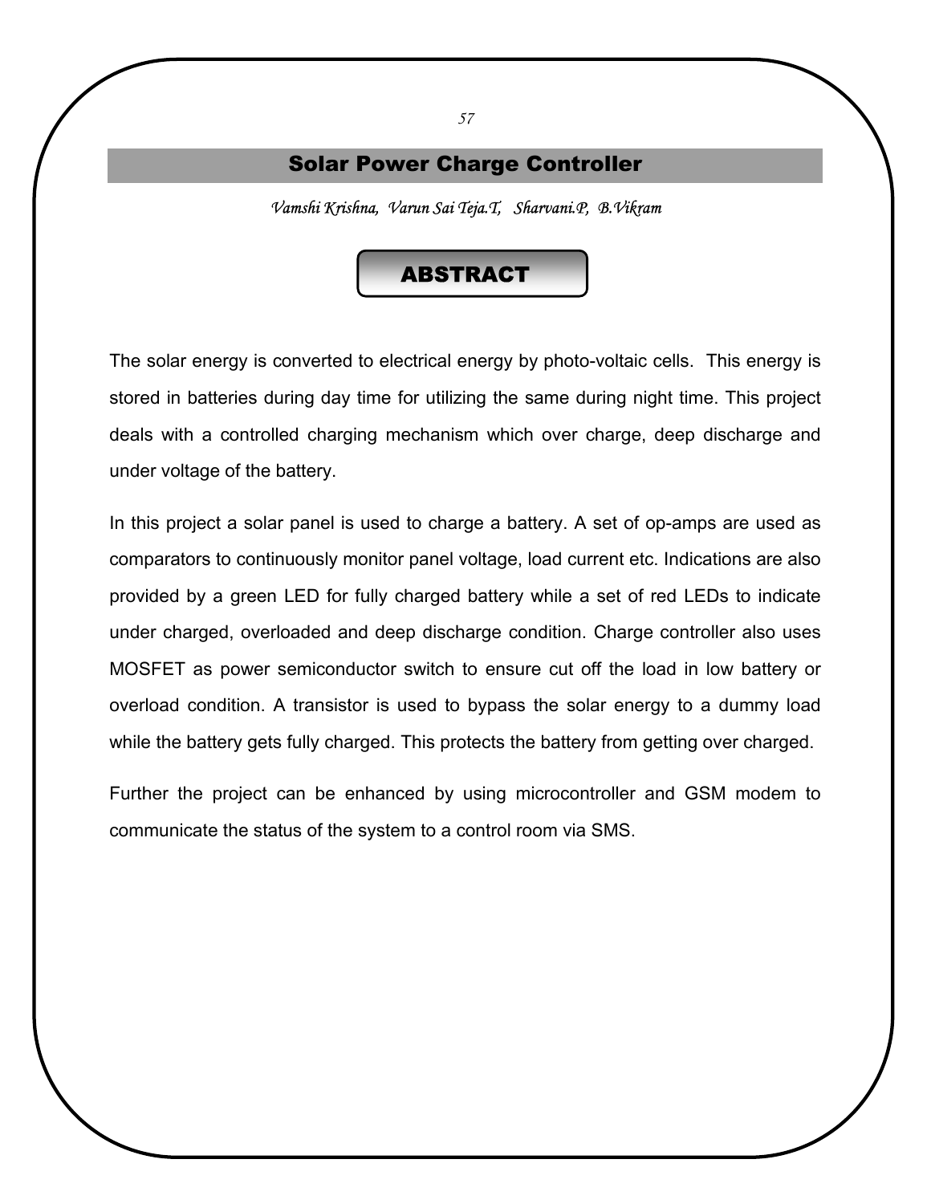# Solar Power Charge Controller

*Vamshi Krishna, Varun Sai Teja.T, Sharvani.P, B.Vikram*

## ABSTRACT

The solar energy is converted to electrical energy by photo-voltaic cells. This energy is stored in batteries during day time for utilizing the same during night time. This project deals with a controlled charging mechanism which over charge, deep discharge and under voltage of the battery.

In this project a solar panel is used to charge a battery. A set of op-amps are used as comparators to continuously monitor panel voltage, load current etc. Indications are also provided by a green LED for fully charged battery while a set of red LEDs to indicate under charged, overloaded and deep discharge condition. Charge controller also uses MOSFET as power semiconductor switch to ensure cut off the load in low battery or overload condition. A transistor is used to bypass the solar energy to a dummy load while the battery gets fully charged. This protects the battery from getting over charged.

Further the project can be enhanced by using microcontroller and GSM modem to communicate the status of the system to a control room via SMS.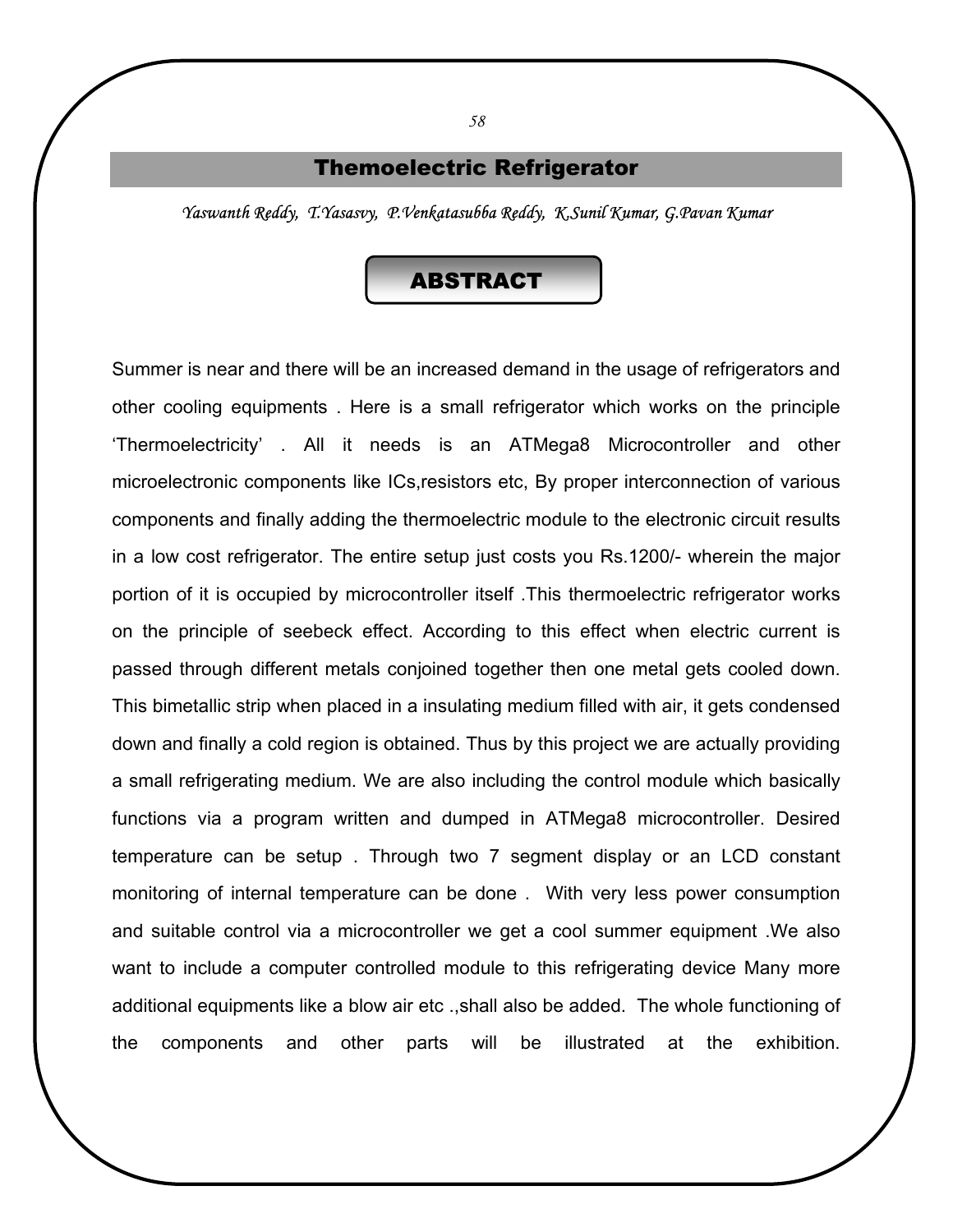## Themoelectric Refrigerator

*Yaswanth Reddy, T.Yasasvy, P.Venkatasubba Reddy, K.Sunil Kumar, G.Pavan Kumar*

### ABSTRACT

Summer is near and there will be an increased demand in the usage of refrigerators and other cooling equipments . Here is a small refrigerator which works on the principle 'Thermoelectricity' . All it needs is an ATMega8 Microcontroller and other microelectronic components like ICs,resistors etc, By proper interconnection of various components and finally adding the thermoelectric module to the electronic circuit results in a low cost refrigerator. The entire setup just costs you Rs.1200/- wherein the major portion of it is occupied by microcontroller itself .This thermoelectric refrigerator works on the principle of seebeck effect. According to this effect when electric current is passed through different metals conjoined together then one metal gets cooled down. This bimetallic strip when placed in a insulating medium filled with air, it gets condensed down and finally a cold region is obtained. Thus by this project we are actually providing a small refrigerating medium. We are also including the control module which basically functions via a program written and dumped in ATMega8 microcontroller. Desired temperature can be setup . Through two 7 segment display or an LCD constant monitoring of internal temperature can be done . With very less power consumption and suitable control via a microcontroller we get a cool summer equipment .We also want to include a computer controlled module to this refrigerating device Many more additional equipments like a blow air etc .,shall also be added. The whole functioning of the components and other parts will be illustrated at the exhibition.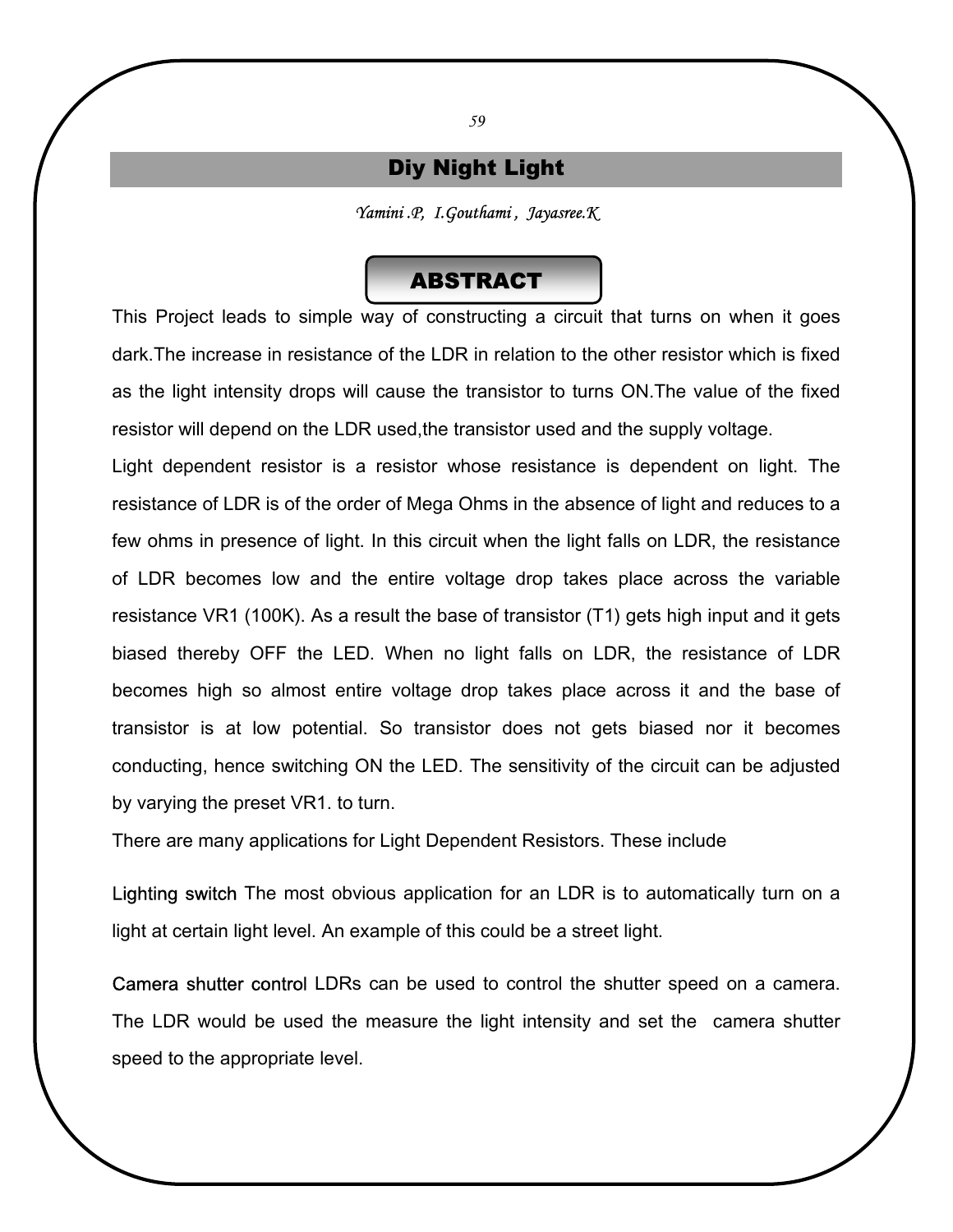## Diy Night Light

*Yamini .P, I.Gouthami , Jayasree.K*

### ABSTRACT

This Project leads to simple way of constructing a circuit that turns on when it goes dark.The increase in resistance of the LDR in relation to the other resistor which is fixed as the light intensity drops will cause the transistor to turns ON.The value of the fixed resistor will depend on the LDR used,the transistor used and the supply voltage.

Light dependent resistor is a resistor whose resistance is dependent on light. The resistance of LDR is of the order of Mega Ohms in the absence of light and reduces to a few ohms in presence of light. In this circuit when the light falls on LDR, the resistance of LDR becomes low and the entire voltage drop takes place across the variable resistance VR1 (100K). As a result the base of transistor (T1) gets high input and it gets biased thereby OFF the LED. When no light falls on LDR, the resistance of LDR becomes high so almost entire voltage drop takes place across it and the base of transistor is at low potential. So transistor does not gets biased nor it becomes conducting, hence switching ON the LED. The sensitivity of the circuit can be adjusted by varying the preset VR1. to turn.

There are many applications for Light Dependent Resistors. These include

Lighting switch The most obvious application for an LDR is to automatically turn on a light at certain light level. An example of this could be a street light.

Camera shutter control LDRs can be used to control the shutter speed on a camera. The LDR would be used the measure the light intensity and set the camera shutter speed to the appropriate level.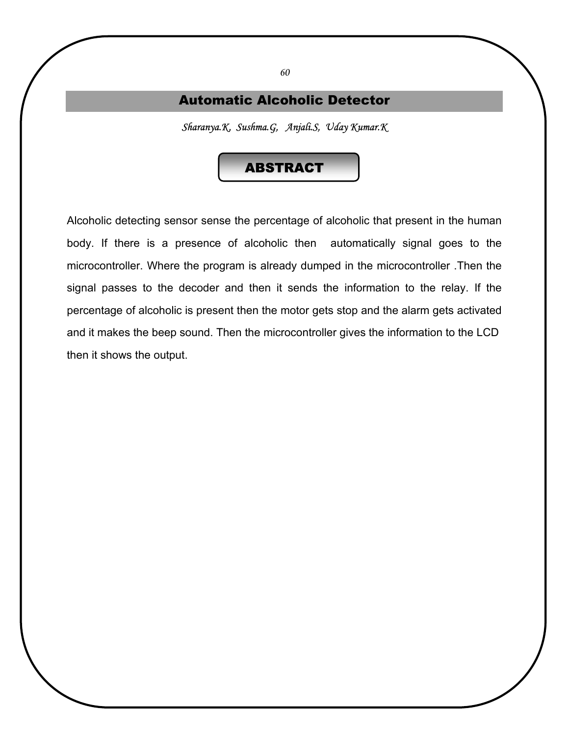# Automatic Alcoholic Detector

*Sharanya.K, Sushma.G, Anjali.S, Uday Kumar.K*

## ABSTRACT

Alcoholic detecting sensor sense the percentage of alcoholic that present in the human body. If there is a presence of alcoholic then automatically signal goes to the microcontroller. Where the program is already dumped in the microcontroller .Then the signal passes to the decoder and then it sends the information to the relay. If the percentage of alcoholic is present then the motor gets stop and the alarm gets activated and it makes the beep sound. Then the microcontroller gives the information to the LCD then it shows the output.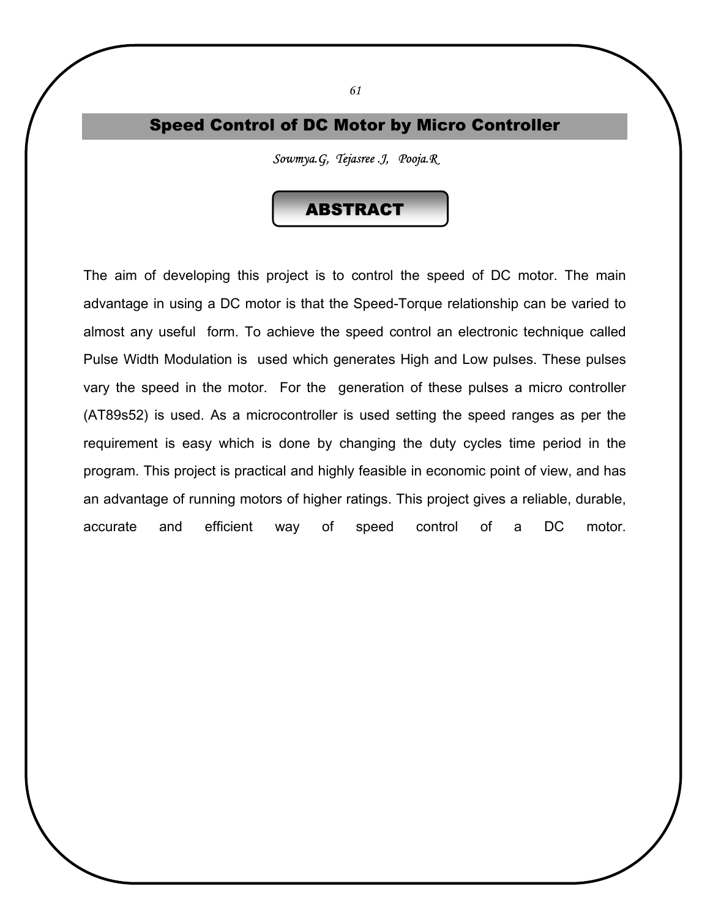## Speed Control of DC Motor by Micro Controller

*Sowmya.G, Tejasree .J, Pooja.R*

### ABSTRACT

The aim of developing this project is to control the speed of DC motor. The main advantage in using a DC motor is that the Speed-Torque relationship can be varied to almost any useful form. To achieve the speed control an electronic technique called Pulse Width Modulation is used which generates High and Low pulses. These pulses vary the speed in the motor. For the generation of these pulses a micro controller (AT89s52) is used. As a microcontroller is used setting the speed ranges as per the requirement is easy which is done by changing the duty cycles time period in the program. This project is practical and highly feasible in economic point of view, and has an advantage of running motors of higher ratings. This project gives a reliable, durable, accurate and efficient way of speed control of a DC motor.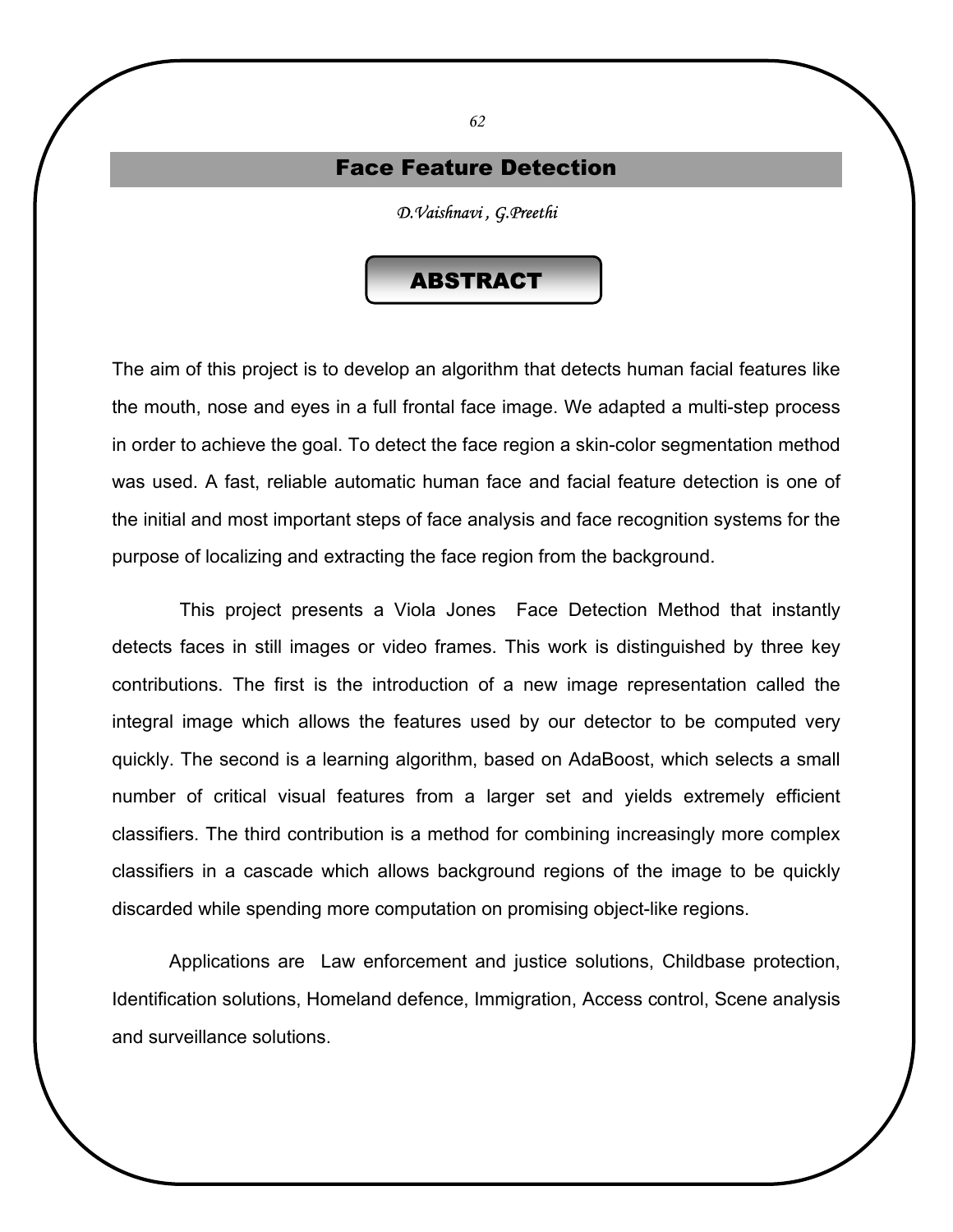# Face Feature Detection

*D.Vaishnavi , G.Preethi*

## ABSTRACT

The aim of this project is to develop an algorithm that detects human facial features like the mouth, nose and eyes in a full frontal face image. We adapted a multi-step process in order to achieve the goal. To detect the face region a skin-color segmentation method was used. A fast, reliable automatic human face and facial feature detection is one of the initial and most important steps of face analysis and face recognition systems for the purpose of localizing and extracting the face region from the background.

This project presents a Viola Jones Face Detection Method that instantly detects faces in still images or video frames. This work is distinguished by three key contributions. The first is the introduction of a new image representation called the integral image which allows the features used by our detector to be computed very quickly. The second is a learning algorithm, based on AdaBoost, which selects a small number of critical visual features from a larger set and yields extremely efficient classifiers. The third contribution is a method for combining increasingly more complex classifiers in a cascade which allows background regions of the image to be quickly discarded while spending more computation on promising object-like regions.

Applications are Law enforcement and justice solutions, Childbase protection, Identification solutions, Homeland defence, Immigration, Access control, Scene analysis and surveillance solutions.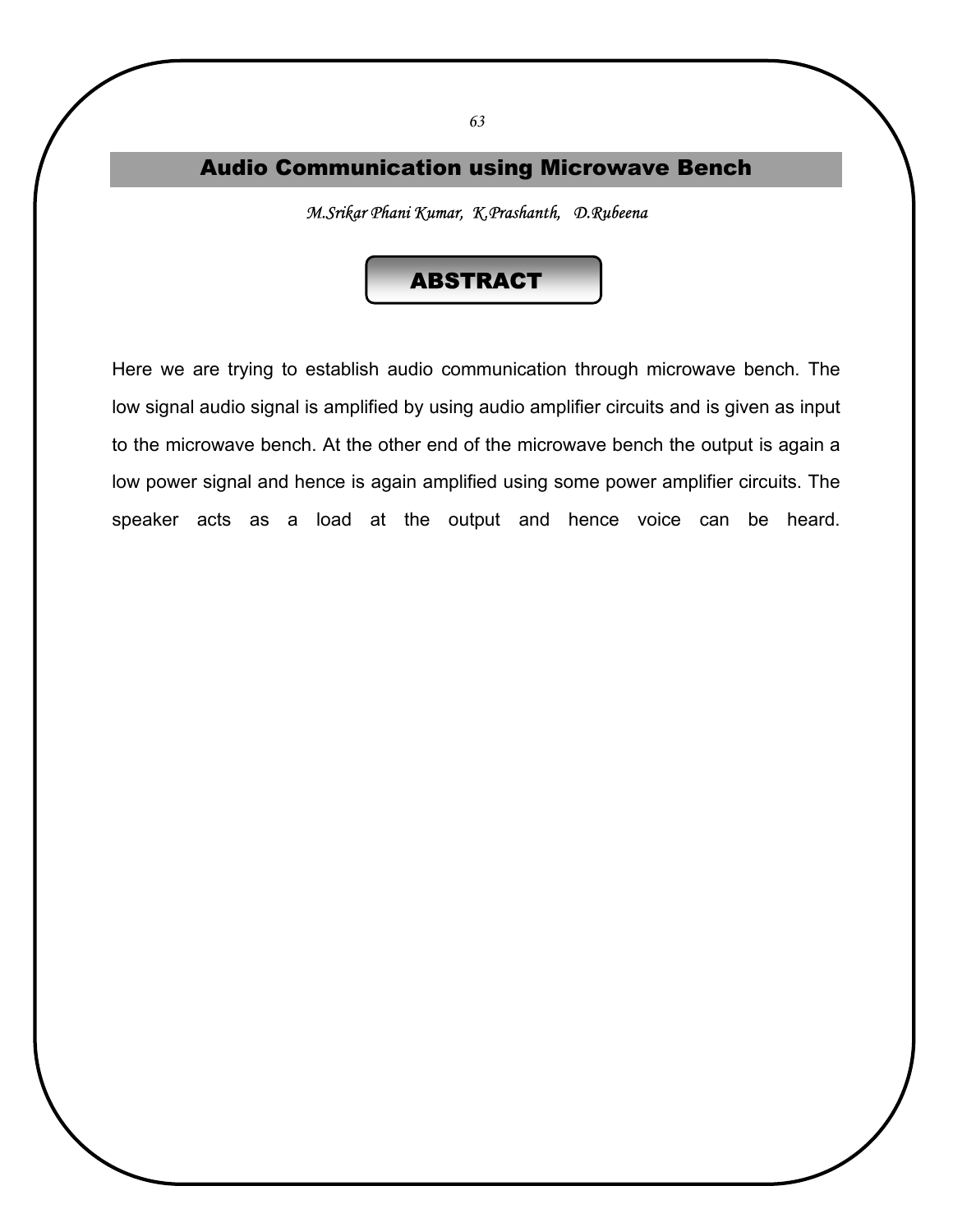# Audio Communication using Microwave Bench

*M.Srikar Phani Kumar, K.Prashanth, D.Rubeena*

## ABSTRACT

Here we are trying to establish audio communication through microwave bench. The low signal audio signal is amplified by using audio amplifier circuits and is given as input to the microwave bench. At the other end of the microwave bench the output is again a low power signal and hence is again amplified using some power amplifier circuits. The speaker acts as a load at the output and hence voice can be heard.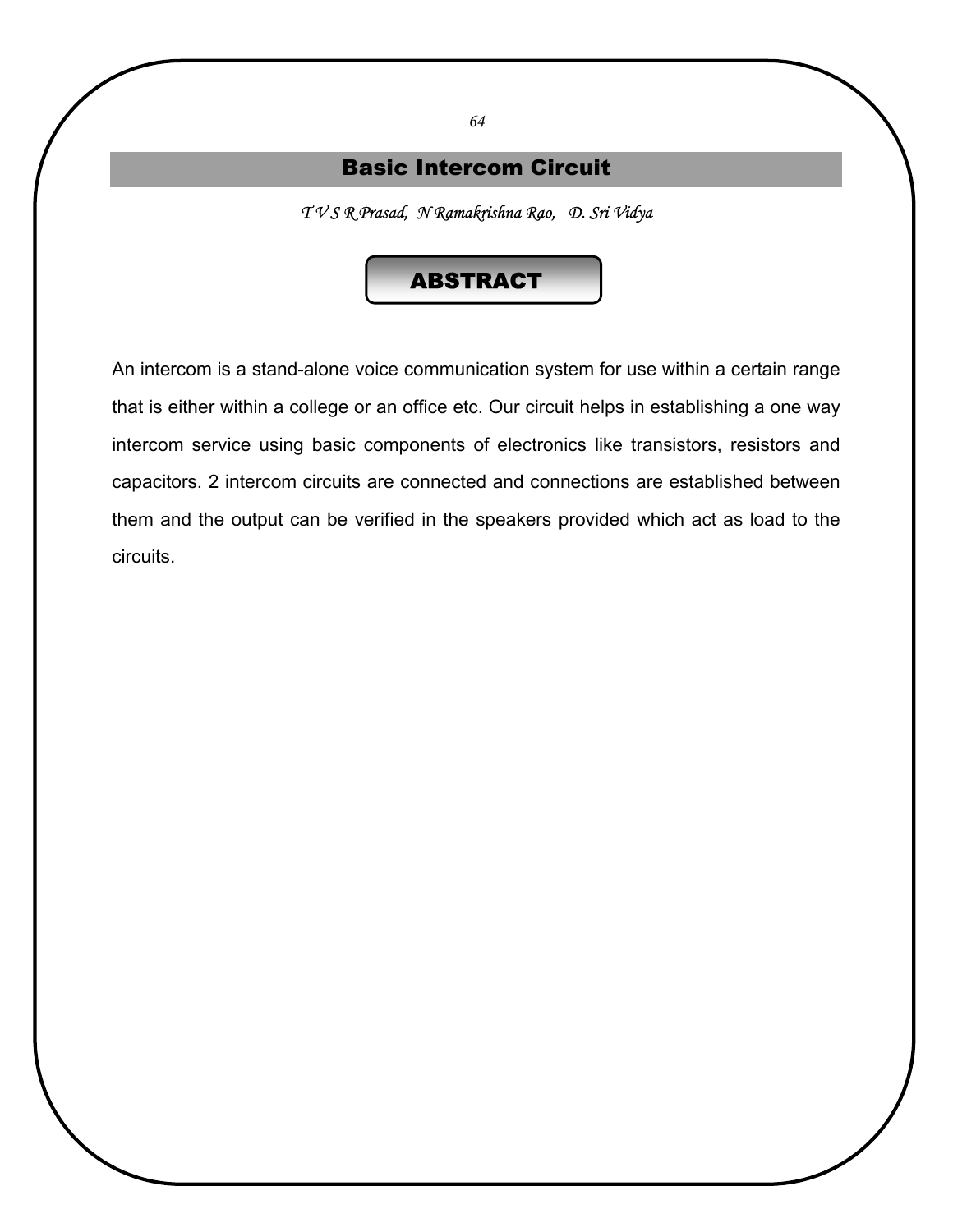# Basic Intercom Circuit

*T V S R Prasad, N Ramakrishna Rao, D. Sri Vidya*

## ABSTRACT

An intercom is a stand-alone voice communication system for use within a certain range that is either within a college or an office etc. Our circuit helps in establishing a one way intercom service using basic components of electronics like transistors, resistors and capacitors. 2 intercom circuits are connected and connections are established between them and the output can be verified in the speakers provided which act as load to the circuits.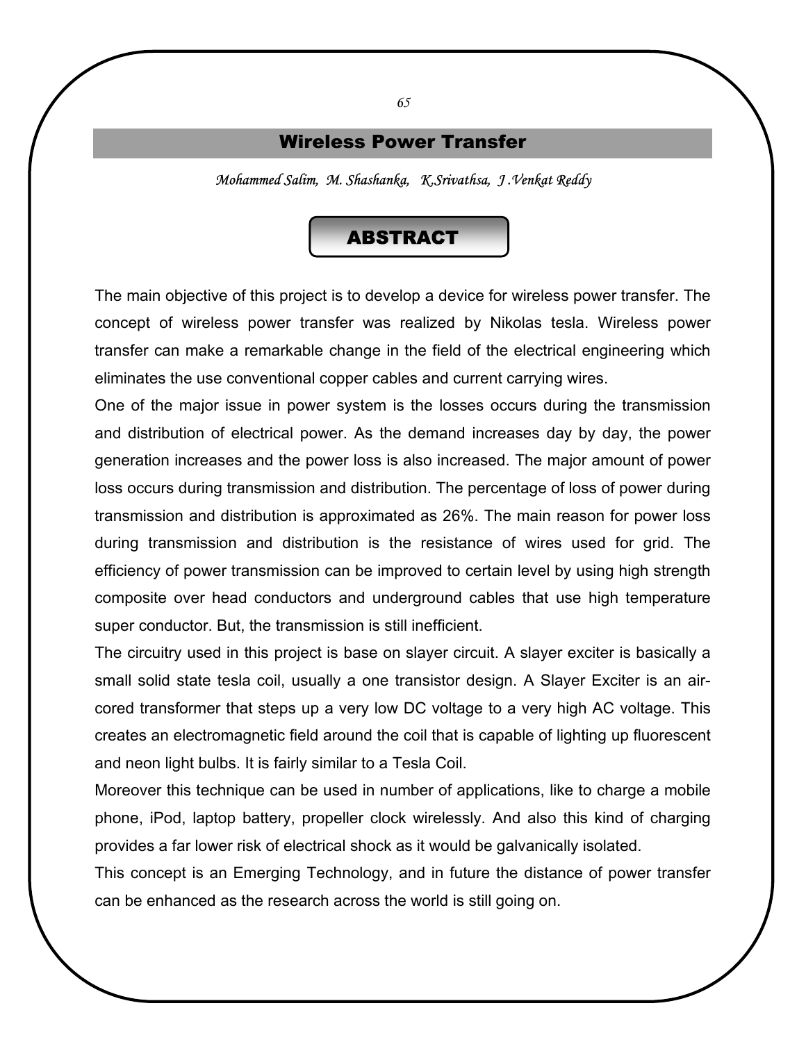# Wireless Power Transfer

*Mohammed Salim, M. Shashanka, K.Srivathsa, J .Venkat Reddy*

## ABSTRACT

The main objective of this project is to develop a device for wireless power transfer. The concept of wireless power transfer was realized by Nikolas tesla. Wireless power transfer can make a remarkable change in the field of the electrical engineering which eliminates the use conventional copper cables and current carrying wires.

One of the major issue in power system is the losses occurs during the transmission and distribution of electrical power. As the demand increases day by day, the power generation increases and the power loss is also increased. The major amount of power loss occurs during transmission and distribution. The percentage of loss of power during transmission and distribution is approximated as 26%. The main reason for power loss during transmission and distribution is the resistance of wires used for grid. The efficiency of power transmission can be improved to certain level by using high strength composite over head conductors and underground cables that use high temperature super conductor. But, the transmission is still inefficient.

The circuitry used in this project is base on slayer circuit. A slayer exciter is basically a small solid state tesla coil, usually a one transistor design. A Slayer Exciter is an air-cored transformer that steps up a very low DC voltage to a very high AC voltage. This creates an electromagnetic field around the coil that is capable of lighting up fluorescent and neon light bulbs. It is fairly similar to a Tesla Coil.

Moreover this technique can be used in number of applications, like to charge a mobile phone, iPod, laptop battery, propeller clock wirelessly. And also this kind of charging provides a far lower risk of electrical shock as it would be galvanically isolated.

This concept is an Emerging Technology, and in future the distance of power transfer can be enhanced as the research across the world is still going on.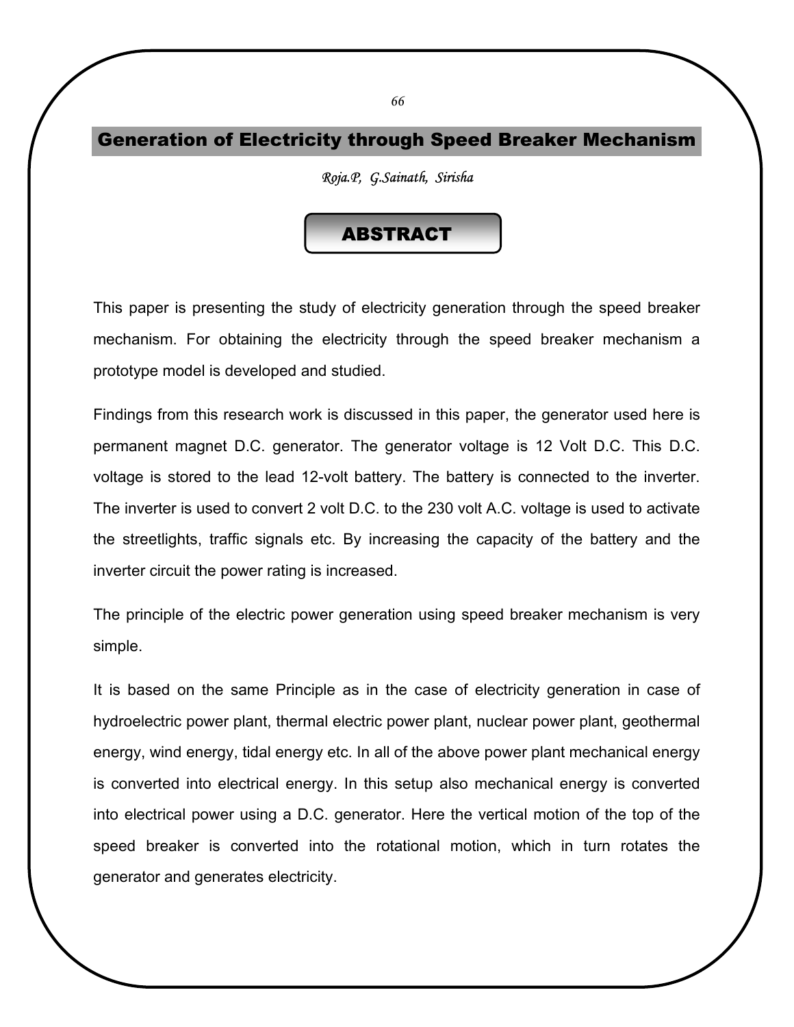# Generation of Electricity through Speed Breaker Mechanism

*Roja.P, G.Sainath, Sirisha*

## ABSTRACT

This paper is presenting the study of electricity generation through the speed breaker mechanism. For obtaining the electricity through the speed breaker mechanism a prototype model is developed and studied.

Findings from this research work is discussed in this paper, the generator used here is permanent magnet D.C. generator. The generator voltage is 12 Volt D.C. This D.C. voltage is stored to the lead 12-volt battery. The battery is connected to the inverter. The inverter is used to convert 2 volt D.C. to the 230 volt A.C. voltage is used to activate the streetlights, traffic signals etc. By increasing the capacity of the battery and the inverter circuit the power rating is increased.

The principle of the electric power generation using speed breaker mechanism is very simple.

It is based on the same Principle as in the case of electricity generation in case of hydroelectric power plant, thermal electric power plant, nuclear power plant, geothermal energy, wind energy, tidal energy etc. In all of the above power plant mechanical energy is converted into electrical energy. In this setup also mechanical energy is converted into electrical power using a D.C. generator. Here the vertical motion of the top of the speed breaker is converted into the rotational motion, which in turn rotates the generator and generates electricity.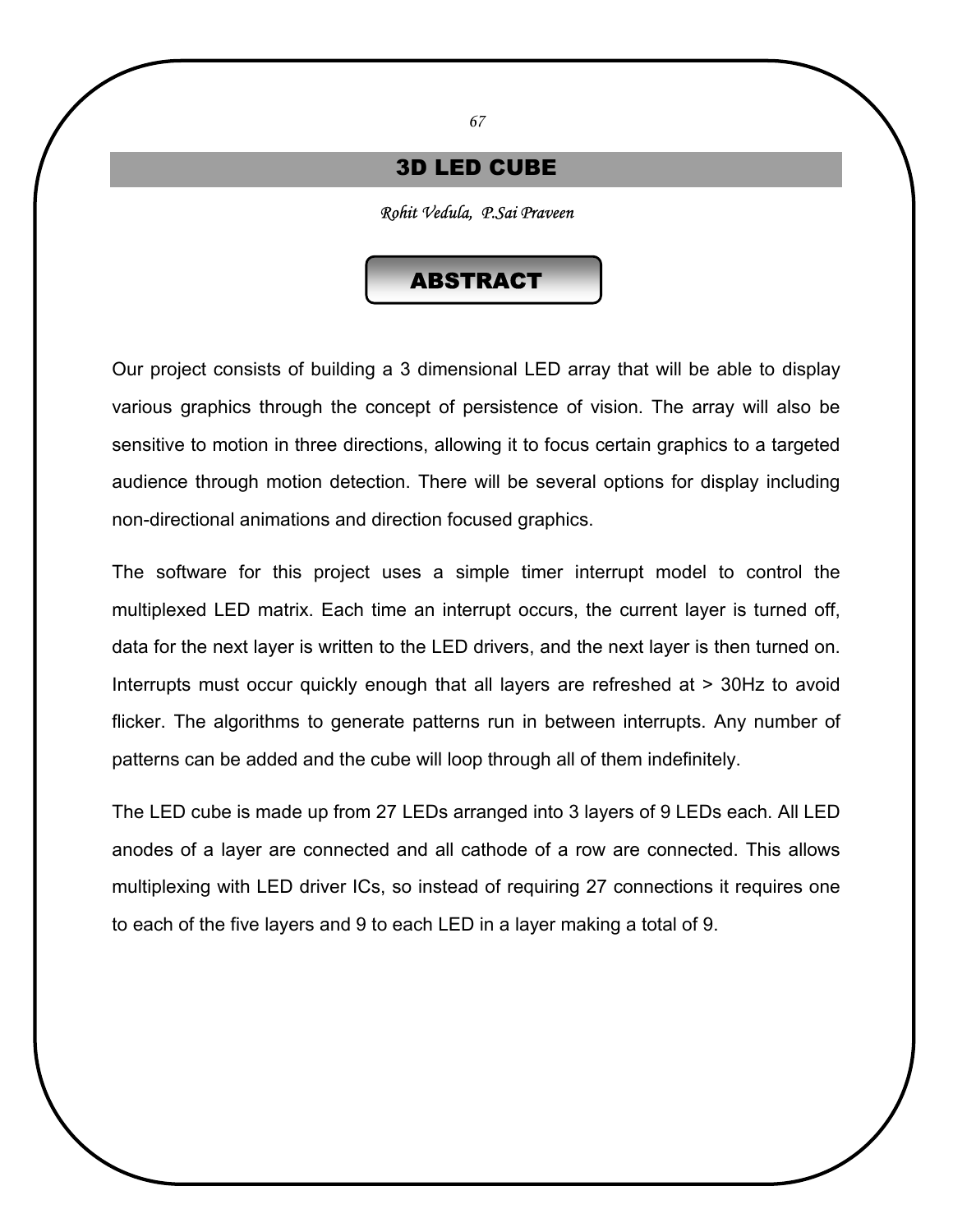# 3D LED CUBE

*Rohit Vedula, P.Sai Praveen*

## ABSTRACT

Our project consists of building a 3 dimensional LED array that will be able to display various graphics through the concept of persistence of vision. The array will also be sensitive to motion in three directions, allowing it to focus certain graphics to a targeted audience through motion detection. There will be several options for display including non-directional animations and direction focused graphics.

The software for this project uses a simple timer interrupt model to control the multiplexed LED matrix. Each time an interrupt occurs, the current layer is turned off, data for the next layer is written to the LED drivers, and the next layer is then turned on. Interrupts must occur quickly enough that all layers are refreshed at > 30Hz to avoid flicker. The algorithms to generate patterns run in between interrupts. Any number of patterns can be added and the cube will loop through all of them indefinitely.

The LED cube is made up from 27 LEDs arranged into 3 layers of 9 LEDs each. All LED anodes of a layer are connected and all cathode of a row are connected. This allows multiplexing with LED driver ICs, so instead of requiring 27 connections it requires one to each of the five layers and 9 to each LED in a layer making a total of 9.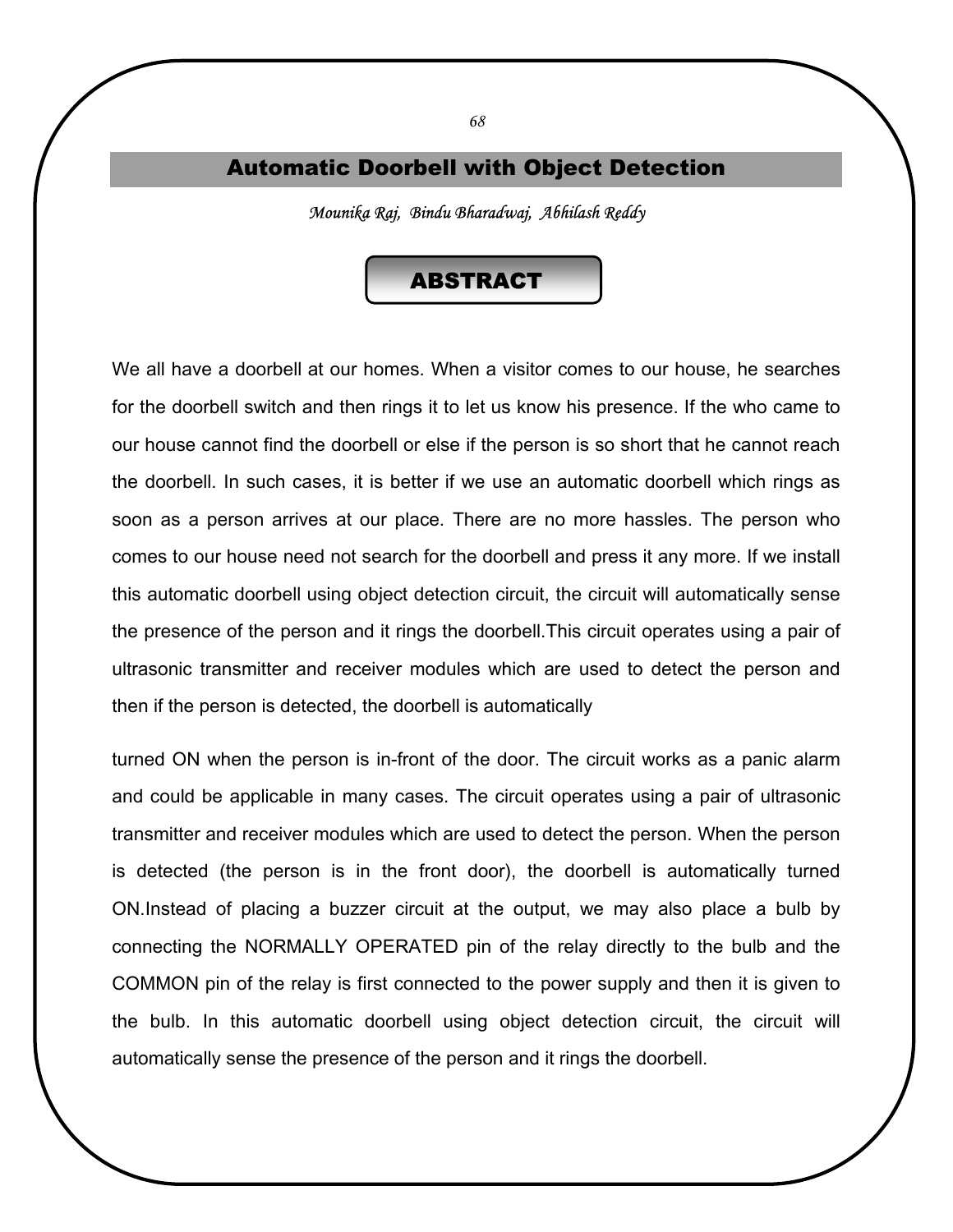# Automatic Doorbell with Object Detection

*Mounika Raj, Bindu Bharadwaj, Abhilash Reddy*

## ABSTRACT

We all have a doorbell at our homes. When a visitor comes to our house, he searches for the doorbell switch and then rings it to let us know his presence. If the who came to our house cannot find the doorbell or else if the person is so short that he cannot reach the doorbell. In such cases, it is better if we use an automatic doorbell which rings as soon as a person arrives at our place. There are no more hassles. The person who comes to our house need not search for the doorbell and press it any more. If we install this automatic doorbell using object detection circuit, the circuit will automatically sense the presence of the person and it rings the doorbell.This circuit operates using a pair of ultrasonic transmitter and receiver modules which are used to detect the person and then if the person is detected, the doorbell is automatically

turned ON when the person is in-front of the door. The circuit works as a panic alarm and could be applicable in many cases. The circuit operates using a pair of ultrasonic transmitter and receiver modules which are used to detect the person. When the person is detected (the person is in the front door), the doorbell is automatically turned ON.Instead of placing a buzzer circuit at the output, we may also place a bulb by connecting the NORMALLY OPERATED pin of the relay directly to the bulb and the COMMON pin of the relay is first connected to the power supply and then it is given to the bulb. In this automatic doorbell using object detection circuit, the circuit will automatically sense the presence of the person and it rings the doorbell.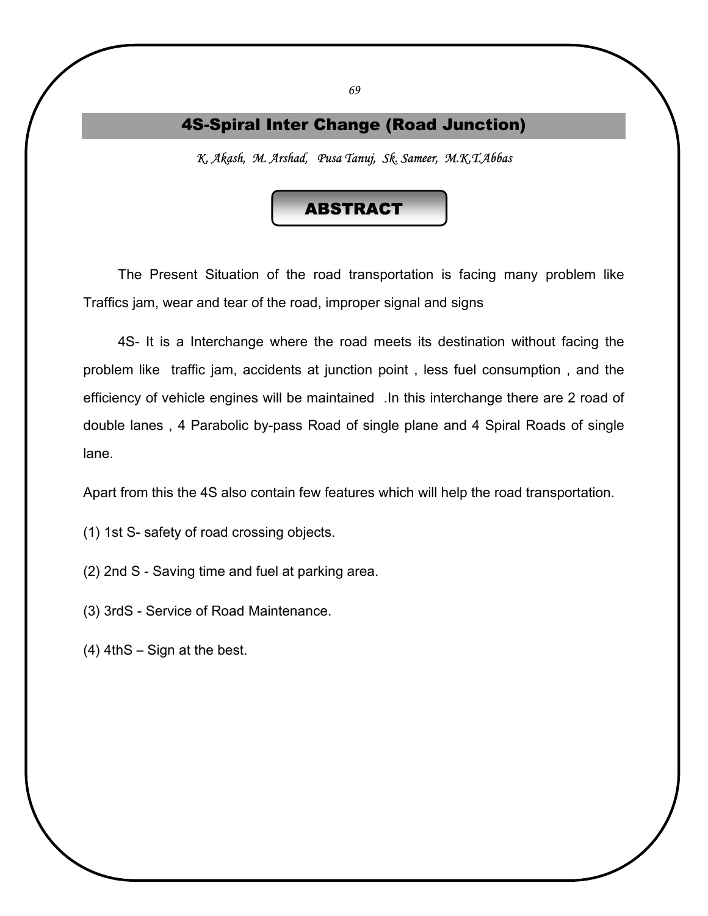## 4S-Spiral Inter Change (Road Junction)

*K. Akash, M. Arshad, Pusa Tanuj, Sk. Sameer, M.K.T.Abbas*

### ABSTRACT

The Present Situation of the road transportation is facing many problem like Traffics jam, wear and tear of the road, improper signal and signs

4S- It is a Interchange where the road meets its destination without facing the problem like traffic jam, accidents at junction point , less fuel consumption , and the efficiency of vehicle engines will be maintained .In this interchange there are 2 road of double lanes , 4 Parabolic by-pass Road of single plane and 4 Spiral Roads of single lane.

Apart from this the 4S also contain few features which will help the road transportation.

(1) 1st S- safety of road crossing objects.

(2) 2nd S - Saving time and fuel at parking area.

(3) 3rdS - Service of Road Maintenance.

(4) 4thS – Sign at the best.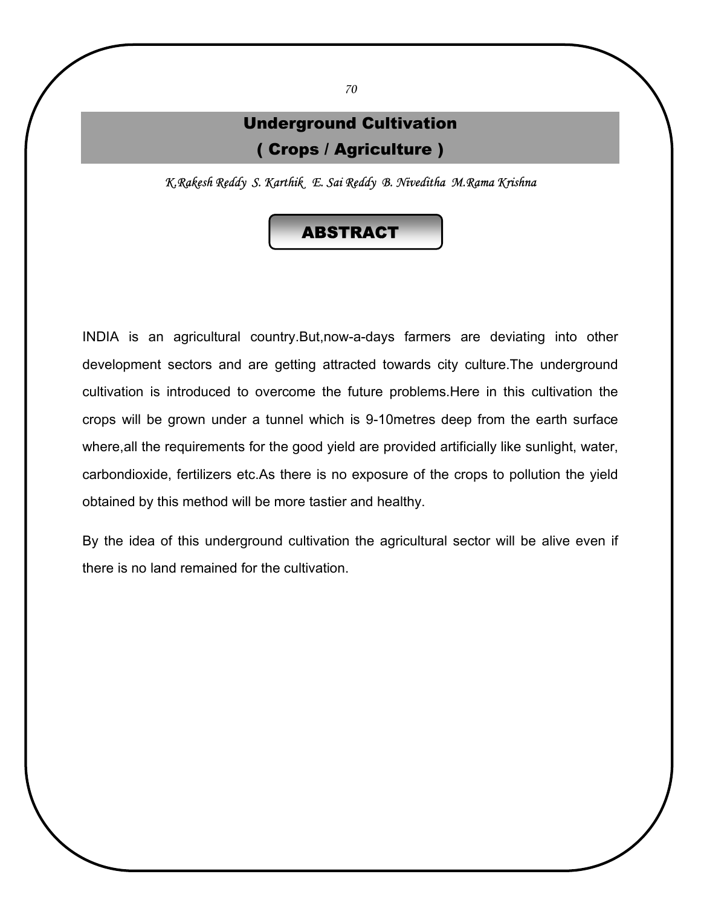# Underground Cultivation
# ( Crops / Agriculture )

*K.Rakesh Reddy S. Karthik E. Sai Reddy B. Niveditha M.Rama Krishna*

## ABSTRACT

INDIA is an agricultural country.But,now-a-days farmers are deviating into other development sectors and are getting attracted towards city culture.The underground cultivation is introduced to overcome the future problems.Here in this cultivation the crops will be grown under a tunnel which is 9-10metres deep from the earth surface where,all the requirements for the good yield are provided artificially like sunlight, water, carbondioxide, fertilizers etc.As there is no exposure of the crops to pollution the yield obtained by this method will be more tastier and healthy.

By the idea of this underground cultivation the agricultural sector will be alive even if there is no land remained for the cultivation.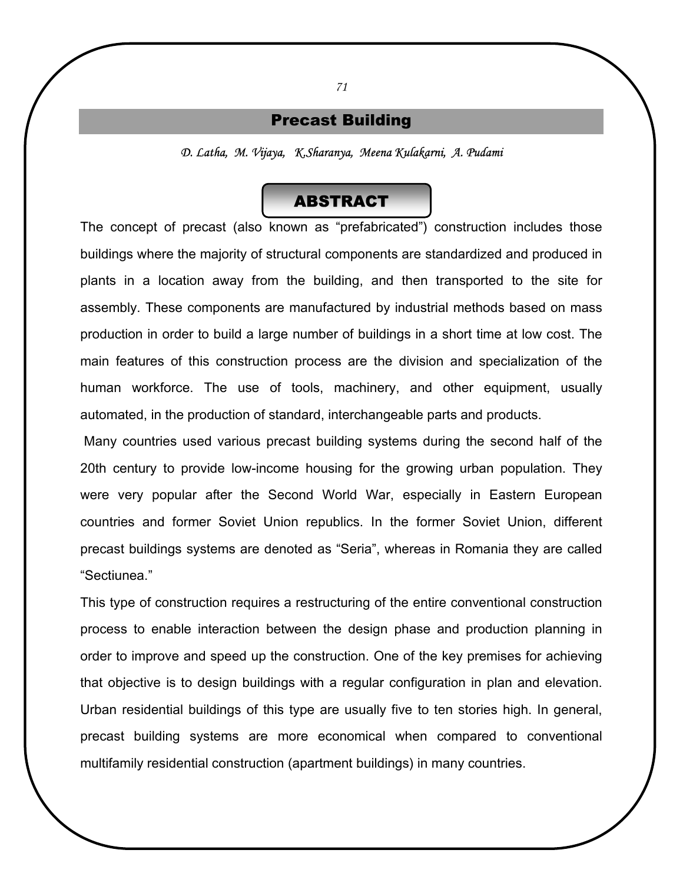# Precast Building

*D. Latha, M. Vijaya, K.Sharanya, Meena Kulakarni, A. Pudami*

## ABSTRACT

The concept of precast (also known as "prefabricated") construction includes those buildings where the majority of structural components are standardized and produced in plants in a location away from the building, and then transported to the site for assembly. These components are manufactured by industrial methods based on mass production in order to build a large number of buildings in a short time at low cost. The main features of this construction process are the division and specialization of the human workforce. The use of tools, machinery, and other equipment, usually automated, in the production of standard, interchangeable parts and products.

Many countries used various precast building systems during the second half of the 20th century to provide low-income housing for the growing urban population. They were very popular after the Second World War, especially in Eastern European countries and former Soviet Union republics. In the former Soviet Union, different precast buildings systems are denoted as "Seria", whereas in Romania they are called "Sectiunea."

This type of construction requires a restructuring of the entire conventional construction process to enable interaction between the design phase and production planning in order to improve and speed up the construction. One of the key premises for achieving that objective is to design buildings with a regular configuration in plan and elevation. Urban residential buildings of this type are usually five to ten stories high. In general, precast building systems are more economical when compared to conventional multifamily residential construction (apartment buildings) in many countries.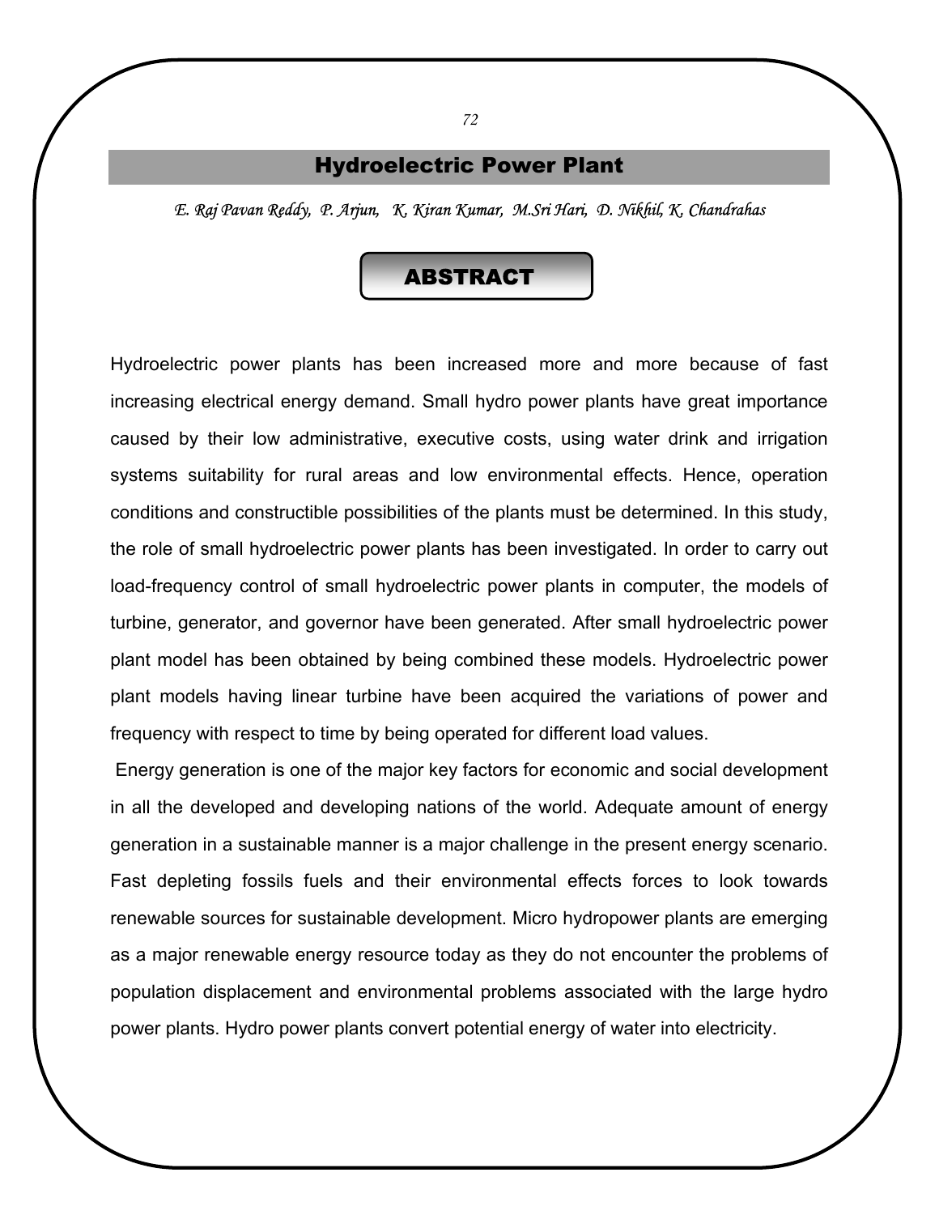# Hydroelectric Power Plant

*E. Raj Pavan Reddy, P. Arjun, K. Kiran Kumar, M.Sri Hari, D. Nikhil, K. Chandrahas*

## ABSTRACT

Hydroelectric power plants has been increased more and more because of fast increasing electrical energy demand. Small hydro power plants have great importance caused by their low administrative, executive costs, using water drink and irrigation systems suitability for rural areas and low environmental effects. Hence, operation conditions and constructible possibilities of the plants must be determined. In this study, the role of small hydroelectric power plants has been investigated. In order to carry out load-frequency control of small hydroelectric power plants in computer, the models of turbine, generator, and governor have been generated. After small hydroelectric power plant model has been obtained by being combined these models. Hydroelectric power plant models having linear turbine have been acquired the variations of power and frequency with respect to time by being operated for different load values.

Energy generation is one of the major key factors for economic and social development in all the developed and developing nations of the world. Adequate amount of energy generation in a sustainable manner is a major challenge in the present energy scenario. Fast depleting fossils fuels and their environmental effects forces to look towards renewable sources for sustainable development. Micro hydropower plants are emerging as a major renewable energy resource today as they do not encounter the problems of population displacement and environmental problems associated with the large hydro power plants. Hydro power plants convert potential energy of water into electricity.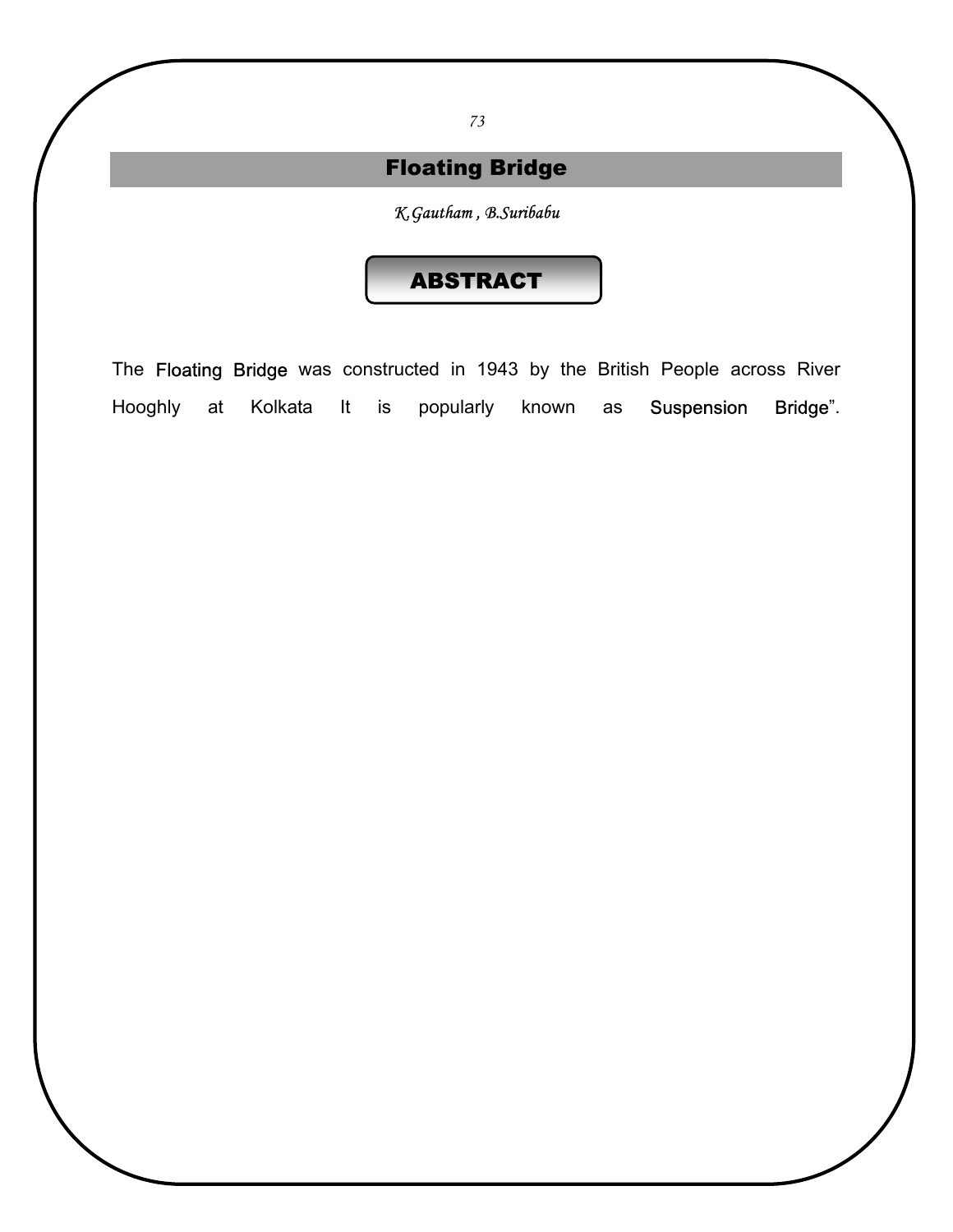# Floating Bridge

*K.Gautham , B.Suribabu*

## ABSTRACT

The Floating Bridge was constructed in 1943 by the British People across River Hooghly at Kolkata It is popularly known as Suspension Bridge".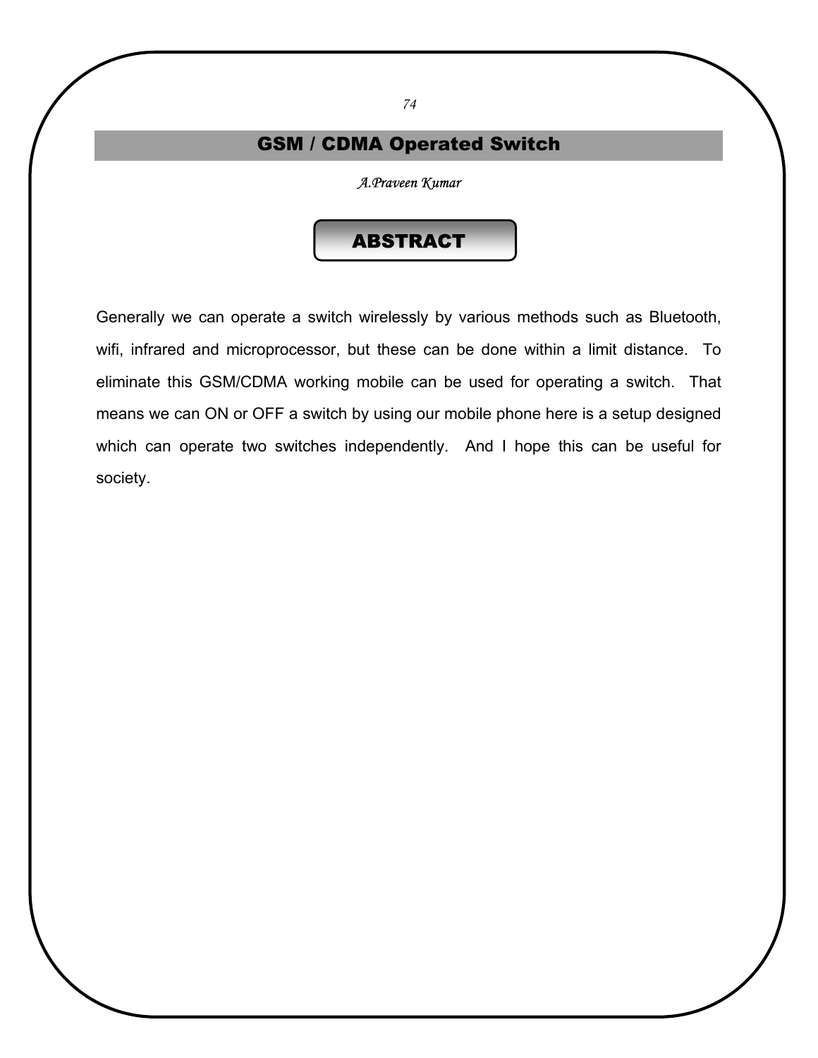# GSM / CDMA Operated Switch

*A.Praveen Kumar*

## ABSTRACT

Generally we can operate a switch wirelessly by various methods such as Bluetooth, wifi, infrared and microprocessor, but these can be done within a limit distance. To eliminate this GSM/CDMA working mobile can be used for operating a switch. That means we can ON or OFF a switch by using our mobile phone here is a setup designed which can operate two switches independently. And I hope this can be useful for society.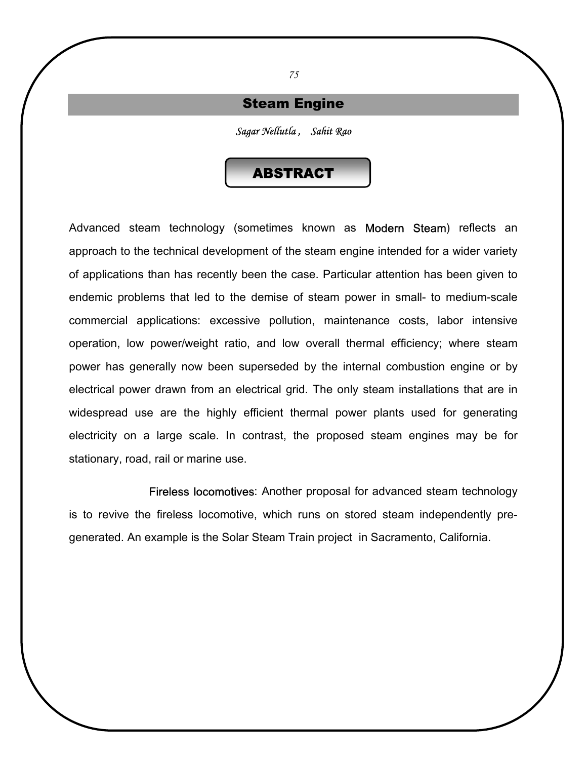# Steam Engine

*Sagar Nellutla , Sahit Rao*

## ABSTRACT

Advanced steam technology (sometimes known as Modern Steam) reflects an approach to the technical development of the steam engine intended for a wider variety of applications than has recently been the case. Particular attention has been given to endemic problems that led to the demise of steam power in small- to medium-scale commercial applications: excessive pollution, maintenance costs, labor intensive operation, low power/weight ratio, and low overall thermal efficiency; where steam power has generally now been superseded by the internal combustion engine or by electrical power drawn from an electrical grid. The only steam installations that are in widespread use are the highly efficient thermal power plants used for generating electricity on a large scale. In contrast, the proposed steam engines may be for stationary, road, rail or marine use.

Fireless locomotives: Another proposal for advanced steam technology is to revive the fireless locomotive, which runs on stored steam independently pre-generated. An example is the Solar Steam Train project in Sacramento, California.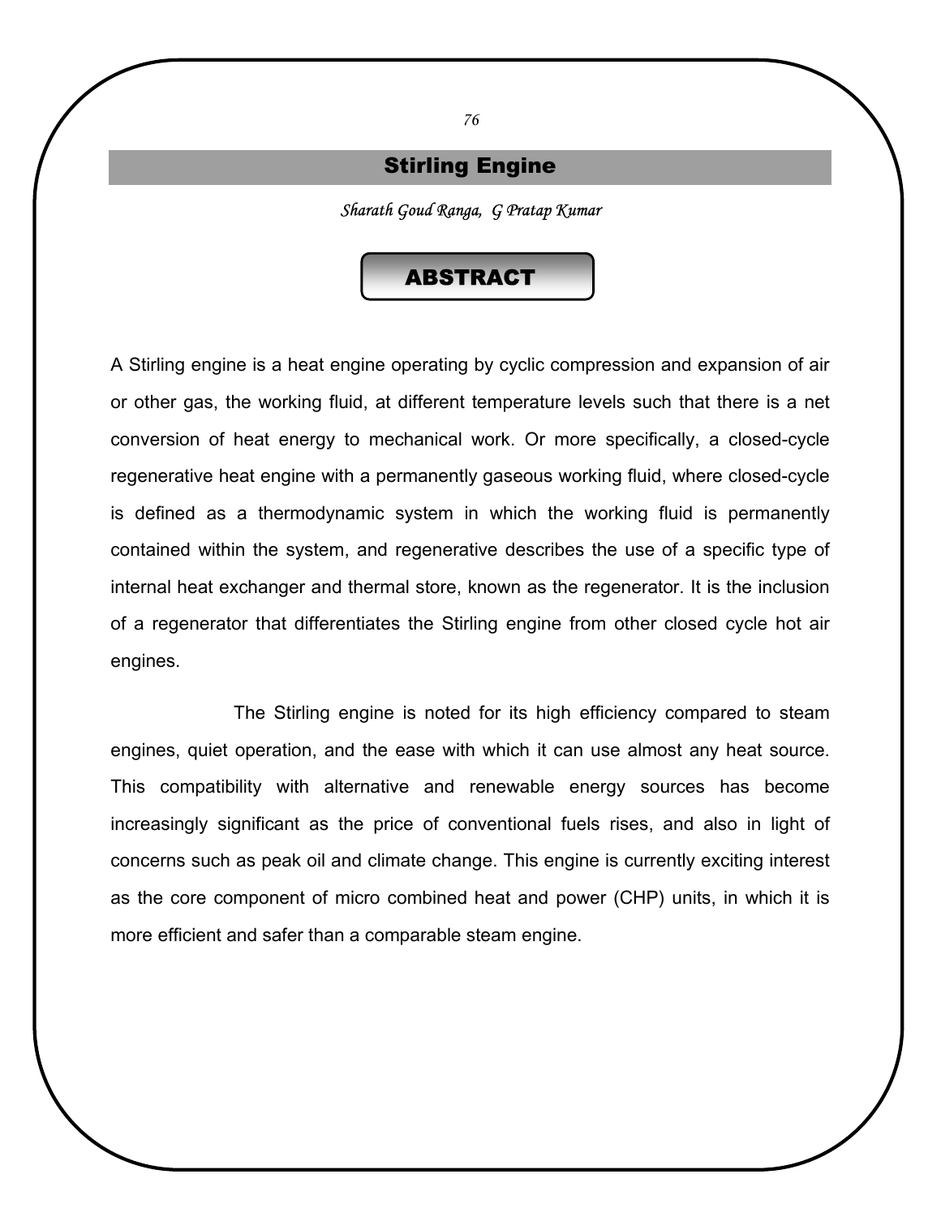# Stirling Engine

*Sharath Goud Ranga, G Pratap Kumar*

## ABSTRACT

A Stirling engine is a heat engine operating by cyclic compression and expansion of air or other gas, the working fluid, at different temperature levels such that there is a net conversion of heat energy to mechanical work. Or more specifically, a closed-cycle regenerative heat engine with a permanently gaseous working fluid, where closed-cycle is defined as a thermodynamic system in which the working fluid is permanently contained within the system, and regenerative describes the use of a specific type of internal heat exchanger and thermal store, known as the regenerator. It is the inclusion of a regenerator that differentiates the Stirling engine from other closed cycle hot air engines.

The Stirling engine is noted for its high efficiency compared to steam engines, quiet operation, and the ease with which it can use almost any heat source. This compatibility with alternative and renewable energy sources has become increasingly significant as the price of conventional fuels rises, and also in light of concerns such as peak oil and climate change. This engine is currently exciting interest as the core component of micro combined heat and power (CHP) units, in which it is more efficient and safer than a comparable steam engine.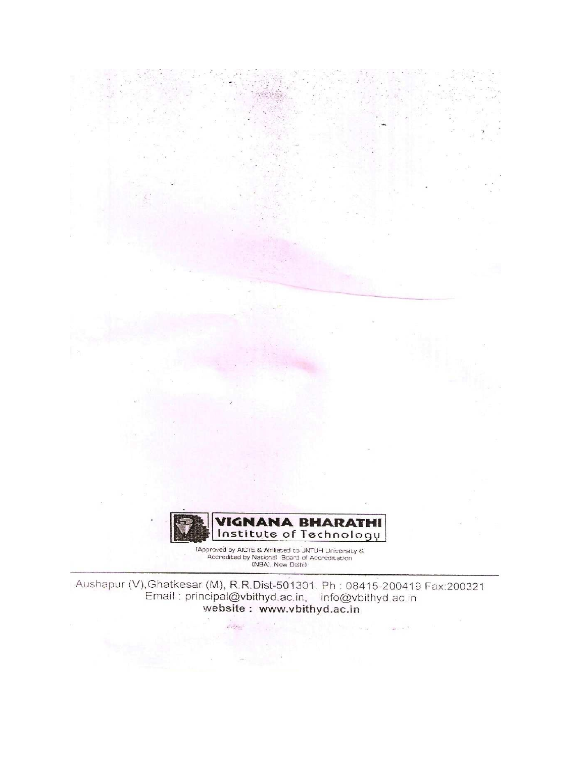**VIGNANA BHARATHI**
Institute of Technology

(Approved by AICTE & Affiliated to JNTUH University & Accredited by National Board of Accreditation (NBA), New Delhi)

Aushapur (V),Ghatkesar (M), R.R.Dist-501301. Ph : 08415-200419 Fax:200321
Email : principal@vbithyd.ac.in, info@vbithyd.ac.in
**website : www.vbithyd.ac.in**